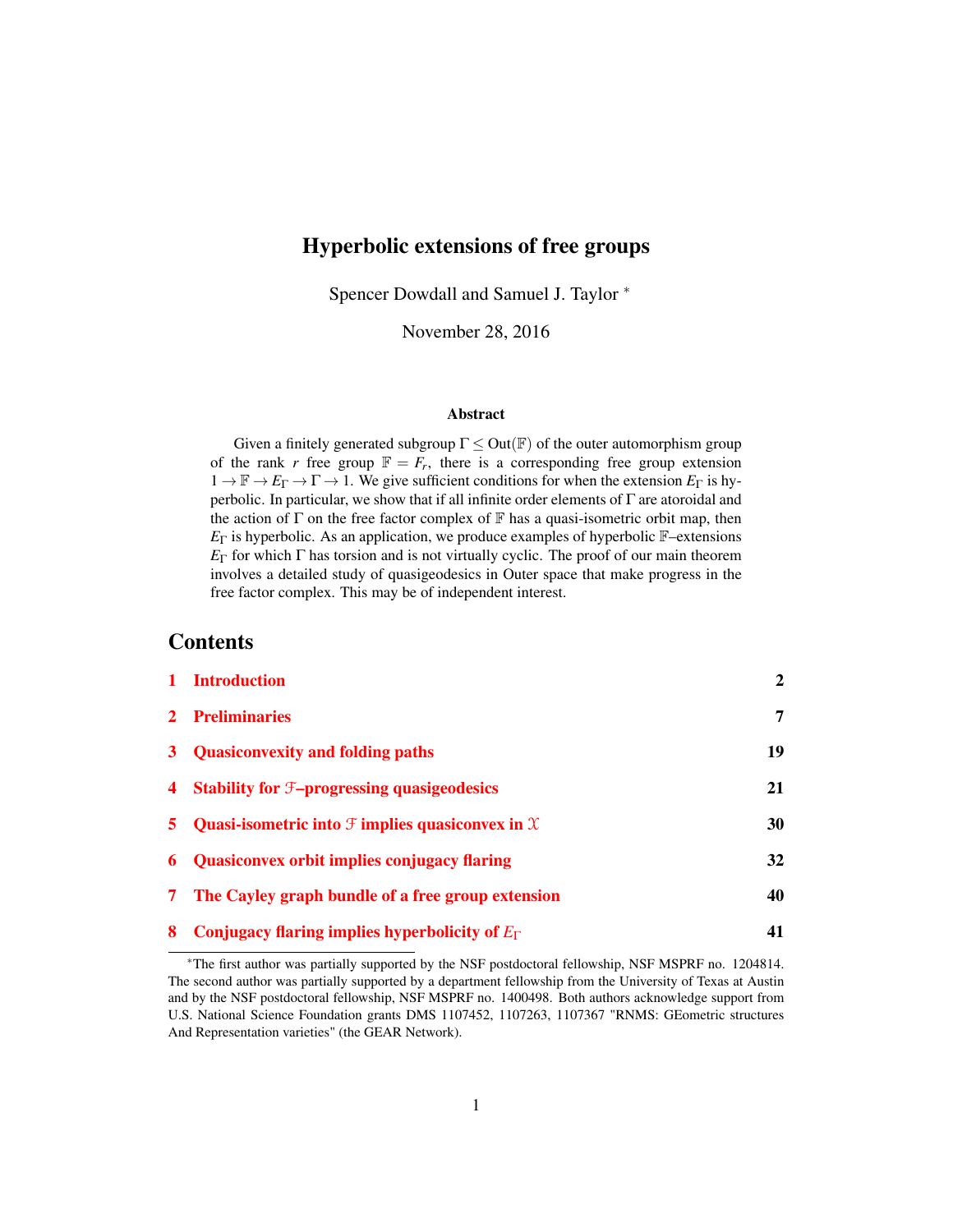# Hyperbolic extensions of free groups

Spencer Dowdall and Samuel J. Taylor [*]

November 28, 2016

### Abstract

Given a finitely generated subgroup $\Gamma \leq \mathrm{Out}(\mathbb{F})$ of the outer automorphism group of the rank $r$ free group $\mathbb{F} = F_r$, there is a corresponding free group extension $1 \to \mathbb{F} \to E_\Gamma \to \Gamma \to 1$. We give sufficient conditions for when the extension $E_\Gamma$ is hyperbolic. In particular, we show that if all infinite order elements of $\Gamma$ are atoroidal and the action of $\Gamma$ on the free factor complex of $\mathbb{F}$ has a quasi-isometric orbit map, then $E_\Gamma$ is hyperbolic. As an application, we produce examples of hyperbolic $\mathbb{F}$–extensions $E_\Gamma$ for which $\Gamma$ has torsion and is not virtually cyclic. The proof of our main theorem involves a detailed study of quasigeodesics in Outer space that make progress in the free factor complex. This may be of independent interest.

## Contents

| | | |
|---|---|---|
| 1 | Introduction | 2 |
| 2 | Preliminaries | 7 |
| 3 | Quasiconvexity and folding paths | 19 |
| 4 | Stability for $\mathcal{F}$–progressing quasigeodesics | 21 |
| 5 | Quasi-isometric into $\mathcal{F}$ implies quasiconvex in $\mathcal{X}$ | 30 |
| 6 | Quasiconvex orbit implies conjugacy flaring | 32 |
| 7 | The Cayley graph bundle of a free group extension | 40 |
| 8 | Conjugacy flaring implies hyperbolicity of $E_\Gamma$ | 41 |

[*]The first author was partially supported by the NSF postdoctoral fellowship, NSF MSPRF no. 1204814. The second author was partially supported by a department fellowship from the University of Texas at Austin and by the NSF postdoctoral fellowship, NSF MSPRF no. 1400498. Both authors acknowledge support from U.S. National Science Foundation grants DMS 1107452, 1107263, 1107367 "RNMS: GEometric structures And Representation varieties" (the GEAR Network).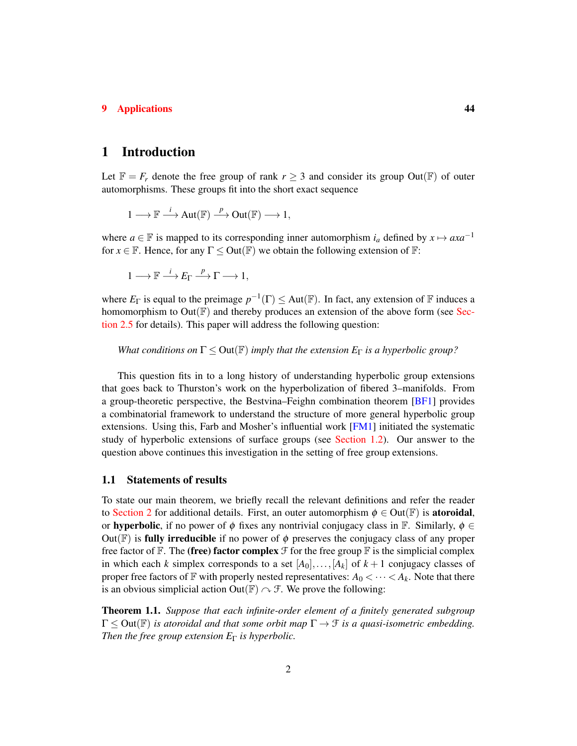# 1 Introduction

Let $\mathbb{F} = F_r$ denote the free group of rank $r \geq 3$ and consider its group $\mathrm{Out}(\mathbb{F})$ of outer automorphisms. These groups fit into the short exact sequence

$$1 \longrightarrow \mathbb{F} \xrightarrow{\;i\;} \mathrm{Aut}(\mathbb{F}) \xrightarrow{\;p\;} \mathrm{Out}(\mathbb{F}) \longrightarrow 1,$$

where $a \in \mathbb{F}$ is mapped to its corresponding inner automorphism $i_a$ defined by $x \mapsto axa^{-1}$ for $x \in \mathbb{F}$. Hence, for any $\Gamma \leq \mathrm{Out}(\mathbb{F})$ we obtain the following extension of $\mathbb{F}$:

$$1 \longrightarrow \mathbb{F} \xrightarrow{\;i\;} E_\Gamma \xrightarrow{\;p\;} \Gamma \longrightarrow 1,$$

where $E_\Gamma$ is equal to the preimage $p^{-1}(\Gamma) \leq \mathrm{Aut}(\mathbb{F})$. In fact, any extension of $\mathbb{F}$ induces a homomorphism to $\mathrm{Out}(\mathbb{F})$ and thereby produces an extension of the above form (see Section 2.5 for details). This paper will address the following question:

*What conditions on $\Gamma \leq \mathrm{Out}(\mathbb{F})$ imply that the extension $E_\Gamma$ is a hyperbolic group?*

This question fits in to a long history of understanding hyperbolic group extensions that goes back to Thurston's work on the hyperbolization of fibered 3–manifolds. From a group-theoretic perspective, the Bestvina–Feighn combination theorem [BF1] provides a combinatorial framework to understand the structure of more general hyperbolic group extensions. Using this, Farb and Mosher's influential work [FM1] initiated the systematic study of hyperbolic extensions of surface groups (see Section 1.2). Our answer to the question above continues this investigation in the setting of free group extensions.

## 1.1 Statements of results

To state our main theorem, we briefly recall the relevant definitions and refer the reader to Section 2 for additional details. First, an outer automorphism $\phi \in \mathrm{Out}(\mathbb{F})$ is **atoroidal**, or **hyperbolic**, if no power of $\phi$ fixes any nontrivial conjugacy class in $\mathbb{F}$. Similarly, $\phi \in \mathrm{Out}(\mathbb{F})$ is **fully irreducible** if no power of $\phi$ preserves the conjugacy class of any proper free factor of $\mathbb{F}$. The **(free) factor complex** $\mathcal{F}$ for the free group $\mathbb{F}$ is the simplicial complex in which each $k$ simplex corresponds to a set $[A_0], \ldots, [A_k]$ of $k+1$ conjugacy classes of proper free factors of $\mathbb{F}$ with properly nested representatives: $A_0 < \cdots < A_k$. Note that there is an obvious simplicial action $\mathrm{Out}(\mathbb{F}) \curvearrowright \mathcal{F}$. We prove the following:

**Theorem 1.1.** *Suppose that each infinite-order element of a finitely generated subgroup $\Gamma \leq \mathrm{Out}(\mathbb{F})$ is atoroidal and that some orbit map $\Gamma \to \mathcal{F}$ is a quasi-isometric embedding. Then the free group extension $E_\Gamma$ is hyperbolic.*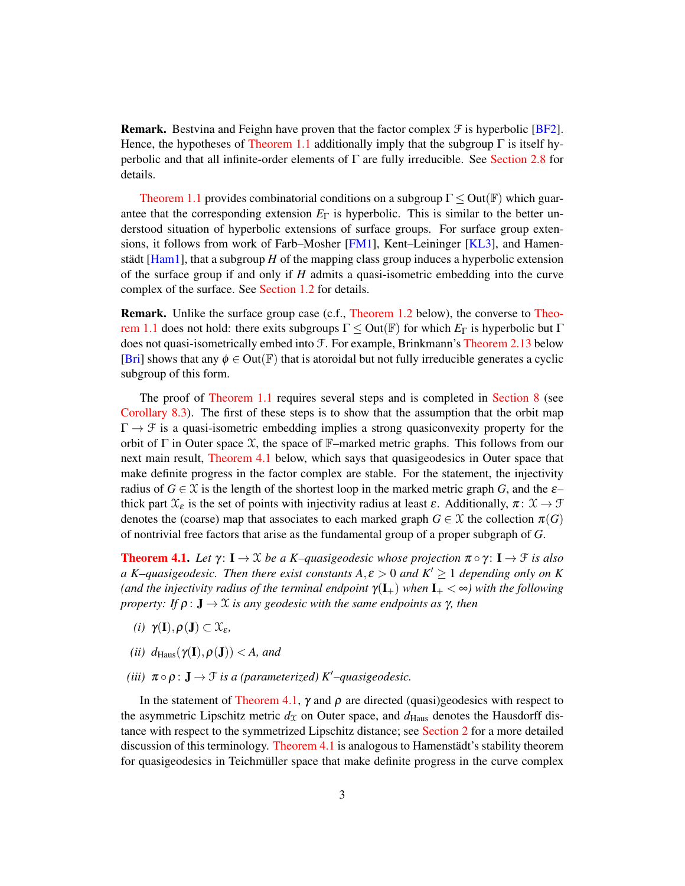**Remark.** Bestvina and Feighn have proven that the factor complex $\mathcal{F}$ is hyperbolic [BF2]. Hence, the hypotheses of Theorem 1.1 additionally imply that the subgroup $\Gamma$ is itself hyperbolic and that all infinite-order elements of $\Gamma$ are fully irreducible. See Section 2.8 for details.

Theorem 1.1 provides combinatorial conditions on a subgroup $\Gamma \leq \mathrm{Out}(\mathbb{F})$ which guarantee that the corresponding extension $E_\Gamma$ is hyperbolic. This is similar to the better understood situation of hyperbolic extensions of surface groups. For surface group extensions, it follows from work of Farb–Mosher [FM1], Kent–Leininger [KL3], and Hamenstädt [Ham1], that a subgroup $H$ of the mapping class group induces a hyperbolic extension of the surface group if and only if $H$ admits a quasi-isometric embedding into the curve complex of the surface. See Section 1.2 for details.

**Remark.** Unlike the surface group case (c.f., Theorem 1.2 below), the converse to Theorem 1.1 does not hold: there exits subgroups $\Gamma \leq \mathrm{Out}(\mathbb{F})$ for which $E_\Gamma$ is hyperbolic but $\Gamma$ does not quasi-isometrically embed into $\mathcal{F}$. For example, Brinkmann's Theorem 2.13 below [Bri] shows that any $\phi \in \mathrm{Out}(\mathbb{F})$ that is atoroidal but not fully irreducible generates a cyclic subgroup of this form.

The proof of Theorem 1.1 requires several steps and is completed in Section 8 (see Corollary 8.3). The first of these steps is to show that the assumption that the orbit map $\Gamma \to \mathcal{F}$ is a quasi-isometric embedding implies a strong quasiconvexity property for the orbit of $\Gamma$ in Outer space $\mathcal{X}$, the space of $\mathbb{F}$–marked metric graphs. This follows from our next main result, Theorem 4.1 below, which says that quasigeodesics in Outer space that make definite progress in the factor complex are stable. For the statement, the injectivity radius of $G \in \mathcal{X}$ is the length of the shortest loop in the marked metric graph $G$, and the $\epsilon$–thick part $\mathcal{X}_\epsilon$ is the set of points with injectivity radius at least $\epsilon$. Additionally, $\pi\colon \mathcal{X} \to \mathcal{F}$ denotes the (coarse) map that associates to each marked graph $G \in \mathcal{X}$ the collection $\pi(G)$ of nontrivial free factors that arise as the fundamental group of a proper subgraph of $G$.

**Theorem 4.1.** *Let $\gamma\colon \mathbf{I} \to \mathcal{X}$ be a $K$–quasigeodesic whose projection $\pi \circ \gamma\colon \mathbf{I} \to \mathcal{F}$ is also a $K$–quasigeodesic. Then there exist constants $A, \epsilon > 0$ and $K' \geq 1$ depending only on $K$ (and the injectivity radius of the terminal endpoint $\gamma(\mathbf{I}_+)$ when $\mathbf{I}_+ < \infty$) with the following property: If $\rho\colon \mathbf{J} \to \mathcal{X}$ is any geodesic with the same endpoints as $\gamma$, then*

*(i)* $\gamma(\mathbf{I}), \rho(\mathbf{J}) \subset \mathcal{X}_\epsilon$,

*(ii)* $d_{\mathrm{Haus}}(\gamma(\mathbf{I}), \rho(\mathbf{J})) < A$, *and*

*(iii)* $\pi \circ \rho\colon \mathbf{J} \to \mathcal{F}$ *is a (parameterized) $K'$–quasigeodesic.*

In the statement of Theorem 4.1, $\gamma$ and $\rho$ are directed (quasi)geodesics with respect to the asymmetric Lipschitz metric $d_{\mathcal{X}}$ on Outer space, and $d_{\mathrm{Haus}}$ denotes the Hausdorff distance with respect to the symmetrized Lipschitz distance; see Section 2 for a more detailed discussion of this terminology. Theorem 4.1 is analogous to Hamenstädt's stability theorem for quasigeodesics in Teichmüller space that make definite progress in the curve complex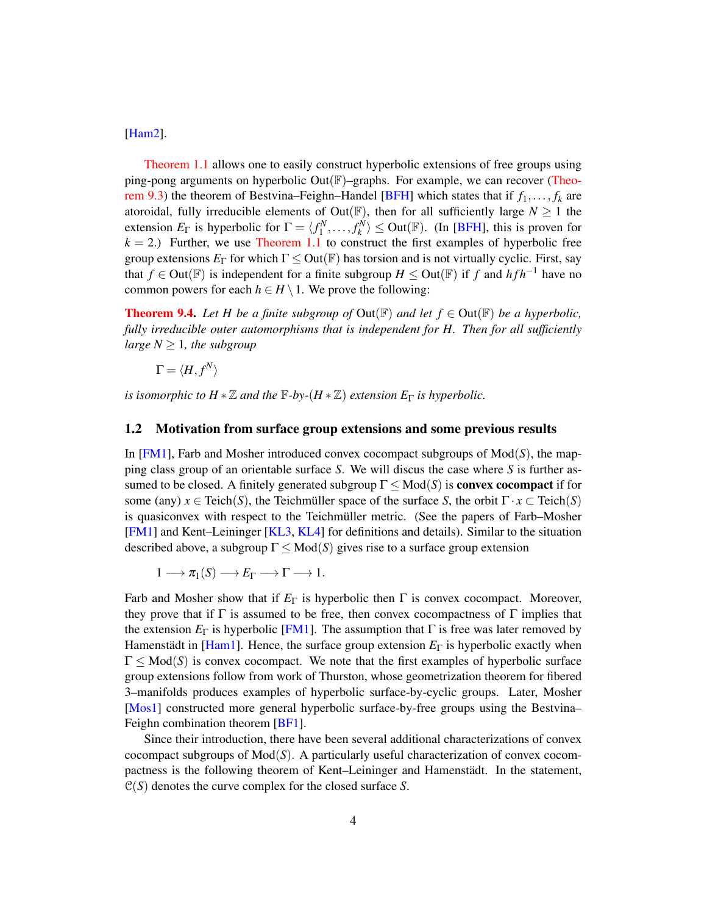[Ham2].

Theorem 1.1 allows one to easily construct hyperbolic extensions of free groups using ping-pong arguments on hyperbolic $\mathrm{Out}(\mathbb{F})$–graphs. For example, we can recover (Theorem 9.3) the theorem of Bestvina–Feighn–Handel [BFH] which states that if $f_1,\dots,f_k$ are atoroidal, fully irreducible elements of $\mathrm{Out}(\mathbb{F})$, then for all sufficiently large $N \ge 1$ the extension $E_\Gamma$ is hyperbolic for $\Gamma = \langle f_1^N,\dots,f_k^N\rangle \le \mathrm{Out}(\mathbb{F})$. (In [BFH], this is proven for $k = 2$.) Further, we use Theorem 1.1 to construct the first examples of hyperbolic free group extensions $E_\Gamma$ for which $\Gamma \le \mathrm{Out}(\mathbb{F})$ has torsion and is not virtually cyclic. First, say that $f \in \mathrm{Out}(\mathbb{F})$ is independent for a finite subgroup $H \le \mathrm{Out}(\mathbb{F})$ if $f$ and $hfh^{-1}$ have no common powers for each $h \in H \setminus 1$. We prove the following:

**Theorem 9.4.** *Let $H$ be a finite subgroup of $\mathrm{Out}(\mathbb{F})$ and let $f \in \mathrm{Out}(\mathbb{F})$ be a hyperbolic, fully irreducible outer automorphisms that is independent for $H$. Then for all sufficiently large $N \ge 1$, the subgroup*

$$\Gamma = \langle H, f^N\rangle$$

*is isomorphic to $H * \mathbb{Z}$ and the $\mathbb{F}$-by-$(H * \mathbb{Z})$ extension $E_\Gamma$ is hyperbolic.*

## 1.2 Motivation from surface group extensions and some previous results

In [FM1], Farb and Mosher introduced convex cocompact subgroups of $\mathrm{Mod}(S)$, the mapping class group of an orientable surface $S$. We will discus the case where $S$ is further assumed to be closed. A finitely generated subgroup $\Gamma \le \mathrm{Mod}(S)$ is **convex cocompact** if for some (any) $x \in \mathrm{Teich}(S)$, the Teichmüller space of the surface $S$, the orbit $\Gamma \cdot x \subset \mathrm{Teich}(S)$ is quasiconvex with respect to the Teichmüller metric. (See the papers of Farb–Mosher [FM1] and Kent–Leininger [KL3, KL4] for definitions and details). Similar to the situation described above, a subgroup $\Gamma \le \mathrm{Mod}(S)$ gives rise to a surface group extension

$$1 \longrightarrow \pi_1(S) \longrightarrow E_\Gamma \longrightarrow \Gamma \longrightarrow 1.$$

Farb and Mosher show that if $E_\Gamma$ is hyperbolic then $\Gamma$ is convex cocompact. Moreover, they prove that if $\Gamma$ is assumed to be free, then convex cocompactness of $\Gamma$ implies that the extension $E_\Gamma$ is hyperbolic [FM1]. The assumption that $\Gamma$ is free was later removed by Hamenstädt in [Ham1]. Hence, the surface group extension $E_\Gamma$ is hyperbolic exactly when $\Gamma \le \mathrm{Mod}(S)$ is convex cocompact. We note that the first examples of hyperbolic surface group extensions follow from work of Thurston, whose geometrization theorem for fibered 3–manifolds produces examples of hyperbolic surface-by-cyclic groups. Later, Mosher [Mos1] constructed more general hyperbolic surface-by-free groups using the Bestvina–Feighn combination theorem [BF1].

Since their introduction, there have been several additional characterizations of convex cocompact subgroups of $\mathrm{Mod}(S)$. A particularly useful characterization of convex cocompactness is the following theorem of Kent–Leininger and Hamenstädt. In the statement, $\mathcal{C}(S)$ denotes the curve complex for the closed surface $S$.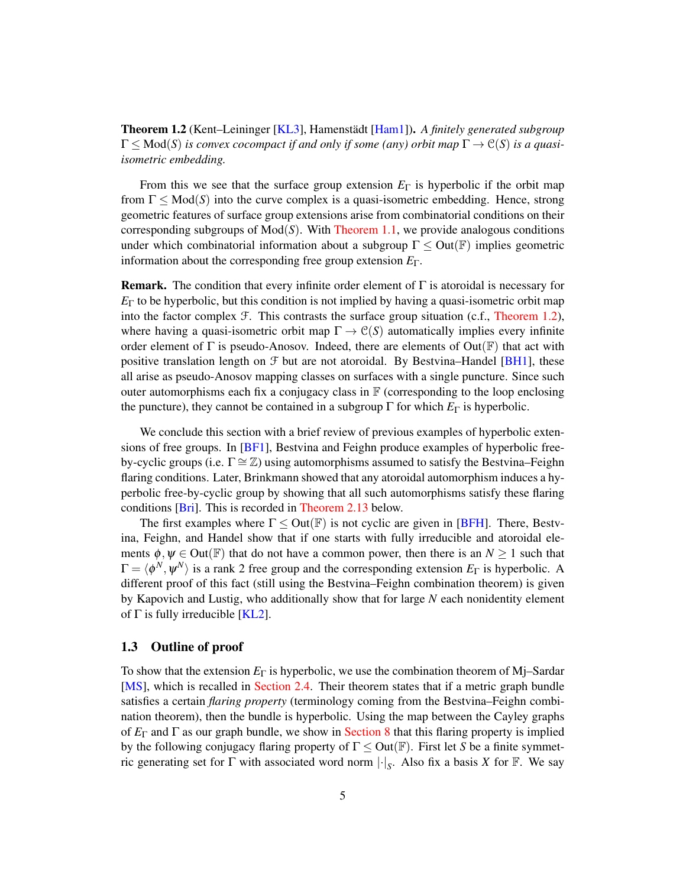**Theorem 1.2** (Kent–Leininger [KL3], Hamenstädt [Ham1]). *A finitely generated subgroup $\Gamma \le \mathrm{Mod}(S)$ is convex cocompact if and only if some (any) orbit map $\Gamma \to \mathcal{C}(S)$ is a quasi-isometric embedding.*

From this we see that the surface group extension $E_\Gamma$ is hyperbolic if the orbit map from $\Gamma \le \mathrm{Mod}(S)$ into the curve complex is a quasi-isometric embedding. Hence, strong geometric features of surface group extensions arise from combinatorial conditions on their corresponding subgroups of $\mathrm{Mod}(S)$. With Theorem 1.1, we provide analogous conditions under which combinatorial information about a subgroup $\Gamma \le \mathrm{Out}(\mathbb{F})$ implies geometric information about the corresponding free group extension $E_\Gamma$.

**Remark.** The condition that every infinite order element of $\Gamma$ is atoroidal is necessary for $E_\Gamma$ to be hyperbolic, but this condition is not implied by having a quasi-isometric orbit map into the factor complex $\mathcal{F}$. This contrasts the surface group situation (c.f., Theorem 1.2), where having a quasi-isometric orbit map $\Gamma \to \mathcal{C}(S)$ automatically implies every infinite order element of $\Gamma$ is pseudo-Anosov. Indeed, there are elements of $\mathrm{Out}(\mathbb{F})$ that act with positive translation length on $\mathcal{F}$ but are not atoroidal. By Bestvina–Handel [BH1], these all arise as pseudo-Anosov mapping classes on surfaces with a single puncture. Since such outer automorphisms each fix a conjugacy class in $\mathbb{F}$ (corresponding to the loop enclosing the puncture), they cannot be contained in a subgroup $\Gamma$ for which $E_\Gamma$ is hyperbolic.

We conclude this section with a brief review of previous examples of hyperbolic extensions of free groups. In [BF1], Bestvina and Feighn produce examples of hyperbolic free-by-cyclic groups (i.e. $\Gamma \cong \mathbb{Z}$) using automorphisms assumed to satisfy the Bestvina–Feighn flaring conditions. Later, Brinkmann showed that any atoroidal automorphism induces a hyperbolic free-by-cyclic group by showing that all such automorphisms satisfy these flaring conditions [Bri]. This is recorded in Theorem 2.13 below.

The first examples where $\Gamma \le \mathrm{Out}(\mathbb{F})$ is not cyclic are given in [BFH]. There, Bestvina, Feighn, and Handel show that if one starts with fully irreducible and atoroidal elements $\phi, \psi \in \mathrm{Out}(\mathbb{F})$ that do not have a common power, then there is an $N \ge 1$ such that $\Gamma = \langle \phi^N, \psi^N \rangle$ is a rank 2 free group and the corresponding extension $E_\Gamma$ is hyperbolic. A different proof of this fact (still using the Bestvina–Feighn combination theorem) is given by Kapovich and Lustig, who additionally show that for large $N$ each nonidentity element of $\Gamma$ is fully irreducible [KL2].

### 1.3 Outline of proof

To show that the extension $E_\Gamma$ is hyperbolic, we use the combination theorem of Mj–Sardar [MS], which is recalled in Section 2.4. Their theorem states that if a metric graph bundle satisfies a certain *flaring property* (terminology coming from the Bestvina–Feighn combination theorem), then the bundle is hyperbolic. Using the map between the Cayley graphs of $E_\Gamma$ and $\Gamma$ as our graph bundle, we show in Section 8 that this flaring property is implied by the following conjugacy flaring property of $\Gamma \le \mathrm{Out}(\mathbb{F})$. First let $S$ be a finite symmetric generating set for $\Gamma$ with associated word norm $|\cdot|_S$. Also fix a basis $X$ for $\mathbb{F}$. We say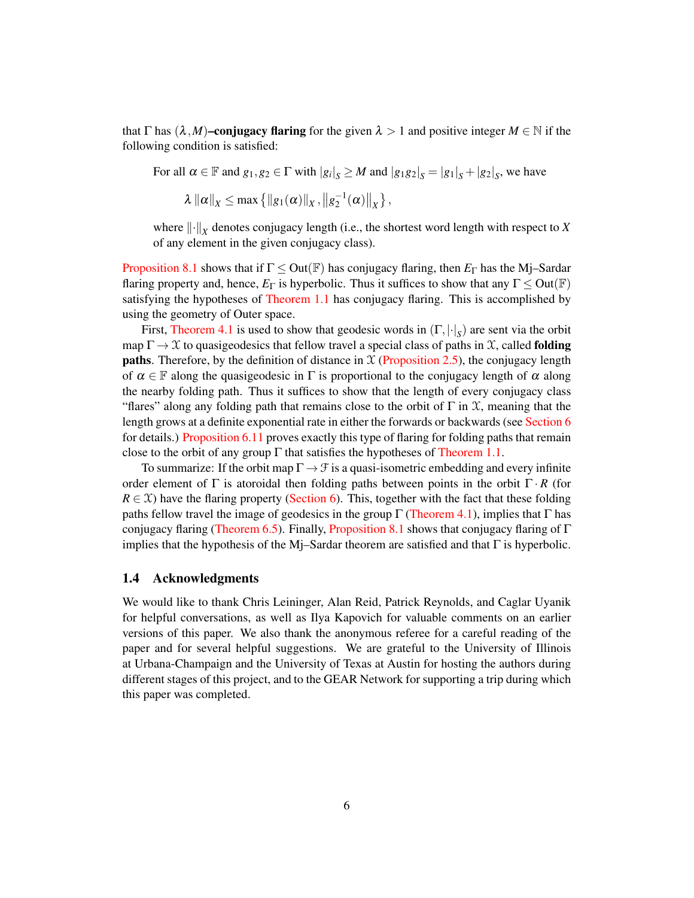that $\Gamma$ has $(\lambda, M)$**–conjugacy flaring** for the given $\lambda > 1$ and positive integer $M \in \mathbb{N}$ if the following condition is satisfied:

> For all $\alpha \in \mathbb{F}$ and $g_1, g_2 \in \Gamma$ with $|g_i|_S \geq M$ and $|g_1 g_2|_S = |g_1|_S + |g_2|_S$, we have
>
> $$\lambda \|\alpha\|_X \leq \max\left\{\|g_1(\alpha)\|_X, \left\|g_2^{-1}(\alpha)\right\|_X\right\},$$
>
> where $\|\cdot\|_X$ denotes conjugacy length (i.e., the shortest word length with respect to $X$ of any element in the given conjugacy class).

Proposition 8.1 shows that if $\Gamma \leq \mathrm{Out}(\mathbb{F})$ has conjugacy flaring, then $E_\Gamma$ has the Mj–Sardar flaring property and, hence, $E_\Gamma$ is hyperbolic. Thus it suffices to show that any $\Gamma \leq \mathrm{Out}(\mathbb{F})$ satisfying the hypotheses of Theorem 1.1 has conjugacy flaring. This is accomplished by using the geometry of Outer space.

First, Theorem 4.1 is used to show that geodesic words in $(\Gamma, |\cdot|_S)$ are sent via the orbit map $\Gamma \to \mathcal{X}$ to quasigeodesics that fellow travel a special class of paths in $\mathcal{X}$, called **folding paths**. Therefore, by the definition of distance in $\mathcal{X}$ (Proposition 2.5), the conjugacy length of $\alpha \in \mathbb{F}$ along the quasigeodesic in $\Gamma$ is proportional to the conjugacy length of $\alpha$ along the nearby folding path. Thus it suffices to show that the length of every conjugacy class "flares" along any folding path that remains close to the orbit of $\Gamma$ in $\mathcal{X}$, meaning that the length grows at a definite exponential rate in either the forwards or backwards (see Section 6 for details.) Proposition 6.11 proves exactly this type of flaring for folding paths that remain close to the orbit of any group $\Gamma$ that satisfies the hypotheses of Theorem 1.1.

To summarize: If the orbit map $\Gamma \to \mathcal{F}$ is a quasi-isometric embedding and every infinite order element of $\Gamma$ is atoroidal then folding paths between points in the orbit $\Gamma \cdot R$ (for $R \in \mathcal{X}$) have the flaring property (Section 6). This, together with the fact that these folding paths fellow travel the image of geodesics in the group $\Gamma$ (Theorem 4.1), implies that $\Gamma$ has conjugacy flaring (Theorem 6.5). Finally, Proposition 8.1 shows that conjugacy flaring of $\Gamma$ implies that the hypothesis of the Mj–Sardar theorem are satisfied and that $\Gamma$ is hyperbolic.

### 1.4 Acknowledgments

We would like to thank Chris Leininger, Alan Reid, Patrick Reynolds, and Caglar Uyanik for helpful conversations, as well as Ilya Kapovich for valuable comments on an earlier versions of this paper. We also thank the anonymous referee for a careful reading of the paper and for several helpful suggestions. We are grateful to the University of Illinois at Urbana-Champaign and the University of Texas at Austin for hosting the authors during different stages of this project, and to the GEAR Network for supporting a trip during which this paper was completed.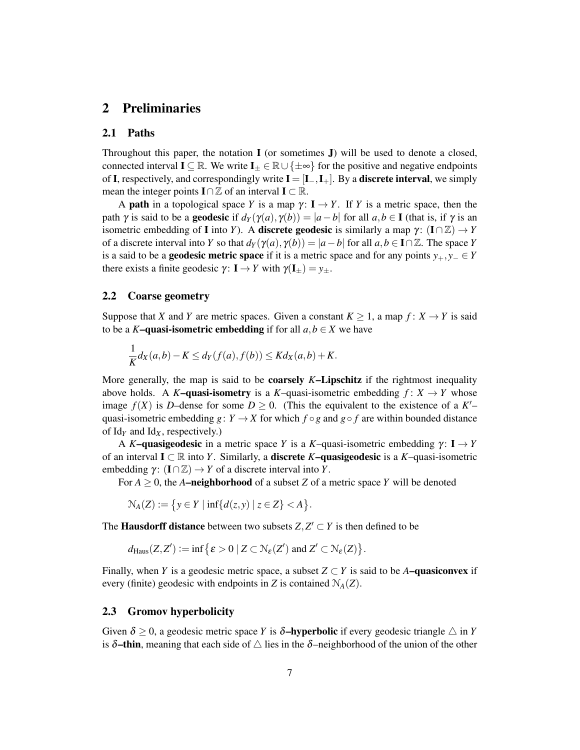## 2 Preliminaries

### 2.1 Paths

Throughout this paper, the notation $\mathbf{I}$ (or sometimes $\mathbf{J}$) will be used to denote a closed, connected interval $\mathbf{I} \subseteq \mathbb{R}$. We write $\mathbf{I}_{\pm} \in \mathbb{R} \cup \{\pm\infty\}$ for the positive and negative endpoints of $\mathbf{I}$, respectively, and correspondingly write $\mathbf{I} = [\mathbf{I}_-, \mathbf{I}_+]$. By a **discrete interval**, we simply mean the integer points $\mathbf{I} \cap \mathbb{Z}$ of an interval $\mathbf{I} \subset \mathbb{R}$.

A **path** in a topological space $Y$ is a map $\gamma \colon \mathbf{I} \to Y$. If $Y$ is a metric space, then the path $\gamma$ is said to be a **geodesic** if $d_Y(\gamma(a), \gamma(b)) = |a - b|$ for all $a, b \in \mathbf{I}$ (that is, if $\gamma$ is an isometric embedding of $\mathbf{I}$ into $Y$). A **discrete geodesic** is similarly a map $\gamma \colon (\mathbf{I} \cap \mathbb{Z}) \to Y$ of a discrete interval into $Y$ so that $d_Y(\gamma(a), \gamma(b)) = |a - b|$ for all $a, b \in \mathbf{I} \cap \mathbb{Z}$. The space $Y$ is a said to be a **geodesic metric space** if it is a metric space and for any points $y_+, y_- \in Y$ there exists a finite geodesic $\gamma \colon \mathbf{I} \to Y$ with $\gamma(\mathbf{I}_{\pm}) = y_{\pm}$.

### 2.2 Coarse geometry

Suppose that $X$ and $Y$ are metric spaces. Given a constant $K \geq 1$, a map $f \colon X \to Y$ is said to be a **$K$–quasi-isometric embedding** if for all $a, b \in X$ we have

$$\frac{1}{K} d_X(a, b) - K \leq d_Y(f(a), f(b)) \leq K d_X(a, b) + K.$$

More generally, the map is said to be **coarsely $K$–Lipschitz** if the rightmost inequality above holds. A **$K$–quasi-isometry** is a $K$–quasi-isometric embedding $f \colon X \to Y$ whose image $f(X)$ is $D$–dense for some $D \geq 0$. (This the equivalent to the existence of a $K'$–quasi-isometric embedding $g \colon Y \to X$ for which $f \circ g$ and $g \circ f$ are within bounded distance of $\mathrm{Id}_Y$ and $\mathrm{Id}_X$, respectively.)

A **$K$–quasigeodesic** in a metric space $Y$ is a $K$–quasi-isometric embedding $\gamma \colon \mathbf{I} \to Y$ of an interval $\mathbf{I} \subset \mathbb{R}$ into $Y$. Similarly, a **discrete $K$–quasigeodesic** is a $K$–quasi-isometric embedding $\gamma \colon (\mathbf{I} \cap \mathbb{Z}) \to Y$ of a discrete interval into $Y$.

For $A \geq 0$, the **$A$–neighborhood** of a subset $Z$ of a metric space $Y$ will be denoted

$$\mathcal{N}_A(Z) := \big\{ y \in Y \mid \inf\{d(z, y) \mid z \in Z\} < A \big\}.$$

The **Hausdorff distance** between two subsets $Z, Z' \subset Y$ is then defined to be

$$d_{\mathrm{Haus}}(Z, Z') := \inf\big\{ \varepsilon > 0 \mid Z \subset \mathcal{N}_\varepsilon(Z') \text{ and } Z' \subset \mathcal{N}_\varepsilon(Z) \big\}.$$

Finally, when $Y$ is a geodesic metric space, a subset $Z \subset Y$ is said to be **$A$–quasiconvex** if every (finite) geodesic with endpoints in $Z$ is contained $\mathcal{N}_A(Z)$.

### 2.3 Gromov hyperbolicity

Given $\delta \geq 0$, a geodesic metric space $Y$ is **$\delta$–hyperbolic** if every geodesic triangle $\triangle$ in $Y$ is **$\delta$–thin**, meaning that each side of $\triangle$ lies in the $\delta$–neighborhood of the union of the other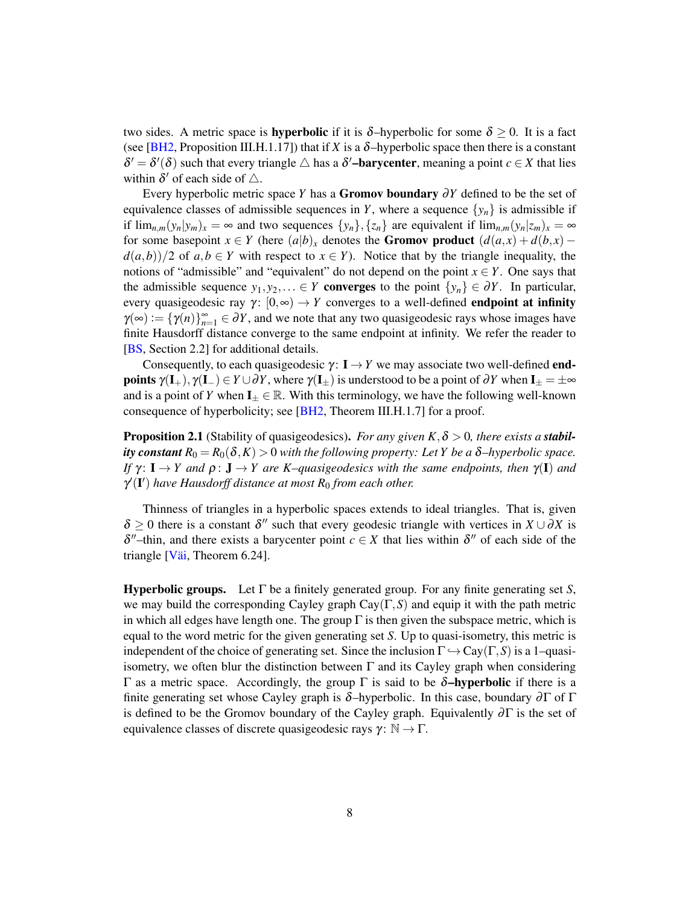two sides. A metric space is **hyperbolic** if it is $\delta$–hyperbolic for some $\delta \geq 0$. It is a fact (see [BH2, Proposition III.H.1.17]) that if $X$ is a $\delta$–hyperbolic space then there is a constant $\delta' = \delta'(\delta)$ such that every triangle $\triangle$ has a $\delta'$**–barycenter**, meaning a point $c \in X$ that lies within $\delta'$ of each side of $\triangle$.

Every hyperbolic metric space $Y$ has a **Gromov boundary** $\partial Y$ defined to be the set of equivalence classes of admissible sequences in $Y$, where a sequence $\{y_n\}$ is admissible if if $\lim_{n,m}(y_n|y_m)_x = \infty$ and two sequences $\{y_n\},\{z_n\}$ are equivalent if $\lim_{n,m}(y_n|z_m)_x = \infty$ for some basepoint $x \in Y$ (here $(a|b)_x$ denotes the **Gromov product** $(d(a,x)+d(b,x)-d(a,b))/2$ of $a,b \in Y$ with respect to $x \in Y$). Notice that by the triangle inequality, the notions of "admissible" and "equivalent" do not depend on the point $x \in Y$. One says that the admissible sequence $y_1, y_2, \ldots \in Y$ **converges** to the point $\{y_n\} \in \partial Y$. In particular, every quasigeodesic ray $\gamma\colon [0,\infty) \to Y$ converges to a well-defined **endpoint at infinity** $\gamma(\infty) := \{\gamma(n)\}_{n=1}^{\infty} \in \partial Y$, and we note that any two quasigeodesic rays whose images have finite Hausdorff distance converge to the same endpoint at infinity. We refer the reader to [BS, Section 2.2] for additional details.

Consequently, to each quasigeodesic $\gamma\colon \mathbf{I} \to Y$ we may associate two well-defined **endpoints** $\gamma(\mathbf{I}_+), \gamma(\mathbf{I}_-) \in Y \cup \partial Y$, where $\gamma(\mathbf{I}_\pm)$ is understood to be a point of $\partial Y$ when $\mathbf{I}_\pm = \pm\infty$ and is a point of $Y$ when $\mathbf{I}_\pm \in \mathbb{R}$. With this terminology, we have the following well-known consequence of hyperbolicity; see [BH2, Theorem III.H.1.7] for a proof.

**Proposition 2.1** (Stability of quasigeodesics)**.** *For any given $K, \delta > 0$, there exists a* ***stability constant*** *$R_0 = R_0(\delta, K) > 0$ with the following property: Let $Y$ be a $\delta$–hyperbolic space. If $\gamma\colon \mathbf{I} \to Y$ and $\rho\colon \mathbf{J} \to Y$ are $K$–quasigeodesics with the same endpoints, then $\gamma(\mathbf{I})$ and $\gamma'(\mathbf{I}')$ have Hausdorff distance at most $R_0$ from each other.*

Thinness of triangles in a hyperbolic spaces extends to ideal triangles. That is, given $\delta \geq 0$ there is a constant $\delta''$ such that every geodesic triangle with vertices in $X \cup \partial X$ is $\delta''$–thin, and there exists a barycenter point $c \in X$ that lies within $\delta''$ of each side of the triangle [Väi, Theorem 6.24].

**Hyperbolic groups.** Let $\Gamma$ be a finitely generated group. For any finite generating set $S$, we may build the corresponding Cayley graph $\mathrm{Cay}(\Gamma, S)$ and equip it with the path metric in which all edges have length one. The group $\Gamma$ is then given the subspace metric, which is equal to the word metric for the given generating set $S$. Up to quasi-isometry, this metric is independent of the choice of generating set. Since the inclusion $\Gamma \hookrightarrow \mathrm{Cay}(\Gamma, S)$ is a 1–quasi-isometry, we often blur the distinction between $\Gamma$ and its Cayley graph when considering $\Gamma$ as a metric space. Accordingly, the group $\Gamma$ is said to be $\delta$**–hyperbolic** if there is a finite generating set whose Cayley graph is $\delta$–hyperbolic. In this case, boundary $\partial\Gamma$ of $\Gamma$ is defined to be the Gromov boundary of the Cayley graph. Equivalently $\partial\Gamma$ is the set of equivalence classes of discrete quasigeodesic rays $\gamma\colon \mathbb{N} \to \Gamma$.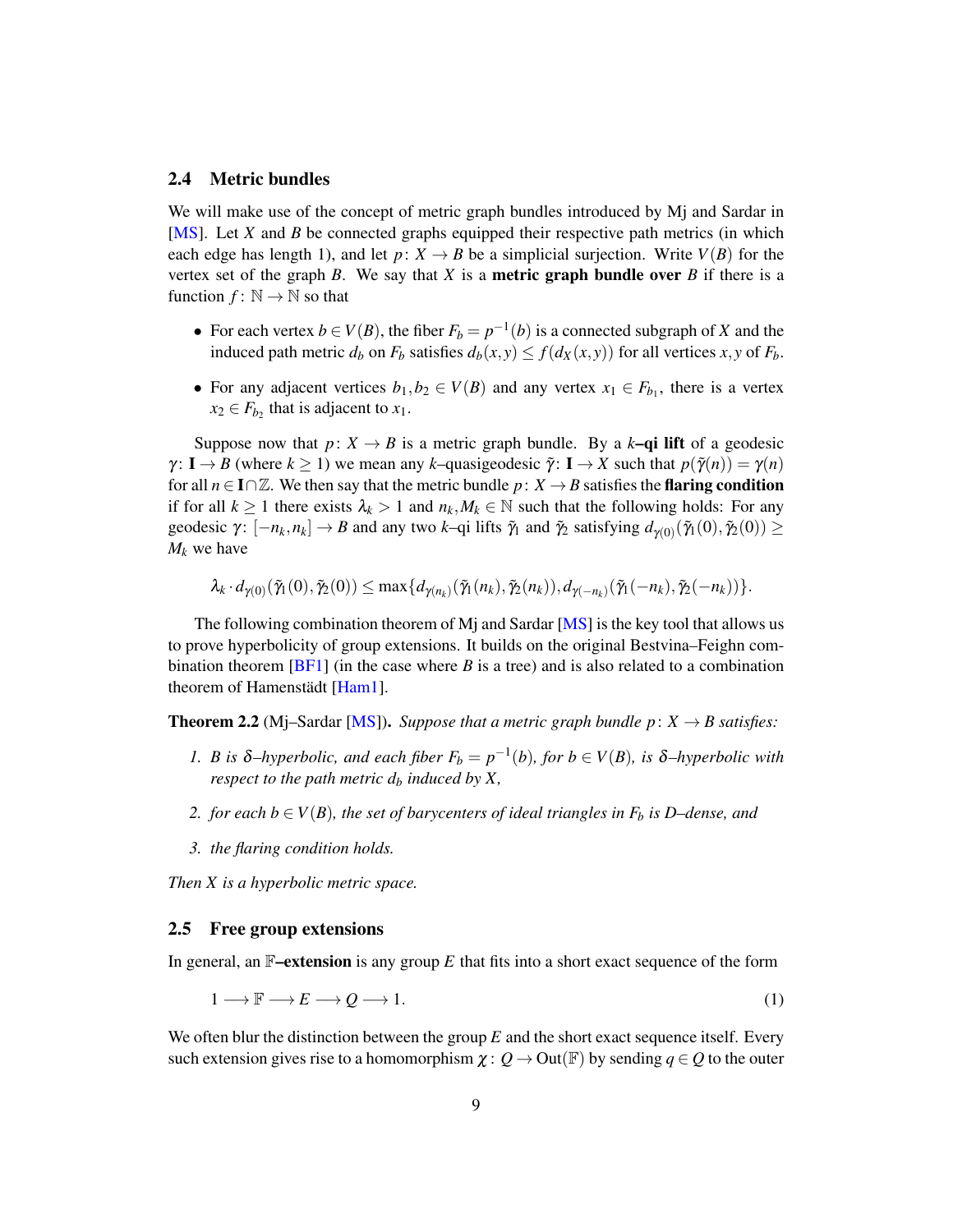### 2.4 Metric bundles

We will make use of the concept of metric graph bundles introduced by Mj and Sardar in [MS]. Let $X$ and $B$ be connected graphs equipped their respective path metrics (in which each edge has length 1), and let $p\colon X \to B$ be a simplicial surjection. Write $V(B)$ for the vertex set of the graph $B$. We say that $X$ is a **metric graph bundle over** $B$ if there is a function $f\colon \mathbb{N} \to \mathbb{N}$ so that

- For each vertex $b \in V(B)$, the fiber $F_b = p^{-1}(b)$ is a connected subgraph of $X$ and the induced path metric $d_b$ on $F_b$ satisfies $d_b(x,y) \le f(d_X(x,y))$ for all vertices $x,y$ of $F_b$.
- For any adjacent vertices $b_1, b_2 \in V(B)$ and any vertex $x_1 \in F_{b_1}$, there is a vertex $x_2 \in F_{b_2}$ that is adjacent to $x_1$.

Suppose now that $p\colon X \to B$ is a metric graph bundle. By a **$k$–qi lift** of a geodesic $\gamma\colon \mathbf{I} \to B$ (where $k \ge 1$) we mean any $k$–quasigeodesic $\tilde{\gamma}\colon \mathbf{I} \to X$ such that $p(\tilde{\gamma}(n)) = \gamma(n)$ for all $n \in \mathbf{I} \cap \mathbb{Z}$. We then say that the metric bundle $p\colon X \to B$ satisfies the **flaring condition** if for all $k \ge 1$ there exists $\lambda_k > 1$ and $n_k, M_k \in \mathbb{N}$ such that the following holds: For any geodesic $\gamma\colon [-n_k, n_k] \to B$ and any two $k$–qi lifts $\tilde{\gamma}_1$ and $\tilde{\gamma}_2$ satisfying $d_{\gamma(0)}(\tilde{\gamma}_1(0), \tilde{\gamma}_2(0)) \ge M_k$ we have

$$\lambda_k \cdot d_{\gamma(0)}(\tilde{\gamma}_1(0), \tilde{\gamma}_2(0)) \le \max\{d_{\gamma(n_k)}(\tilde{\gamma}_1(n_k), \tilde{\gamma}_2(n_k)), d_{\gamma(-n_k)}(\tilde{\gamma}_1(-n_k), \tilde{\gamma}_2(-n_k))\}.$$

The following combination theorem of Mj and Sardar [MS] is the key tool that allows us to prove hyperbolicity of group extensions. It builds on the original Bestvina–Feighn combination theorem [BF1] (in the case where $B$ is a tree) and is also related to a combination theorem of Hamenstädt [Ham1].

**Theorem 2.2** (Mj–Sardar [MS]). *Suppose that a metric graph bundle $p\colon X \to B$ satisfies:*

1. *$B$ is $\delta$–hyperbolic, and each fiber $F_b = p^{-1}(b)$, for $b \in V(B)$, is $\delta$–hyperbolic with respect to the path metric $d_b$ induced by $X$,*
2. *for each $b \in V(B)$, the set of barycenters of ideal triangles in $F_b$ is $D$–dense, and*
3. *the flaring condition holds.*

*Then $X$ is a hyperbolic metric space.*

### 2.5 Free group extensions

In general, an **$\mathbb{F}$–extension** is any group $E$ that fits into a short exact sequence of the form

$$1 \longrightarrow \mathbb{F} \longrightarrow E \longrightarrow Q \longrightarrow 1. \tag{1}$$

We often blur the distinction between the group $E$ and the short exact sequence itself. Every such extension gives rise to a homomorphism $\chi\colon Q \to \mathrm{Out}(\mathbb{F})$ by sending $q \in Q$ to the outer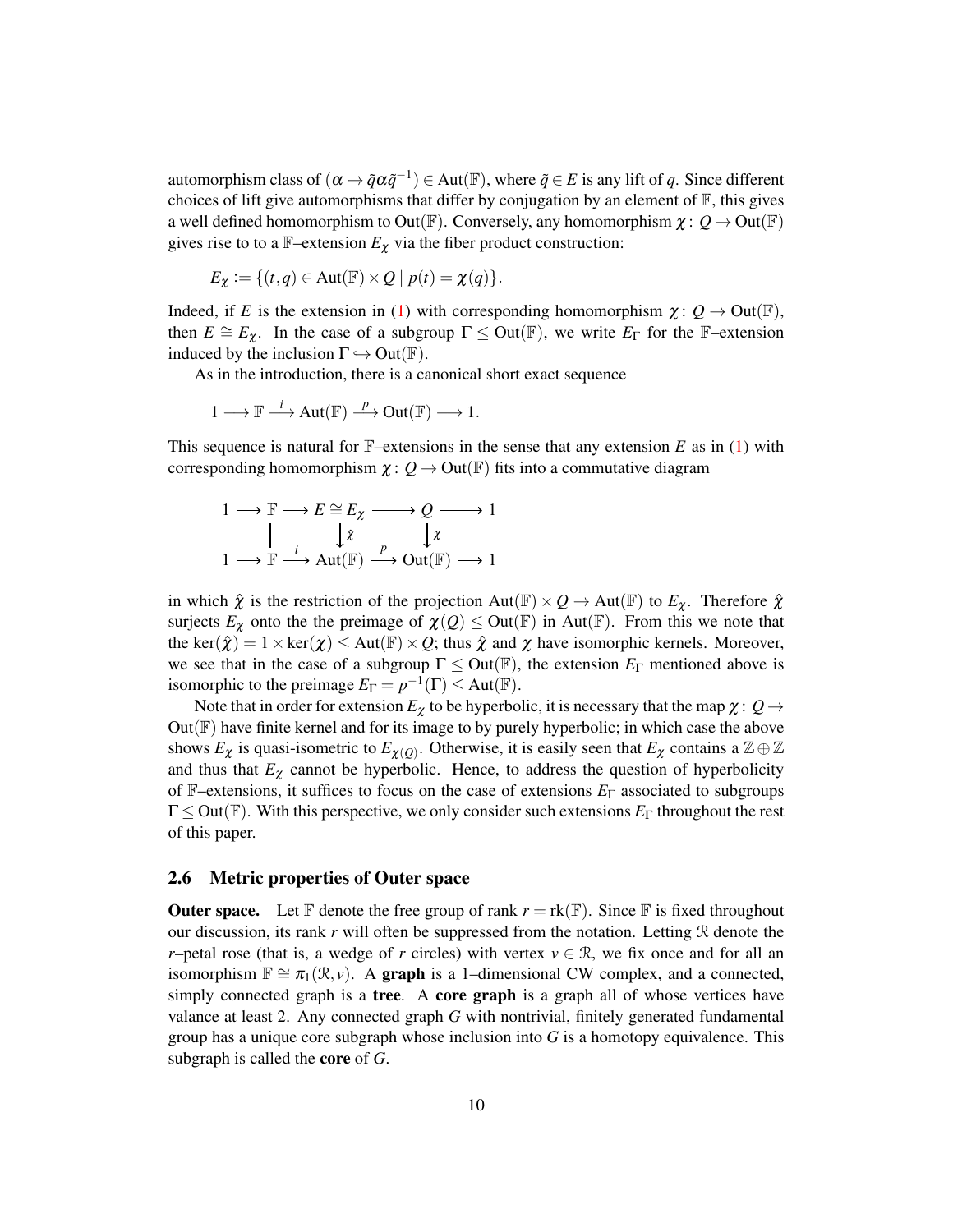automorphism class of $(\alpha \mapsto \tilde{q}\alpha\tilde{q}^{-1}) \in \mathrm{Aut}(\mathbb{F})$, where $\tilde{q} \in E$ is any lift of $q$. Since different choices of lift give automorphisms that differ by conjugation by an element of $\mathbb{F}$, this gives a well defined homomorphism to $\mathrm{Out}(\mathbb{F})$. Conversely, any homomorphism $\chi\colon Q \to \mathrm{Out}(\mathbb{F})$ gives rise to to a $\mathbb{F}$–extension $E_\chi$ via the fiber product construction:

$$E_\chi := \{(t,q) \in \mathrm{Aut}(\mathbb{F}) \times Q \mid p(t) = \chi(q)\}.$$

Indeed, if $E$ is the extension in (1) with corresponding homomorphism $\chi\colon Q \to \mathrm{Out}(\mathbb{F})$, then $E \cong E_\chi$. In the case of a subgroup $\Gamma \leq \mathrm{Out}(\mathbb{F})$, we write $E_\Gamma$ for the $\mathbb{F}$–extension induced by the inclusion $\Gamma \hookrightarrow \mathrm{Out}(\mathbb{F})$.

As in the introduction, there is a canonical short exact sequence

$$1 \longrightarrow \mathbb{F} \xrightarrow{\ i\ } \mathrm{Aut}(\mathbb{F}) \xrightarrow{\ p\ } \mathrm{Out}(\mathbb{F}) \longrightarrow 1.$$

This sequence is natural for $\mathbb{F}$–extensions in the sense that any extension $E$ as in (1) with corresponding homomorphism $\chi\colon Q \to \mathrm{Out}(\mathbb{F})$ fits into a commutative diagram

$$\begin{array}{ccccccccc}
1 & \longrightarrow & \mathbb{F} & \longrightarrow & E \cong E_\chi & \longrightarrow & Q & \longrightarrow & 1 \\
 & & \Vert & & \downarrow \hat{\chi} & & \downarrow \chi & & \\
1 & \longrightarrow & \mathbb{F} & \xrightarrow{\ i\ } & \mathrm{Aut}(\mathbb{F}) & \xrightarrow{\ p\ } & \mathrm{Out}(\mathbb{F}) & \longrightarrow & 1
\end{array}$$

in which $\hat{\chi}$ is the restriction of the projection $\mathrm{Aut}(\mathbb{F}) \times Q \to \mathrm{Aut}(\mathbb{F})$ to $E_\chi$. Therefore $\hat{\chi}$ surjects $E_\chi$ onto the the preimage of $\chi(Q) \leq \mathrm{Out}(\mathbb{F})$ in $\mathrm{Aut}(\mathbb{F})$. From this we note that the $\ker(\hat{\chi}) = 1 \times \ker(\chi) \leq \mathrm{Aut}(\mathbb{F}) \times Q$; thus $\hat{\chi}$ and $\chi$ have isomorphic kernels. Moreover, we see that in the case of a subgroup $\Gamma \leq \mathrm{Out}(\mathbb{F})$, the extension $E_\Gamma$ mentioned above is isomorphic to the preimage $E_\Gamma = p^{-1}(\Gamma) \leq \mathrm{Aut}(\mathbb{F})$.

Note that in order for extension $E_\chi$ to be hyperbolic, it is necessary that the map $\chi\colon Q \to \mathrm{Out}(\mathbb{F})$ have finite kernel and for its image to by purely hyperbolic; in which case the above shows $E_\chi$ is quasi-isometric to $E_{\chi(Q)}$. Otherwise, it is easily seen that $E_\chi$ contains a $\mathbb{Z} \oplus \mathbb{Z}$ and thus that $E_\chi$ cannot be hyperbolic. Hence, to address the question of hyperbolicity of $\mathbb{F}$–extensions, it suffices to focus on the case of extensions $E_\Gamma$ associated to subgroups $\Gamma \leq \mathrm{Out}(\mathbb{F})$. With this perspective, we only consider such extensions $E_\Gamma$ throughout the rest of this paper.

### 2.6 Metric properties of Outer space

**Outer space.** Let $\mathbb{F}$ denote the free group of rank $r = \mathrm{rk}(\mathbb{F})$. Since $\mathbb{F}$ is fixed throughout our discussion, its rank $r$ will often be suppressed from the notation. Letting $\mathcal{R}$ denote the $r$–petal rose (that is, a wedge of $r$ circles) with vertex $v \in \mathcal{R}$, we fix once and for all an isomorphism $\mathbb{F} \cong \pi_1(\mathcal{R}, v)$. A **graph** is a 1–dimensional CW complex, and a connected, simply connected graph is a **tree**. A **core graph** is a graph all of whose vertices have valance at least 2. Any connected graph $G$ with nontrivial, finitely generated fundamental group has a unique core subgraph whose inclusion into $G$ is a homotopy equivalence. This subgraph is called the **core** of $G$.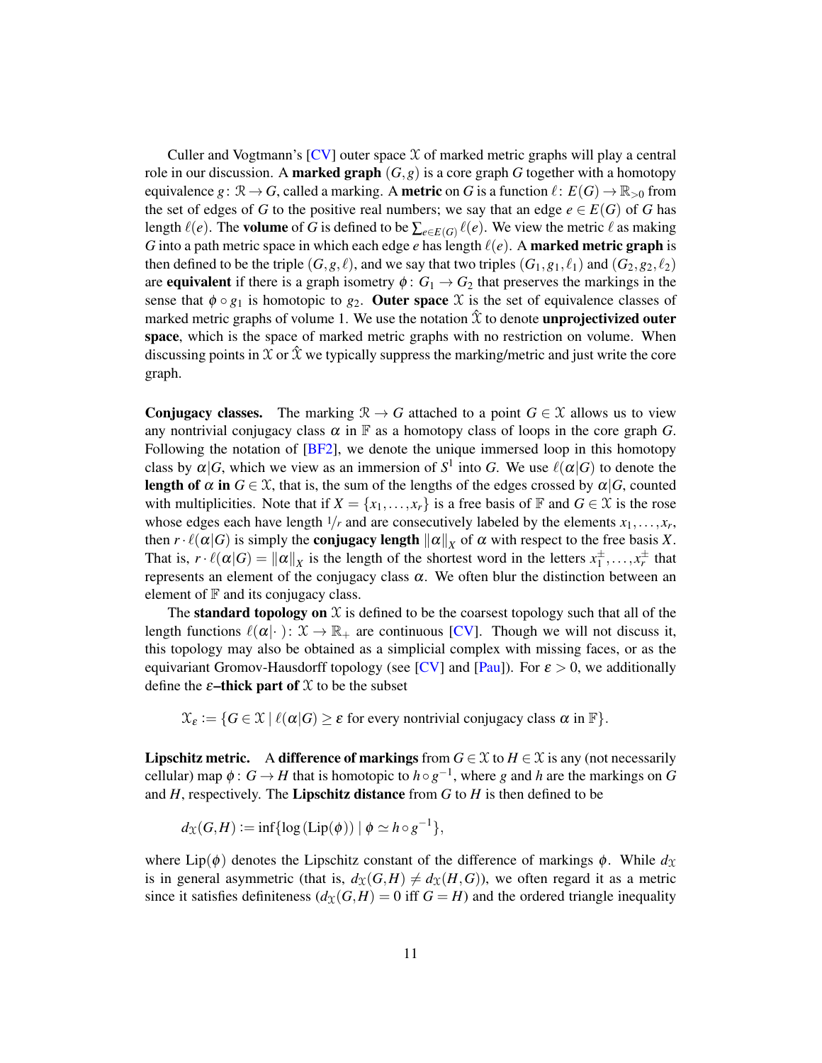Culler and Vogtmann's [CV] outer space $\mathcal{X}$ of marked metric graphs will play a central role in our discussion. A **marked graph** $(G,g)$ is a core graph $G$ together with a homotopy equivalence $g\colon \mathcal{R} \to G$, called a marking. A **metric** on $G$ is a function $\ell\colon E(G) \to \mathbb{R}_{>0}$ from the set of edges of $G$ to the positive real numbers; we say that an edge $e \in E(G)$ of $G$ has length $\ell(e)$. The **volume** of $G$ is defined to be $\sum_{e\in E(G)} \ell(e)$. We view the metric $\ell$ as making $G$ into a path metric space in which each edge $e$ has length $\ell(e)$. A **marked metric graph** is then defined to be the triple $(G,g,\ell)$, and we say that two triples $(G_1,g_1,\ell_1)$ and $(G_2,g_2,\ell_2)$ are **equivalent** if there is a graph isometry $\phi\colon G_1 \to G_2$ that preserves the markings in the sense that $\phi \circ g_1$ is homotopic to $g_2$. **Outer space** $\mathcal{X}$ is the set of equivalence classes of marked metric graphs of volume 1. We use the notation $\hat{\mathcal{X}}$ to denote **unprojectivized outer space**, which is the space of marked metric graphs with no restriction on volume. When discussing points in $\mathcal{X}$ or $\hat{\mathcal{X}}$ we typically suppress the marking/metric and just write the core graph.

**Conjugacy classes.** The marking $\mathcal{R} \to G$ attached to a point $G \in \mathcal{X}$ allows us to view any nontrivial conjugacy class $\alpha$ in $\mathbb{F}$ as a homotopy class of loops in the core graph $G$. Following the notation of [BF2], we denote the unique immersed loop in this homotopy class by $\alpha|G$, which we view as an immersion of $S^1$ into $G$. We use $\ell(\alpha|G)$ to denote the **length of $\alpha$ in** $G \in \mathcal{X}$, that is, the sum of the lengths of the edges crossed by $\alpha|G$, counted with multiplicities. Note that if $X = \{x_1,\ldots,x_r\}$ is a free basis of $\mathbb{F}$ and $G \in \mathcal{X}$ is the rose whose edges each have length $1/r$ and are consecutively labeled by the elements $x_1,\ldots,x_r$, then $r\cdot\ell(\alpha|G)$ is simply the **conjugacy length** $\|\alpha\|_X$ of $\alpha$ with respect to the free basis $X$. That is, $r\cdot\ell(\alpha|G) = \|\alpha\|_X$ is the length of the shortest word in the letters $x_1^{\pm},\ldots,x_r^{\pm}$ that represents an element of the conjugacy class $\alpha$. We often blur the distinction between an element of $\mathbb{F}$ and its conjugacy class.

The **standard topology on** $\mathcal{X}$ is defined to be the coarsest topology such that all of the length functions $\ell(\alpha|\cdot\,)\colon \mathcal{X} \to \mathbb{R}_+$ are continuous [CV]. Though we will not discuss it, this topology may also be obtained as a simplicial complex with missing faces, or as the equivariant Gromov-Hausdorff topology (see [CV] and [Pau]). For $\varepsilon > 0$, we additionally define the **$\varepsilon$–thick part of** $\mathcal{X}$ to be the subset

$$\mathcal{X}_\varepsilon := \{G \in \mathcal{X} \mid \ell(\alpha|G) \geq \varepsilon \text{ for every nontrivial conjugacy class } \alpha \text{ in } \mathbb{F}\}.$$

**Lipschitz metric.** A **difference of markings** from $G \in \mathcal{X}$ to $H \in \mathcal{X}$ is any (not necessarily cellular) map $\phi\colon G \to H$ that is homotopic to $h \circ g^{-1}$, where $g$ and $h$ are the markings on $G$ and $H$, respectively. The **Lipschitz distance** from $G$ to $H$ is then defined to be

$$d_{\mathcal{X}}(G,H) := \inf\{\log(\mathrm{Lip}(\phi)) \mid \phi \simeq h \circ g^{-1}\},$$

where $\mathrm{Lip}(\phi)$ denotes the Lipschitz constant of the difference of markings $\phi$. While $d_{\mathcal{X}}$ is in general asymmetric (that is, $d_{\mathcal{X}}(G,H) \neq d_{\mathcal{X}}(H,G)$), we often regard it as a metric since it satisfies definiteness ($d_{\mathcal{X}}(G,H) = 0$ iff $G = H$) and the ordered triangle inequality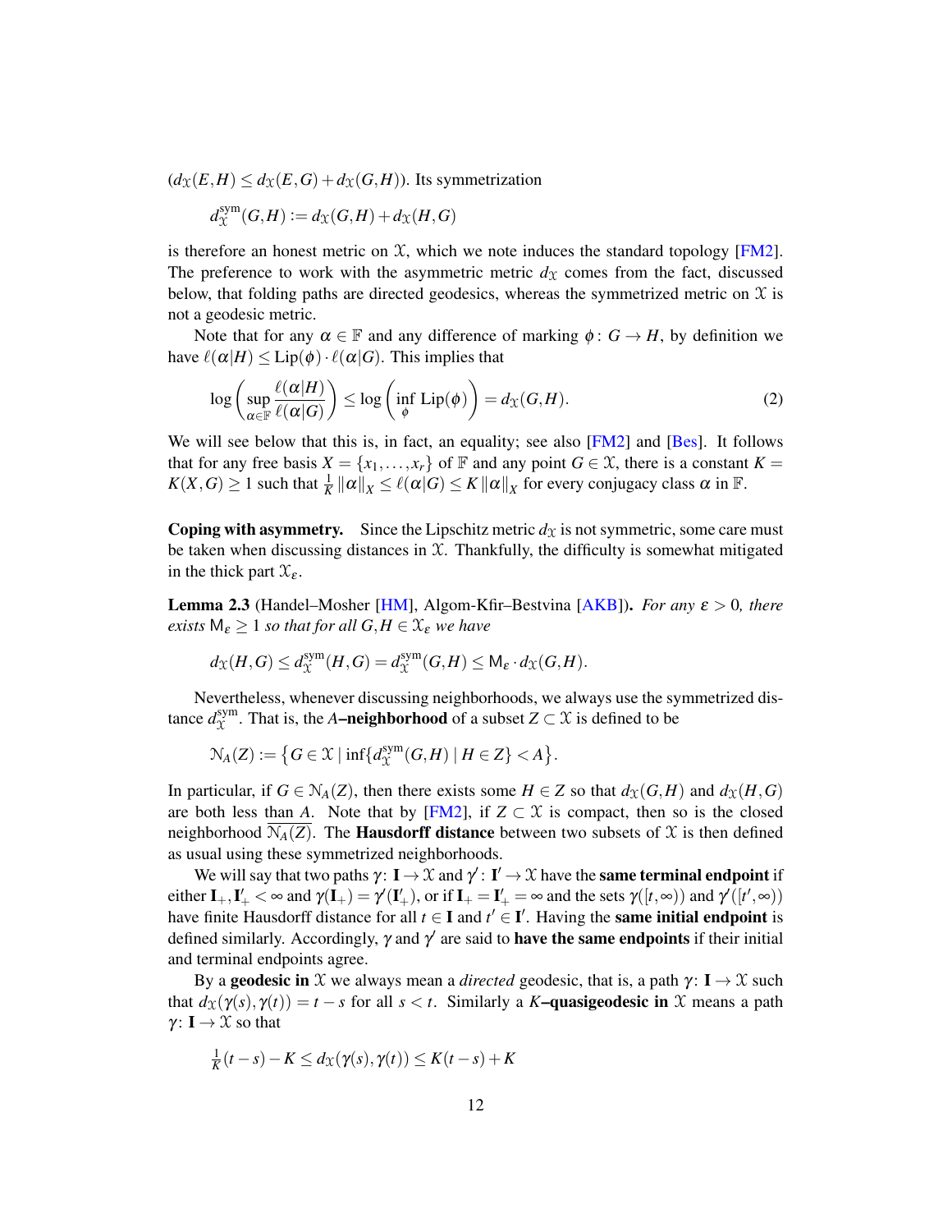($d_{\mathcal{X}}(E,H) \leq d_{\mathcal{X}}(E,G) + d_{\mathcal{X}}(G,H)$). Its symmetrization

$$d^{\mathrm{sym}}_{\mathcal{X}}(G,H) := d_{\mathcal{X}}(G,H) + d_{\mathcal{X}}(H,G)$$

is therefore an honest metric on $\mathcal{X}$, which we note induces the standard topology [FM2]. The preference to work with the asymmetric metric $d_{\mathcal{X}}$ comes from the fact, discussed below, that folding paths are directed geodesics, whereas the symmetrized metric on $\mathcal{X}$ is not a geodesic metric.

Note that for any $\alpha \in \mathbb{F}$ and any difference of marking $\phi \colon G \to H$, by definition we have $\ell(\alpha|H) \leq \mathrm{Lip}(\phi) \cdot \ell(\alpha|G)$. This implies that

$$\log\left(\sup_{\alpha \in \mathbb{F}} \frac{\ell(\alpha|H)}{\ell(\alpha|G)}\right) \leq \log\left(\inf_{\phi} \mathrm{Lip}(\phi)\right) = d_{\mathcal{X}}(G,H). \tag{2}$$

We will see below that this is, in fact, an equality; see also [FM2] and [Bes]. It follows that for any free basis $X = \{x_1, \ldots, x_r\}$ of $\mathbb{F}$ and any point $G \in \mathcal{X}$, there is a constant $K = K(X,G) \geq 1$ such that $\frac{1}{K}\|\alpha\|_X \leq \ell(\alpha|G) \leq K\|\alpha\|_X$ for every conjugacy class $\alpha$ in $\mathbb{F}$.

**Coping with asymmetry.** Since the Lipschitz metric $d_{\mathcal{X}}$ is not symmetric, some care must be taken when discussing distances in $\mathcal{X}$. Thankfully, the difficulty is somewhat mitigated in the thick part $\mathcal{X}_\epsilon$.

**Lemma 2.3** (Handel–Mosher [HM], Algom-Kfir–Bestvina [AKB]). *For any $\epsilon > 0$, there exists $\mathsf{M}_\epsilon \geq 1$ so that for all $G,H \in \mathcal{X}_\epsilon$ we have*

$$d_{\mathcal{X}}(H,G) \leq d^{\mathrm{sym}}_{\mathcal{X}}(H,G) = d^{\mathrm{sym}}_{\mathcal{X}}(G,H) \leq \mathsf{M}_\epsilon \cdot d_{\mathcal{X}}(G,H).$$

Nevertheless, whenever discussing neighborhoods, we always use the symmetrized distance $d^{\mathrm{sym}}_{\mathcal{X}}$. That is, the **$A$–neighborhood** of a subset $Z \subset \mathcal{X}$ is defined to be

$$\mathcal{N}_A(Z) := \left\{G \in \mathcal{X} \mid \inf\{d^{\mathrm{sym}}_{\mathcal{X}}(G,H) \mid H \in Z\} < A\right\}.$$

In particular, if $G \in \mathcal{N}_A(Z)$, then there exists some $H \in Z$ so that $d_{\mathcal{X}}(G,H)$ and $d_{\mathcal{X}}(H,G)$ are both less than $A$. Note that by [FM2], if $Z \subset \mathcal{X}$ is compact, then so is the closed neighborhood $\overline{\mathcal{N}_A(Z)}$. The **Hausdorff distance** between two subsets of $\mathcal{X}$ is then defined as usual using these symmetrized neighborhoods.

We will say that two paths $\gamma \colon \mathbf{I} \to \mathcal{X}$ and $\gamma' \colon \mathbf{I}' \to \mathcal{X}$ have the **same terminal endpoint** if either $\mathbf{I}_+, \mathbf{I}'_+ < \infty$ and $\gamma(\mathbf{I}_+) = \gamma'(\mathbf{I}'_+)$, or if $\mathbf{I}_+ = \mathbf{I}'_+ = \infty$ and the sets $\gamma([t,\infty))$ and $\gamma'([t',\infty))$ have finite Hausdorff distance for all $t \in \mathbf{I}$ and $t' \in \mathbf{I}'$. Having the **same initial endpoint** is defined similarly. Accordingly, $\gamma$ and $\gamma'$ are said to **have the same endpoints** if their initial and terminal endpoints agree.

By a **geodesic in** $\mathcal{X}$ we always mean a *directed* geodesic, that is, a path $\gamma \colon \mathbf{I} \to \mathcal{X}$ such that $d_{\mathcal{X}}(\gamma(s), \gamma(t)) = t - s$ for all $s < t$. Similarly a **$K$–quasigeodesic in** $\mathcal{X}$ means a path $\gamma \colon \mathbf{I} \to \mathcal{X}$ so that

$$\tfrac{1}{K}(t-s) - K \leq d_{\mathcal{X}}(\gamma(s), \gamma(t)) \leq K(t-s) + K$$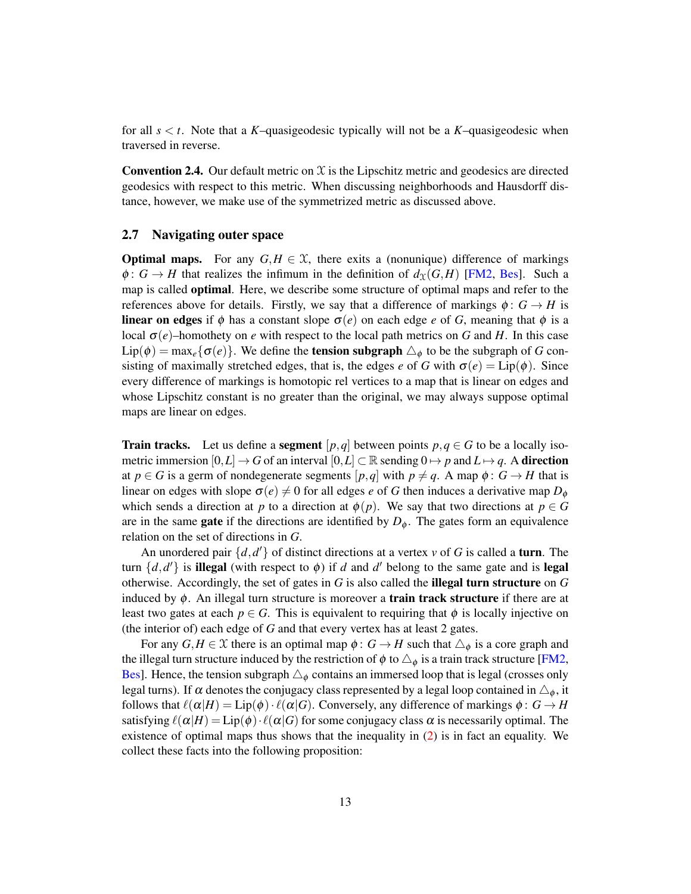for all $s < t$. Note that a $K$–quasigeodesic typically will not be a $K$–quasigeodesic when traversed in reverse.

**Convention 2.4.** Our default metric on $\mathcal{X}$ is the Lipschitz metric and geodesics are directed geodesics with respect to this metric. When discussing neighborhoods and Hausdorff distance, however, we make use of the symmetrized metric as discussed above.

### 2.7 Navigating outer space

**Optimal maps.** For any $G, H \in \mathcal{X}$, there exits a (nonunique) difference of markings $\phi \colon G \to H$ that realizes the infimum in the definition of $d_{\mathcal{X}}(G,H)$ [FM2, Bes]. Such a map is called **optimal**. Here, we describe some structure of optimal maps and refer to the references above for details. Firstly, we say that a difference of markings $\phi \colon G \to H$ is **linear on edges** if $\phi$ has a constant slope $\sigma(e)$ on each edge $e$ of $G$, meaning that $\phi$ is a local $\sigma(e)$–homothety on $e$ with respect to the local path metrics on $G$ and $H$. In this case $\mathrm{Lip}(\phi) = \max_e\{\sigma(e)\}$. We define the **tension subgraph** $\triangle_\phi$ to be the subgraph of $G$ consisting of maximally stretched edges, that is, the edges $e$ of $G$ with $\sigma(e) = \mathrm{Lip}(\phi)$. Since every difference of markings is homotopic rel vertices to a map that is linear on edges and whose Lipschitz constant is no greater than the original, we may always suppose optimal maps are linear on edges.

**Train tracks.** Let us define a **segment** $[p,q]$ between points $p, q \in G$ to be a locally isometric immersion $[0,L] \to G$ of an interval $[0,L] \subset \mathbb{R}$ sending $0 \mapsto p$ and $L \mapsto q$. A **direction** at $p \in G$ is a germ of nondegenerate segments $[p,q]$ with $p \neq q$. A map $\phi \colon G \to H$ that is linear on edges with slope $\sigma(e) \neq 0$ for all edges $e$ of $G$ then induces a derivative map $D_\phi$ which sends a direction at $p$ to a direction at $\phi(p)$. We say that two directions at $p \in G$ are in the same **gate** if the directions are identified by $D_\phi$. The gates form an equivalence relation on the set of directions in $G$.

An unordered pair $\{d, d'\}$ of distinct directions at a vertex $v$ of $G$ is called a **turn**. The turn $\{d, d'\}$ is **illegal** (with respect to $\phi$) if $d$ and $d'$ belong to the same gate and is **legal** otherwise. Accordingly, the set of gates in $G$ is also called the **illegal turn structure** on $G$ induced by $\phi$. An illegal turn structure is moreover a **train track structure** if there are at least two gates at each $p \in G$. This is equivalent to requiring that $\phi$ is locally injective on (the interior of) each edge of $G$ and that every vertex has at least 2 gates.

For any $G, H \in \mathcal{X}$ there is an optimal map $\phi \colon G \to H$ such that $\triangle_\phi$ is a core graph and the illegal turn structure induced by the restriction of $\phi$ to $\triangle_\phi$ is a train track structure [FM2, Bes]. Hence, the tension subgraph $\triangle_\phi$ contains an immersed loop that is legal (crosses only legal turns). If $\alpha$ denotes the conjugacy class represented by a legal loop contained in $\triangle_\phi$, it follows that $\ell(\alpha|H) = \mathrm{Lip}(\phi) \cdot \ell(\alpha|G)$. Conversely, any difference of markings $\phi \colon G \to H$ satisfying $\ell(\alpha|H) = \mathrm{Lip}(\phi) \cdot \ell(\alpha|G)$ for some conjugacy class $\alpha$ is necessarily optimal. The existence of optimal maps thus shows that the inequality in (2) is in fact an equality. We collect these facts into the following proposition: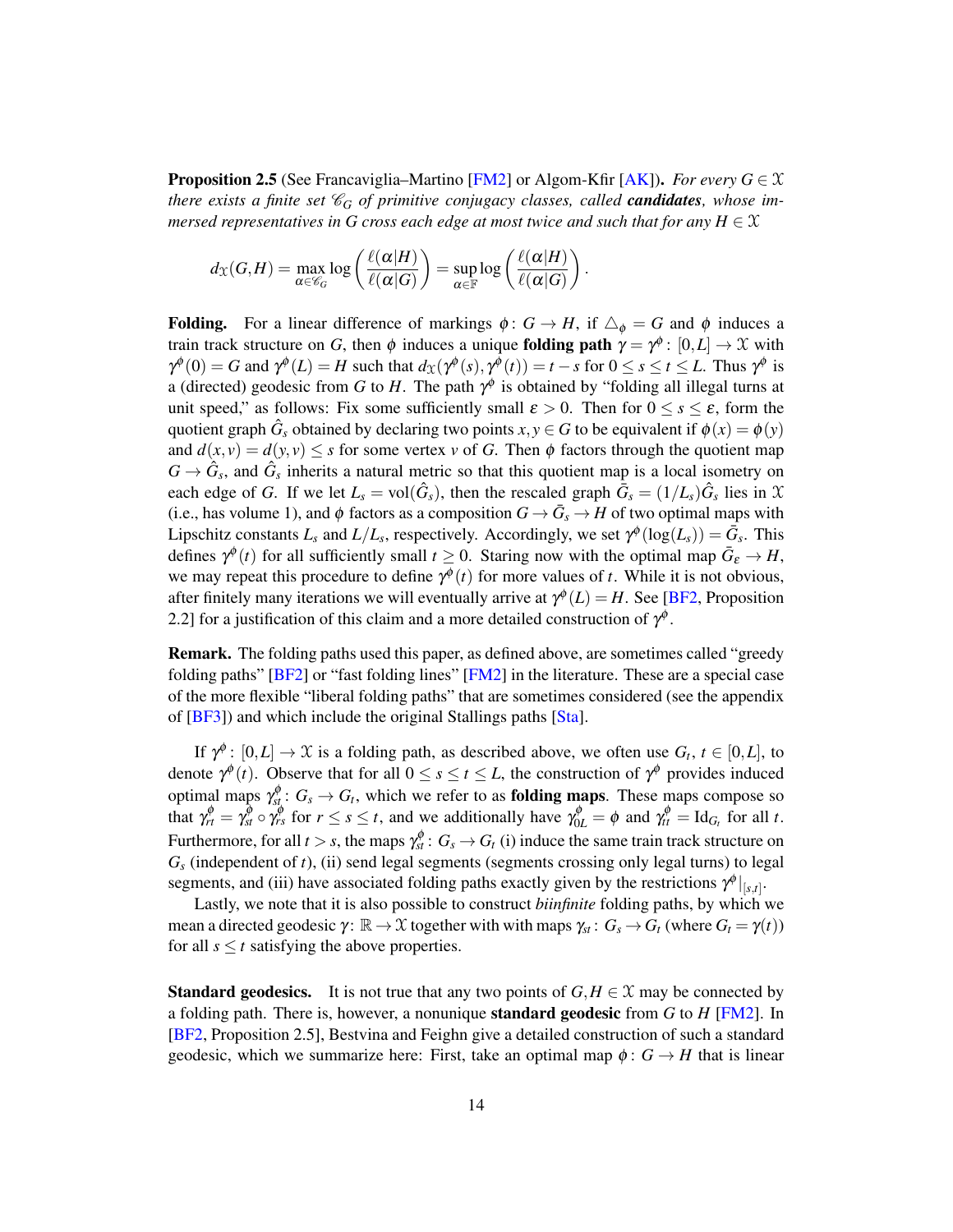**Proposition 2.5** (See Francaviglia–Martino [FM2] or Algom-Kfir [AK]). *For every $G \in \mathcal{X}$ there exists a finite set $\mathscr{C}_G$ of primitive conjugacy classes, called* ***candidates****, whose immersed representatives in $G$ cross each edge at most twice and such that for any $H \in \mathcal{X}$*

$$d_{\mathcal{X}}(G,H) = \max_{\alpha \in \mathscr{C}_G} \log\left(\frac{\ell(\alpha|H)}{\ell(\alpha|G)}\right) = \sup_{\alpha \in \mathbb{F}} \log\left(\frac{\ell(\alpha|H)}{\ell(\alpha|G)}\right).$$

**Folding.** For a linear difference of markings $\phi\colon G \to H$, if $\triangle_\phi = G$ and $\phi$ induces a train track structure on $G$, then $\phi$ induces a unique **folding path** $\gamma = \gamma^\phi\colon [0,L] \to \mathcal{X}$ with $\gamma^\phi(0) = G$ and $\gamma^\phi(L) = H$ such that $d_{\mathcal{X}}(\gamma^\phi(s), \gamma^\phi(t)) = t - s$ for $0 \le s \le t \le L$. Thus $\gamma^\phi$ is a (directed) geodesic from $G$ to $H$. The path $\gamma^\phi$ is obtained by "folding all illegal turns at unit speed," as follows: Fix some sufficiently small $\varepsilon > 0$. Then for $0 \le s \le \varepsilon$, form the quotient graph $\hat{G}_s$ obtained by declaring two points $x, y \in G$ to be equivalent if $\phi(x) = \phi(y)$ and $d(x,v) = d(y,v) \le s$ for some vertex $v$ of $G$. Then $\phi$ factors through the quotient map $G \to \hat{G}_s$, and $\hat{G}_s$ inherits a natural metric so that this quotient map is a local isometry on each edge of $G$. If we let $L_s = \mathrm{vol}(\hat{G}_s)$, then the rescaled graph $\bar{G}_s = (1/L_s)\hat{G}_s$ lies in $\mathcal{X}$ (i.e., has volume 1), and $\phi$ factors as a composition $G \to \bar{G}_s \to H$ of two optimal maps with Lipschitz constants $L_s$ and $L/L_s$, respectively. Accordingly, we set $\gamma^\phi(\log(L_s)) = \bar{G}_s$. This defines $\gamma^\phi(t)$ for all sufficiently small $t \ge 0$. Staring now with the optimal map $\bar{G}_\varepsilon \to H$, we may repeat this procedure to define $\gamma^\phi(t)$ for more values of $t$. While it is not obvious, after finitely many iterations we will eventually arrive at $\gamma^\phi(L) = H$. See [BF2, Proposition 2.2] for a justification of this claim and a more detailed construction of $\gamma^\phi$.

**Remark.** The folding paths used this paper, as defined above, are sometimes called "greedy folding paths" [BF2] or "fast folding lines" [FM2] in the literature. These are a special case of the more flexible "liberal folding paths" that are sometimes considered (see the appendix of [BF3]) and which include the original Stallings paths [Sta].

If $\gamma^\phi\colon [0,L] \to \mathcal{X}$ is a folding path, as described above, we often use $G_t$, $t \in [0,L]$, to denote $\gamma^\phi(t)$. Observe that for all $0 \le s \le t \le L$, the construction of $\gamma^\phi$ provides induced optimal maps $\gamma^\phi_{st}\colon G_s \to G_t$, which we refer to as **folding maps**. These maps compose so that $\gamma^\phi_{rt} = \gamma^\phi_{st} \circ \gamma^\phi_{rs}$ for $r \le s \le t$, and we additionally have $\gamma^\phi_{0L} = \phi$ and $\gamma^\phi_{tt} = \mathrm{Id}_{G_t}$ for all $t$. Furthermore, for all $t > s$, the maps $\gamma^\phi_{st}\colon G_s \to G_t$ (i) induce the same train track structure on $G_s$ (independent of $t$), (ii) send legal segments (segments crossing only legal turns) to legal segments, and (iii) have associated folding paths exactly given by the restrictions $\gamma^\phi|_{[s,t]}$.

Lastly, we note that it is also possible to construct *biinfinite* folding paths, by which we mean a directed geodesic $\gamma\colon \mathbb{R} \to \mathcal{X}$ together with with maps $\gamma_{st}\colon G_s \to G_t$ (where $G_t = \gamma(t)$) for all $s \le t$ satisfying the above properties.

**Standard geodesics.** It is not true that any two points of $G, H \in \mathcal{X}$ may be connected by a folding path. There is, however, a nonunique **standard geodesic** from $G$ to $H$ [FM2]. In [BF2, Proposition 2.5], Bestvina and Feighn give a detailed construction of such a standard geodesic, which we summarize here: First, take an optimal map $\phi\colon G \to H$ that is linear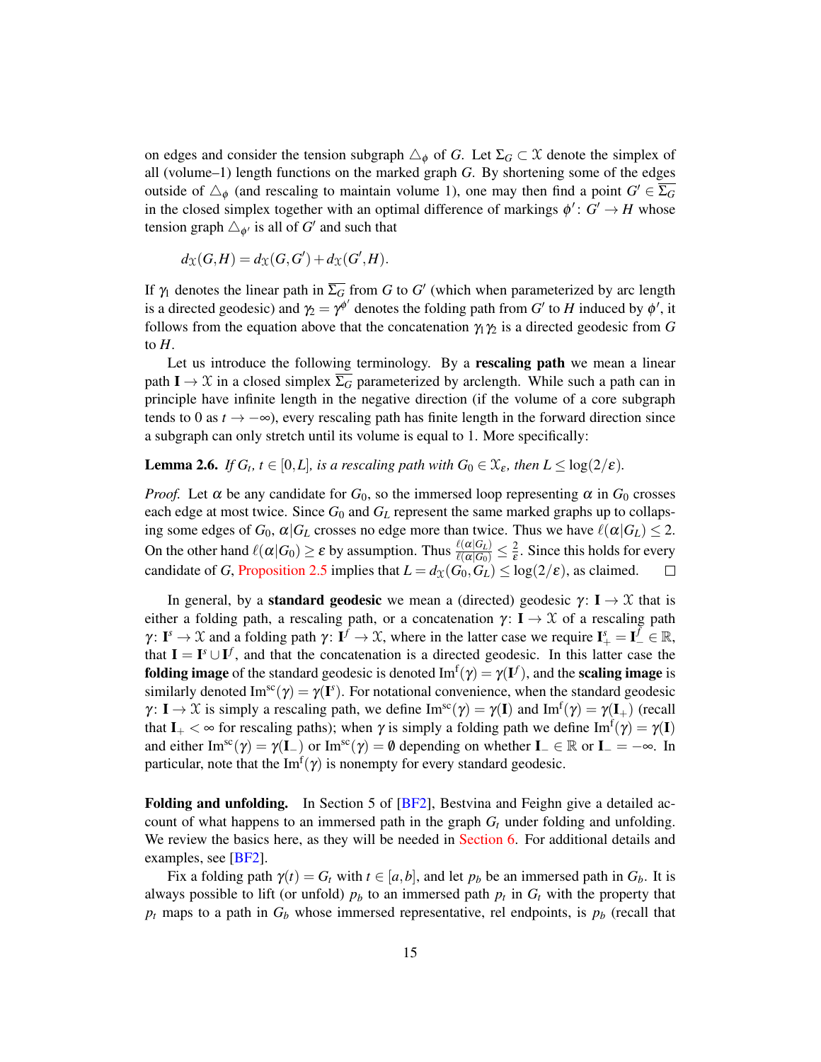on edges and consider the tension subgraph $\triangle_\phi$ of $G$. Let $\Sigma_G \subset \mathcal{X}$ denote the simplex of all (volume–1) length functions on the marked graph $G$. By shortening some of the edges outside of $\triangle_\phi$ (and rescaling to maintain volume 1), one may then find a point $G' \in \overline{\Sigma_G}$ in the closed simplex together with an optimal difference of markings $\phi' \colon G' \to H$ whose tension graph $\triangle_{\phi'}$ is all of $G'$ and such that

$$d_{\mathcal{X}}(G,H) = d_{\mathcal{X}}(G,G') + d_{\mathcal{X}}(G',H).$$

If $\gamma_1$ denotes the linear path in $\overline{\Sigma_G}$ from $G$ to $G'$ (which when parameterized by arc length is a directed geodesic) and $\gamma_2 = \gamma^{\phi'}$ denotes the folding path from $G'$ to $H$ induced by $\phi'$, it follows from the equation above that the concatenation $\gamma_1\gamma_2$ is a directed geodesic from $G$ to $H$.

Let us introduce the following terminology. By a **rescaling path** we mean a linear path $\mathbf{I} \to \mathcal{X}$ in a closed simplex $\overline{\Sigma_G}$ parameterized by arclength. While such a path can in principle have infinite length in the negative direction (if the volume of a core subgraph tends to 0 as $t \to -\infty$), every rescaling path has finite length in the forward direction since a subgraph can only stretch until its volume is equal to 1. More specifically:

**Lemma 2.6.** *If $G_t$, $t \in [0,L]$, is a rescaling path with $G_0 \in \mathcal{X}_\epsilon$, then $L \leq \log(2/\epsilon)$.*

*Proof.* Let $\alpha$ be any candidate for $G_0$, so the immersed loop representing $\alpha$ in $G_0$ crosses each edge at most twice. Since $G_0$ and $G_L$ represent the same marked graphs up to collapsing some edges of $G_0$, $\alpha|G_L$ crosses no edge more than twice. Thus we have $\ell(\alpha|G_L) \leq 2$. On the other hand $\ell(\alpha|G_0) \geq \epsilon$ by assumption. Thus $\frac{\ell(\alpha|G_L)}{\ell(\alpha|G_0)} \leq \frac{2}{\epsilon}$. Since this holds for every candidate of $G$, Proposition 2.5 implies that $L = d_{\mathcal{X}}(G_0, G_L) \leq \log(2/\epsilon)$, as claimed. $\square$

In general, by a **standard geodesic** we mean a (directed) geodesic $\gamma \colon \mathbf{I} \to \mathcal{X}$ that is either a folding path, a rescaling path, or a concatenation $\gamma \colon \mathbf{I} \to \mathcal{X}$ of a rescaling path $\gamma \colon \mathbf{I}^s \to \mathcal{X}$ and a folding path $\gamma \colon \mathbf{I}^f \to \mathcal{X}$, where in the latter case we require $\mathbf{I}^s_+ = \mathbf{I}^f_- \in \mathbb{R}$, that $\mathbf{I} = \mathbf{I}^s \cup \mathbf{I}^f$, and that the concatenation is a directed geodesic. In this latter case the **folding image** of the standard geodesic is denoted $\mathrm{Im}^{\mathrm{f}}(\gamma) = \gamma(\mathbf{I}^f)$, and the **scaling image** is similarly denoted $\mathrm{Im}^{\mathrm{sc}}(\gamma) = \gamma(\mathbf{I}^s)$. For notational convenience, when the standard geodesic $\gamma \colon \mathbf{I} \to \mathcal{X}$ is simply a rescaling path, we define $\mathrm{Im}^{\mathrm{sc}}(\gamma) = \gamma(\mathbf{I})$ and $\mathrm{Im}^{\mathrm{f}}(\gamma) = \gamma(\mathbf{I}_+)$ (recall that $\mathbf{I}_+ < \infty$ for rescaling paths); when $\gamma$ is simply a folding path we define $\mathrm{Im}^{\mathrm{f}}(\gamma) = \gamma(\mathbf{I})$ and either $\mathrm{Im}^{\mathrm{sc}}(\gamma) = \gamma(\mathbf{I}_-)$ or $\mathrm{Im}^{\mathrm{sc}}(\gamma) = \emptyset$ depending on whether $\mathbf{I}_- \in \mathbb{R}$ or $\mathbf{I}_- = -\infty$. In particular, note that the $\mathrm{Im}^{\mathrm{f}}(\gamma)$ is nonempty for every standard geodesic.

**Folding and unfolding.** In Section 5 of [BF2], Bestvina and Feighn give a detailed account of what happens to an immersed path in the graph $G_t$ under folding and unfolding. We review the basics here, as they will be needed in Section 6. For additional details and examples, see [BF2].

Fix a folding path $\gamma(t) = G_t$ with $t \in [a,b]$, and let $p_b$ be an immersed path in $G_b$. It is always possible to lift (or unfold) $p_b$ to an immersed path $p_t$ in $G_t$ with the property that $p_t$ maps to a path in $G_b$ whose immersed representative, rel endpoints, is $p_b$ (recall that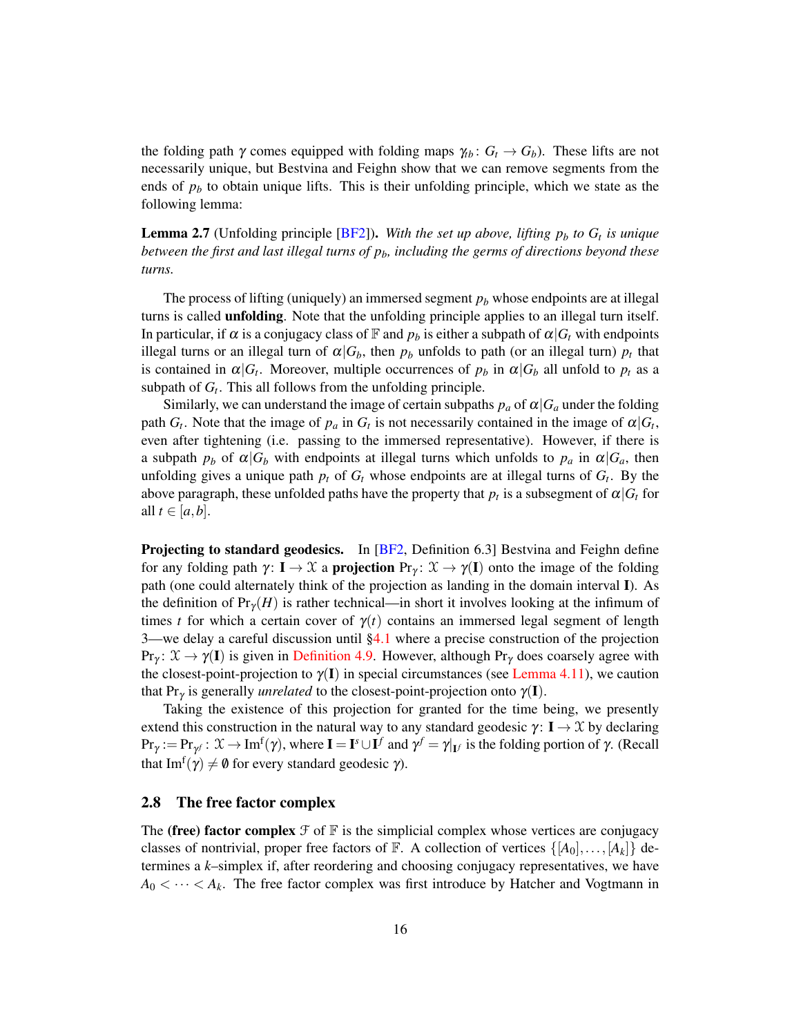the folding path $\gamma$ comes equipped with folding maps $\gamma_{tb}\colon G_t \to G_b$). These lifts are not necessarily unique, but Bestvina and Feighn show that we can remove segments from the ends of $p_b$ to obtain unique lifts. This is their unfolding principle, which we state as the following lemma:

**Lemma 2.7** (Unfolding principle [BF2]). *With the set up above, lifting $p_b$ to $G_t$ is unique between the first and last illegal turns of $p_b$, including the germs of directions beyond these turns.*

The process of lifting (uniquely) an immersed segment $p_b$ whose endpoints are at illegal turns is called **unfolding**. Note that the unfolding principle applies to an illegal turn itself. In particular, if $\alpha$ is a conjugacy class of $\mathbb{F}$ and $p_b$ is either a subpath of $\alpha|G_t$ with endpoints illegal turns or an illegal turn of $\alpha|G_b$, then $p_b$ unfolds to path (or an illegal turn) $p_t$ that is contained in $\alpha|G_t$. Moreover, multiple occurrences of $p_b$ in $\alpha|G_b$ all unfold to $p_t$ as a subpath of $G_t$. This all follows from the unfolding principle.

Similarly, we can understand the image of certain subpaths $p_a$ of $\alpha|G_a$ under the folding path $G_t$. Note that the image of $p_a$ in $G_t$ is not necessarily contained in the image of $\alpha|G_t$, even after tightening (i.e. passing to the immersed representative). However, if there is a subpath $p_b$ of $\alpha|G_b$ with endpoints at illegal turns which unfolds to $p_a$ in $\alpha|G_a$, then unfolding gives a unique path $p_t$ of $G_t$ whose endpoints are at illegal turns of $G_t$. By the above paragraph, these unfolded paths have the property that $p_t$ is a subsegment of $\alpha|G_t$ for all $t \in [a,b]$.

**Projecting to standard geodesics.** In [BF2, Definition 6.3] Bestvina and Feighn define for any folding path $\gamma\colon \mathbf{I} \to \mathcal{X}$ a **projection** $\mathrm{Pr}_\gamma\colon \mathcal{X} \to \gamma(\mathbf{I})$ onto the image of the folding path (one could alternately think of the projection as landing in the domain interval $\mathbf{I}$). As the definition of $\mathrm{Pr}_\gamma(H)$ is rather technical—in short it involves looking at the infimum of times $t$ for which a certain cover of $\gamma(t)$ contains an immersed legal segment of length 3—we delay a careful discussion until §4.1 where a precise construction of the projection $\mathrm{Pr}_\gamma\colon \mathcal{X} \to \gamma(\mathbf{I})$ is given in Definition 4.9. However, although $\mathrm{Pr}_\gamma$ does coarsely agree with the closest-point-projection to $\gamma(\mathbf{I})$ in special circumstances (see Lemma 4.11), we caution that $\mathrm{Pr}_\gamma$ is generally *unrelated* to the closest-point-projection onto $\gamma(\mathbf{I})$.

Taking the existence of this projection for granted for the time being, we presently extend this construction in the natural way to any standard geodesic $\gamma\colon \mathbf{I} \to \mathcal{X}$ by declaring $\mathrm{Pr}_\gamma := \mathrm{Pr}_{\gamma^f}\colon \mathcal{X} \to \mathrm{Im}^{\mathrm{f}}(\gamma)$, where $\mathbf{I} = \mathbf{I}^s \cup \mathbf{I}^f$ and $\gamma^f = \gamma|_{\mathbf{I}^f}$ is the folding portion of $\gamma$. (Recall that $\mathrm{Im}^{\mathrm{f}}(\gamma) \neq \emptyset$ for every standard geodesic $\gamma$).

## 2.8 The free factor complex

The **(free) factor complex** $\mathcal{F}$ of $\mathbb{F}$ is the simplicial complex whose vertices are conjugacy classes of nontrivial, proper free factors of $\mathbb{F}$. A collection of vertices $\{[A_0],\dots,[A_k]\}$ determines a $k$–simplex if, after reordering and choosing conjugacy representatives, we have $A_0 < \dots < A_k$. The free factor complex was first introduce by Hatcher and Vogtmann in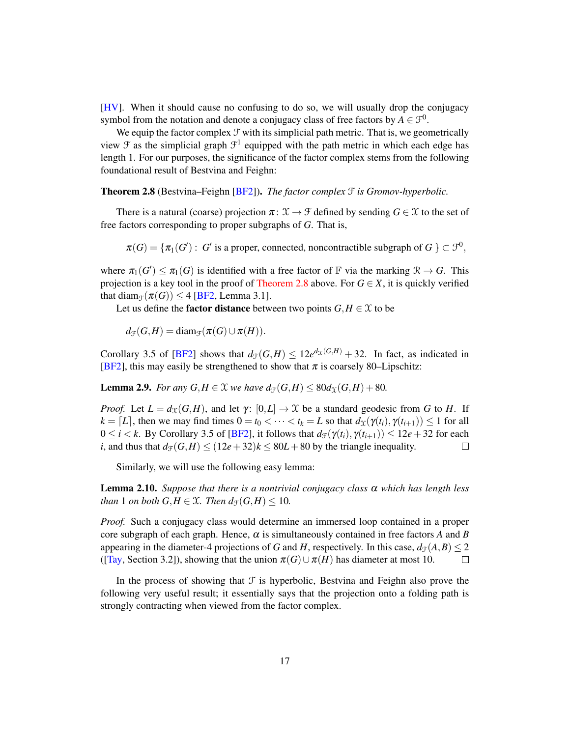[HV]. When it should cause no confusing to do so, we will usually drop the conjugacy symbol from the notation and denote a conjugacy class of free factors by $A \in \mathcal{F}^0$.

We equip the factor complex $\mathcal{F}$ with its simplicial path metric. That is, we geometrically view $\mathcal{F}$ as the simplicial graph $\mathcal{F}^1$ equipped with the path metric in which each edge has length 1. For our purposes, the significance of the factor complex stems from the following foundational result of Bestvina and Feighn:

**Theorem 2.8** (Bestvina–Feighn [BF2]). *The factor complex $\mathcal{F}$ is Gromov-hyperbolic.*

There is a natural (coarse) projection $\pi\colon \mathcal{X} \to \mathcal{F}$ defined by sending $G \in \mathcal{X}$ to the set of free factors corresponding to proper subgraphs of $G$. That is,

$$\pi(G) = \{\pi_1(G') : \ G' \text{ is a proper, connected, noncontractible subgraph of } G\,\} \subset \mathcal{F}^0,$$

where $\pi_1(G') \leq \pi_1(G)$ is identified with a free factor of $\mathbb{F}$ via the marking $\mathcal{R} \to G$. This projection is a key tool in the proof of Theorem 2.8 above. For $G \in X$, it is quickly verified that $\operatorname{diam}_{\mathcal{F}}(\pi(G)) \leq 4$ [BF2, Lemma 3.1].

Let us define the **factor distance** between two points $G, H \in \mathcal{X}$ to be

$$d_{\mathcal{F}}(G,H) = \operatorname{diam}_{\mathcal{F}}(\pi(G) \cup \pi(H)).$$

Corollary 3.5 of [BF2] shows that $d_{\mathcal{F}}(G,H) \leq 12e^{d_{\mathcal{X}}(G,H)} + 32$. In fact, as indicated in [BF2], this may easily be strengthened to show that $\pi$ is coarsely 80–Lipschitz:

**Lemma 2.9.** *For any $G, H \in \mathcal{X}$ we have $d_{\mathcal{F}}(G,H) \leq 80 d_{\mathcal{X}}(G,H) + 80$.*

*Proof.* Let $L = d_{\mathcal{X}}(G,H)$, and let $\gamma\colon [0,L] \to \mathcal{X}$ be a standard geodesic from $G$ to $H$. If $k = \lceil L \rceil$, then we may find times $0 = t_0 < \cdots < t_k = L$ so that $d_{\mathcal{X}}(\gamma(t_i), \gamma(t_{i+1})) \leq 1$ for all $0 \leq i < k$. By Corollary 3.5 of [BF2], it follows that $d_{\mathcal{F}}(\gamma(t_i), \gamma(t_{i+1})) \leq 12e + 32$ for each $i$, and thus that $d_{\mathcal{F}}(G,H) \leq (12e+32)k \leq 80L + 80$ by the triangle inequality. □

Similarly, we will use the following easy lemma:

**Lemma 2.10.** *Suppose that there is a nontrivial conjugacy class $\alpha$ which has length less than 1 on both $G, H \in \mathcal{X}$. Then $d_{\mathcal{F}}(G,H) \leq 10$.*

*Proof.* Such a conjugacy class would determine an immersed loop contained in a proper core subgraph of each graph. Hence, $\alpha$ is simultaneously contained in free factors $A$ and $B$ appearing in the diameter-4 projections of $G$ and $H$, respectively. In this case, $d_{\mathcal{F}}(A,B) \leq 2$ ([Tay, Section 3.2]), showing that the union $\pi(G) \cup \pi(H)$ has diameter at most 10. □

In the process of showing that $\mathcal{F}$ is hyperbolic, Bestvina and Feighn also prove the following very useful result; it essentially says that the projection onto a folding path is strongly contracting when viewed from the factor complex.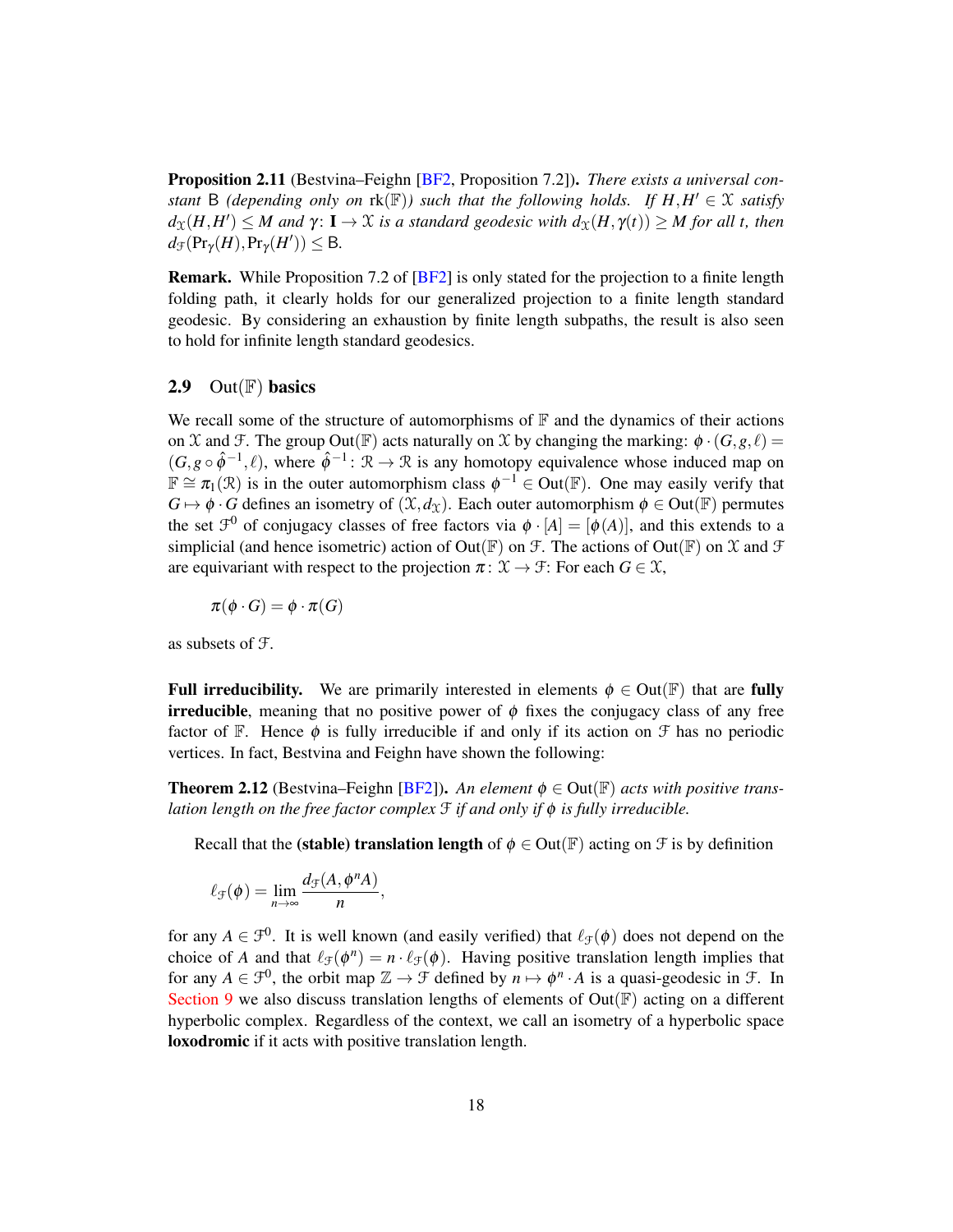**Proposition 2.11** (Bestvina–Feighn [BF2, Proposition 7.2]). *There exists a universal constant* $\mathsf{B}$ *(depending only on* $\mathrm{rk}(\mathbb{F})$*) such that the following holds. If* $H, H' \in \mathcal{X}$ *satisfy* $d_{\mathcal{X}}(H,H') \leq M$ *and* $\gamma\colon \mathbf{I} \to \mathcal{X}$ *is a standard geodesic with* $d_{\mathcal{X}}(H, \gamma(t)) \geq M$ *for all* $t$*, then* $d_{\mathcal{F}}(\mathrm{Pr}_\gamma(H), \mathrm{Pr}_\gamma(H')) \leq \mathsf{B}$.

**Remark.** While Proposition 7.2 of [BF2] is only stated for the projection to a finite length folding path, it clearly holds for our generalized projection to a finite length standard geodesic. By considering an exhaustion by finite length subpaths, the result is also seen to hold for infinite length standard geodesics.

### 2.9 $\mathrm{Out}(\mathbb{F})$ basics

We recall some of the structure of automorphisms of $\mathbb{F}$ and the dynamics of their actions on $\mathcal{X}$ and $\mathcal{F}$. The group $\mathrm{Out}(\mathbb{F})$ acts naturally on $\mathcal{X}$ by changing the marking: $\phi \cdot (G, g, \ell) = (G, g \circ \hat{\phi}^{-1}, \ell)$, where $\hat{\phi}^{-1}\colon \mathcal{R} \to \mathcal{R}$ is any homotopy equivalence whose induced map on $\mathbb{F} \cong \pi_1(\mathcal{R})$ is in the outer automorphism class $\phi^{-1} \in \mathrm{Out}(\mathbb{F})$. One may easily verify that $G \mapsto \phi \cdot G$ defines an isometry of $(\mathcal{X}, d_{\mathcal{X}})$. Each outer automorphism $\phi \in \mathrm{Out}(\mathbb{F})$ permutes the set $\mathcal{F}^0$ of conjugacy classes of free factors via $\phi \cdot [A] = [\phi(A)]$, and this extends to a simplicial (and hence isometric) action of $\mathrm{Out}(\mathbb{F})$ on $\mathcal{F}$. The actions of $\mathrm{Out}(\mathbb{F})$ on $\mathcal{X}$ and $\mathcal{F}$ are equivariant with respect to the projection $\pi\colon \mathcal{X} \to \mathcal{F}$: For each $G \in \mathcal{X}$,

$$\pi(\phi \cdot G) = \phi \cdot \pi(G)$$

as subsets of $\mathcal{F}$.

**Full irreducibility.** We are primarily interested in elements $\phi \in \mathrm{Out}(\mathbb{F})$ that are **fully irreducible**, meaning that no positive power of $\phi$ fixes the conjugacy class of any free factor of $\mathbb{F}$. Hence $\phi$ is fully irreducible if and only if its action on $\mathcal{F}$ has no periodic vertices. In fact, Bestvina and Feighn have shown the following:

**Theorem 2.12** (Bestvina–Feighn [BF2]). *An element* $\phi \in \mathrm{Out}(\mathbb{F})$ *acts with positive translation length on the free factor complex* $\mathcal{F}$ *if and only if* $\phi$ *is fully irreducible.*

Recall that the **(stable) translation length** of $\phi \in \mathrm{Out}(\mathbb{F})$ acting on $\mathcal{F}$ is by definition

$$\ell_{\mathcal{F}}(\phi) = \lim_{n \to \infty} \frac{d_{\mathcal{F}}(A, \phi^n A)}{n},$$

for any $A \in \mathcal{F}^0$. It is well known (and easily verified) that $\ell_{\mathcal{F}}(\phi)$ does not depend on the choice of $A$ and that $\ell_{\mathcal{F}}(\phi^n) = n \cdot \ell_{\mathcal{F}}(\phi)$. Having positive translation length implies that for any $A \in \mathcal{F}^0$, the orbit map $\mathbb{Z} \to \mathcal{F}$ defined by $n \mapsto \phi^n \cdot A$ is a quasi-geodesic in $\mathcal{F}$. In Section 9 we also discuss translation lengths of elements of $\mathrm{Out}(\mathbb{F})$ acting on a different hyperbolic complex. Regardless of the context, we call an isometry of a hyperbolic space **loxodromic** if it acts with positive translation length.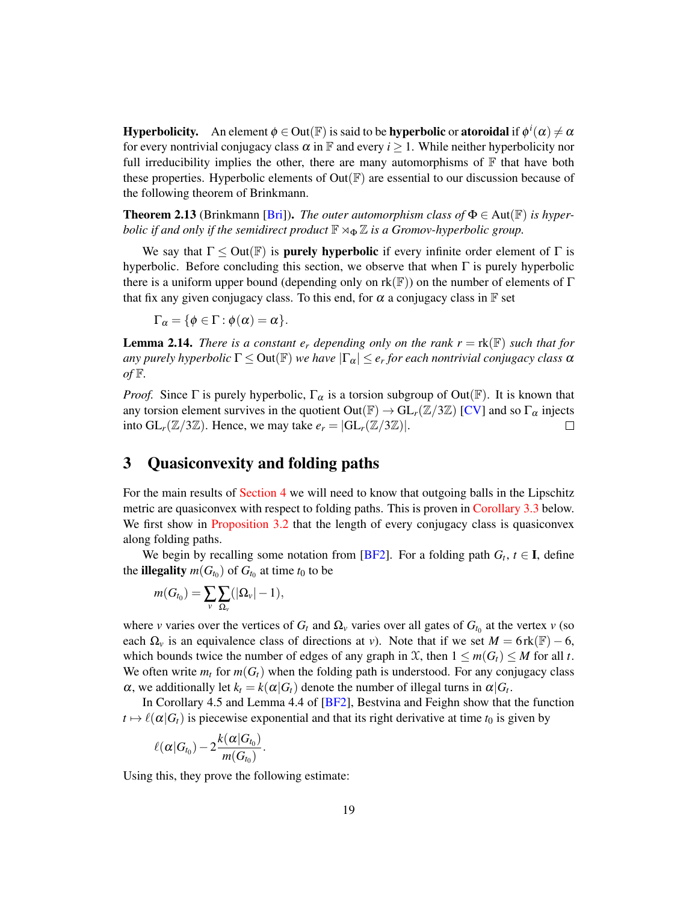**Hyperbolicity.** An element $\phi \in \mathrm{Out}(\mathbb{F})$ is said to be **hyperbolic** or **atoroidal** if $\phi^i(\alpha) \neq \alpha$ for every nontrivial conjugacy class $\alpha$ in $\mathbb{F}$ and every $i \geq 1$. While neither hyperbolicity nor full irreducibility implies the other, there are many automorphisms of $\mathbb{F}$ that have both these properties. Hyperbolic elements of $\mathrm{Out}(\mathbb{F})$ are essential to our discussion because of the following theorem of Brinkmann.

**Theorem 2.13** (Brinkmann [Bri]). *The outer automorphism class of $\Phi \in \mathrm{Aut}(\mathbb{F})$ is hyperbolic if and only if the semidirect product $\mathbb{F} \rtimes_\Phi \mathbb{Z}$ is a Gromov-hyperbolic group.*

We say that $\Gamma \leq \mathrm{Out}(\mathbb{F})$ is **purely hyperbolic** if every infinite order element of $\Gamma$ is hyperbolic. Before concluding this section, we observe that when $\Gamma$ is purely hyperbolic there is a uniform upper bound (depending only on $\mathrm{rk}(\mathbb{F})$) on the number of elements of $\Gamma$ that fix any given conjugacy class. To this end, for $\alpha$ a conjugacy class in $\mathbb{F}$ set

$$\Gamma_\alpha = \{\phi \in \Gamma : \phi(\alpha) = \alpha\}.$$

**Lemma 2.14.** *There is a constant $e_r$ depending only on the rank $r = \mathrm{rk}(\mathbb{F})$ such that for any purely hyperbolic $\Gamma \leq \mathrm{Out}(\mathbb{F})$ we have $|\Gamma_\alpha| \leq e_r$ for each nontrivial conjugacy class $\alpha$ of $\mathbb{F}$.*

*Proof.* Since $\Gamma$ is purely hyperbolic, $\Gamma_\alpha$ is a torsion subgroup of $\mathrm{Out}(\mathbb{F})$. It is known that any torsion element survives in the quotient $\mathrm{Out}(\mathbb{F}) \to \mathrm{GL}_r(\mathbb{Z}/3\mathbb{Z})$ [CV] and so $\Gamma_\alpha$ injects into $\mathrm{GL}_r(\mathbb{Z}/3\mathbb{Z})$. Hence, we may take $e_r = |\mathrm{GL}_r(\mathbb{Z}/3\mathbb{Z})|$. ∎

# 3 Quasiconvexity and folding paths

For the main results of Section 4 we will need to know that outgoing balls in the Lipschitz metric are quasiconvex with respect to folding paths. This is proven in Corollary 3.3 below. We first show in Proposition 3.2 that the length of every conjugacy class is quasiconvex along folding paths.

We begin by recalling some notation from [BF2]. For a folding path $G_t$, $t \in \mathbf{I}$, define the **illegality** $m(G_{t_0})$ of $G_{t_0}$ at time $t_0$ to be

$$m(G_{t_0}) = \sum_v \sum_{\Omega_v} (|\Omega_v| - 1),$$

where $v$ varies over the vertices of $G_t$ and $\Omega_v$ varies over all gates of $G_{t_0}$ at the vertex $v$ (so each $\Omega_v$ is an equivalence class of directions at $v$). Note that if we set $M = 6\,\mathrm{rk}(\mathbb{F}) - 6$, which bounds twice the number of edges of any graph in $\mathcal{X}$, then $1 \leq m(G_t) \leq M$ for all $t$. We often write $m_t$ for $m(G_t)$ when the folding path is understood. For any conjugacy class $\alpha$, we additionally let $k_t = k(\alpha|G_t)$ denote the number of illegal turns in $\alpha|G_t$.

In Corollary 4.5 and Lemma 4.4 of [BF2], Bestvina and Feighn show that the function $t \mapsto \ell(\alpha|G_t)$ is piecewise exponential and that its right derivative at time $t_0$ is given by

$$\ell(\alpha|G_{t_0}) - 2\frac{k(\alpha|G_{t_0})}{m(G_{t_0})}.$$

Using this, they prove the following estimate: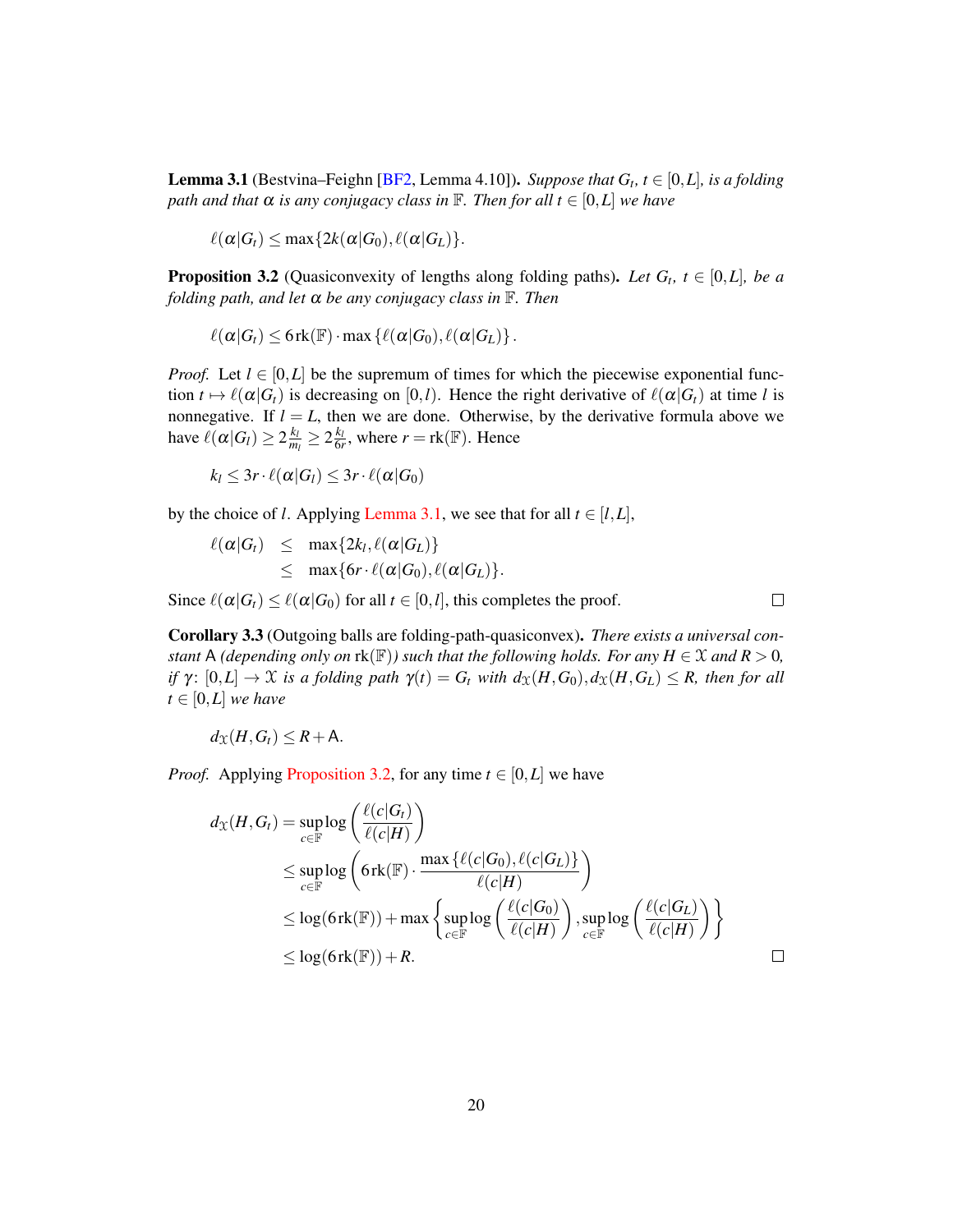**Lemma 3.1** (Bestvina–Feighn [BF2, Lemma 4.10]). *Suppose that $G_t$, $t \in [0,L]$, is a folding path and that $\alpha$ is any conjugacy class in $\mathbb{F}$. Then for all $t \in [0,L]$ we have*

$$\ell(\alpha|G_t) \leq \max\{2k(\alpha|G_0), \ell(\alpha|G_L)\}.$$

**Proposition 3.2** (Quasiconvexity of lengths along folding paths). *Let $G_t$, $t \in [0,L]$, be a folding path, and let $\alpha$ be any conjugacy class in $\mathbb{F}$. Then*

$$\ell(\alpha|G_t) \leq 6\,\mathrm{rk}(\mathbb{F}) \cdot \max\{\ell(\alpha|G_0), \ell(\alpha|G_L)\}.$$

*Proof.* Let $l \in [0,L]$ be the supremum of times for which the piecewise exponential function $t \mapsto \ell(\alpha|G_t)$ is decreasing on $[0,l)$. Hence the right derivative of $\ell(\alpha|G_t)$ at time $l$ is nonnegative. If $l = L$, then we are done. Otherwise, by the derivative formula above we have $\ell(\alpha|G_l) \geq 2\frac{k_l}{m_l} \geq 2\frac{k_l}{6r}$, where $r = \mathrm{rk}(\mathbb{F})$. Hence

$$k_l \leq 3r \cdot \ell(\alpha|G_l) \leq 3r \cdot \ell(\alpha|G_0)$$

by the choice of $l$. Applying Lemma 3.1, we see that for all $t \in [l,L]$,

$$\begin{aligned} \ell(\alpha|G_t) &\leq \max\{2k_l, \ell(\alpha|G_L)\} \\ &\leq \max\{6r \cdot \ell(\alpha|G_0), \ell(\alpha|G_L)\}. \end{aligned}$$

Since $\ell(\alpha|G_t) \leq \ell(\alpha|G_0)$ for all $t \in [0,l]$, this completes the proof. □

**Corollary 3.3** (Outgoing balls are folding-path-quasiconvex). *There exists a universal constant $\mathsf{A}$ (depending only on $\mathrm{rk}(\mathbb{F})$) such that the following holds. For any $H \in \mathcal{X}$ and $R > 0$, if $\gamma\colon [0,L] \to \mathcal{X}$ is a folding path $\gamma(t) = G_t$ with $d_{\mathcal{X}}(H, G_0), d_{\mathcal{X}}(H, G_L) \leq R$, then for all $t \in [0,L]$ we have*

$$d_{\mathcal{X}}(H, G_t) \leq R + \mathsf{A}.$$

*Proof.* Applying Proposition 3.2, for any time $t \in [0,L]$ we have

$$\begin{aligned} d_{\mathcal{X}}(H, G_t) &= \sup_{c \in \mathbb{F}} \log\left(\frac{\ell(c|G_t)}{\ell(c|H)}\right) \\ &\leq \sup_{c \in \mathbb{F}} \log\left(6\,\mathrm{rk}(\mathbb{F}) \cdot \frac{\max\{\ell(c|G_0), \ell(c|G_L)\}}{\ell(c|H)}\right) \\ &\leq \log(6\,\mathrm{rk}(\mathbb{F})) + \max\left\{\sup_{c \in \mathbb{F}} \log\left(\frac{\ell(c|G_0)}{\ell(c|H)}\right), \sup_{c \in \mathbb{F}} \log\left(\frac{\ell(c|G_L)}{\ell(c|H)}\right)\right\} \\ &\leq \log(6\,\mathrm{rk}(\mathbb{F})) + R. \end{aligned}$$

□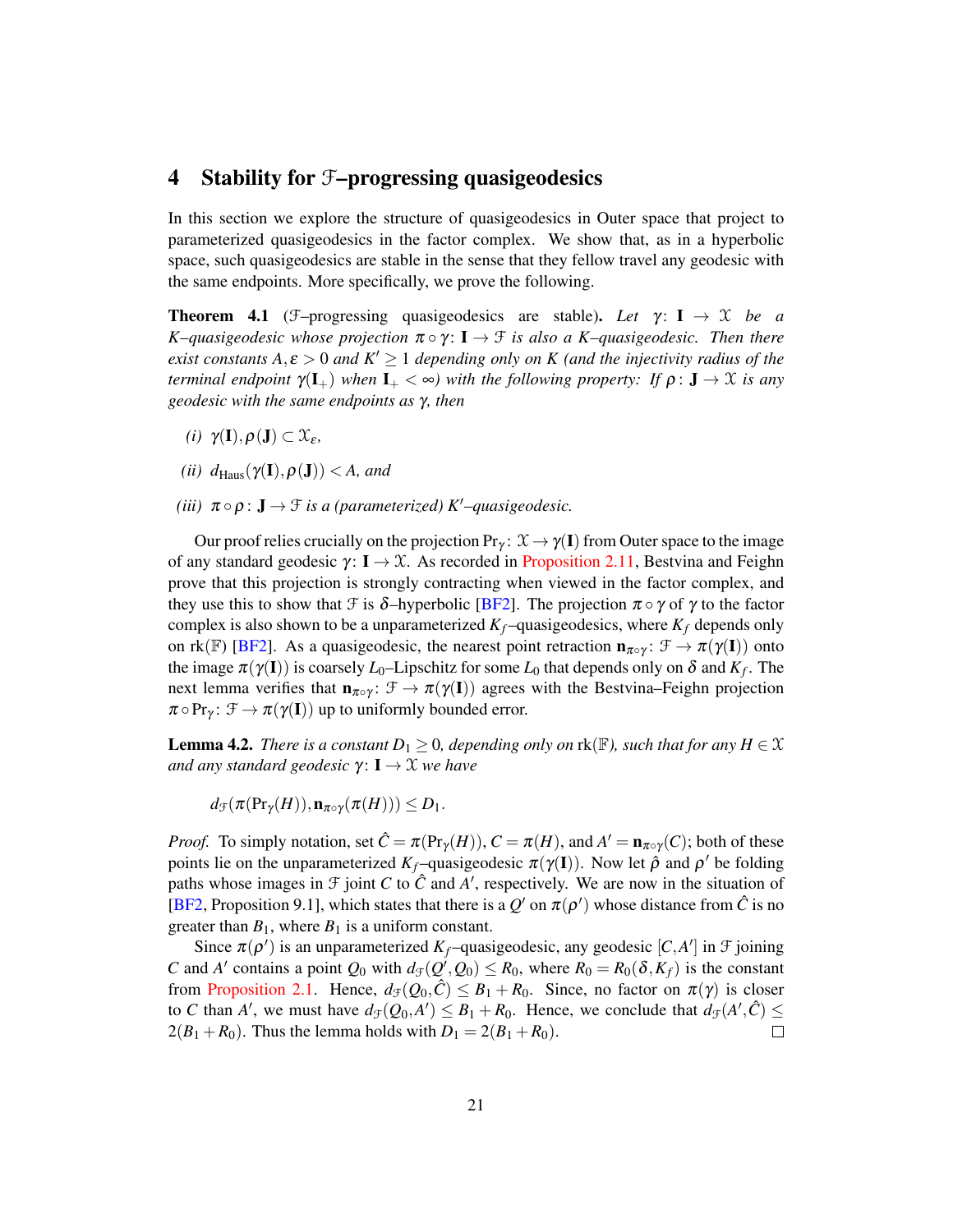# 4 Stability for $\mathcal{F}$–progressing quasigeodesics

In this section we explore the structure of quasigeodesics in Outer space that project to parameterized quasigeodesics in the factor complex. We show that, as in a hyperbolic space, such quasigeodesics are stable in the sense that they fellow travel any geodesic with the same endpoints. More specifically, we prove the following.

**Theorem 4.1** ($\mathcal{F}$–progressing quasigeodesics are stable)**.** *Let $\gamma\colon \mathbf{I} \to \mathcal{X}$ be a $K$–quasigeodesic whose projection $\pi \circ \gamma\colon \mathbf{I} \to \mathcal{F}$ is also a $K$–quasigeodesic. Then there exist constants $A, \varepsilon > 0$ and $K' \geq 1$ depending only on $K$ (and the injectivity radius of the terminal endpoint $\gamma(\mathbf{I}_+)$ when $\mathbf{I}_+ < \infty$) with the following property: If $\rho\colon \mathbf{J} \to \mathcal{X}$ is any geodesic with the same endpoints as $\gamma$, then*

*(i) $\gamma(\mathbf{I}), \rho(\mathbf{J}) \subset \mathcal{X}_\varepsilon$,*

*(ii) $d_{\mathrm{Haus}}(\gamma(\mathbf{I}), \rho(\mathbf{J})) < A$, and*

*(iii) $\pi \circ \rho\colon \mathbf{J} \to \mathcal{F}$ is a (parameterized) $K'$–quasigeodesic.*

Our proof relies crucially on the projection $\mathrm{Pr}_\gamma\colon \mathcal{X} \to \gamma(\mathbf{I})$ from Outer space to the image of any standard geodesic $\gamma\colon \mathbf{I} \to \mathcal{X}$. As recorded in Proposition 2.11, Bestvina and Feighn prove that this projection is strongly contracting when viewed in the factor complex, and they use this to show that $\mathcal{F}$ is $\delta$–hyperbolic [BF2]. The projection $\pi \circ \gamma$ of $\gamma$ to the factor complex is also shown to be a unparameterized $K_f$–quasigeodesics, where $K_f$ depends only on $\mathrm{rk}(\mathbb{F})$ [BF2]. As a quasigeodesic, the nearest point retraction $\mathbf{n}_{\pi\circ\gamma}\colon \mathcal{F} \to \pi(\gamma(\mathbf{I}))$ onto the image $\pi(\gamma(\mathbf{I}))$ is coarsely $L_0$–Lipschitz for some $L_0$ that depends only on $\delta$ and $K_f$. The next lemma verifies that $\mathbf{n}_{\pi\circ\gamma}\colon \mathcal{F} \to \pi(\gamma(\mathbf{I}))$ agrees with the Bestvina–Feighn projection $\pi \circ \mathrm{Pr}_\gamma\colon \mathcal{F} \to \pi(\gamma(\mathbf{I}))$ up to uniformly bounded error.

**Lemma 4.2.** *There is a constant $D_1 \geq 0$, depending only on $\mathrm{rk}(\mathbb{F})$, such that for any $H \in \mathcal{X}$ and any standard geodesic $\gamma\colon \mathbf{I} \to \mathcal{X}$ we have*

$$d_{\mathcal{F}}(\pi(\mathrm{Pr}_\gamma(H)), \mathbf{n}_{\pi\circ\gamma}(\pi(H))) \leq D_1.$$

*Proof.* To simply notation, set $\hat{C} = \pi(\mathrm{Pr}_\gamma(H))$, $C = \pi(H)$, and $A' = \mathbf{n}_{\pi\circ\gamma}(C)$; both of these points lie on the unparameterized $K_f$–quasigeodesic $\pi(\gamma(\mathbf{I}))$. Now let $\hat{\rho}$ and $\rho'$ be folding paths whose images in $\mathcal{F}$ joint $C$ to $\hat{C}$ and $A'$, respectively. We are now in the situation of [BF2, Proposition 9.1], which states that there is a $Q'$ on $\pi(\rho')$ whose distance from $\hat{C}$ is no greater than $B_1$, where $B_1$ is a uniform constant.

Since $\pi(\rho')$ is an unparameterized $K_f$–quasigeodesic, any geodesic $[C, A']$ in $\mathcal{F}$ joining $C$ and $A'$ contains a point $Q_0$ with $d_{\mathcal{F}}(Q', Q_0) \leq R_0$, where $R_0 = R_0(\delta, K_f)$ is the constant from Proposition 2.1. Hence, $d_{\mathcal{F}}(Q_0, \hat{C}) \leq B_1 + R_0$. Since, no factor on $\pi(\gamma)$ is closer to $C$ than $A'$, we must have $d_{\mathcal{F}}(Q_0, A') \leq B_1 + R_0$. Hence, we conclude that $d_{\mathcal{F}}(A', \hat{C}) \leq 2(B_1 + R_0)$. Thus the lemma holds with $D_1 = 2(B_1 + R_0)$. ◻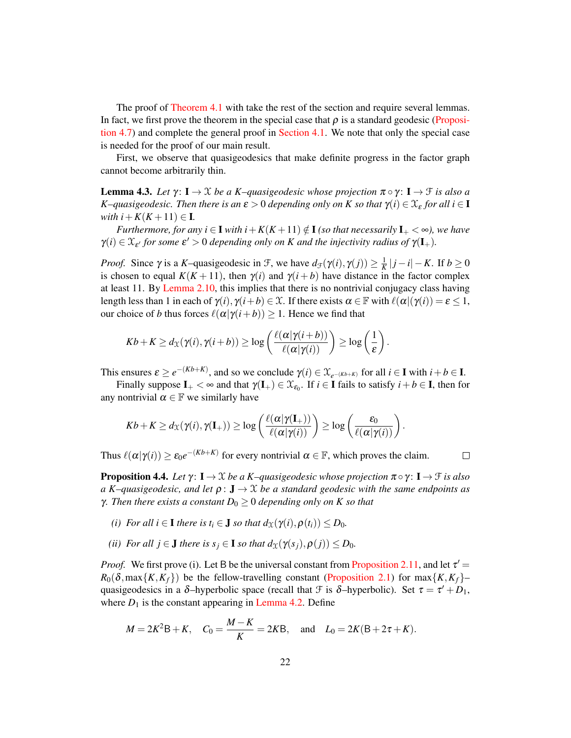The proof of Theorem 4.1 with take the rest of the section and require several lemmas. In fact, we first prove the theorem in the special case that $\rho$ is a standard geodesic (Proposition 4.7) and complete the general proof in Section 4.1. We note that only the special case is needed for the proof of our main result.

First, we observe that quasigeodesics that make definite progress in the factor graph cannot become arbitrarily thin.

**Lemma 4.3.** *Let $\gamma\colon \mathbf{I} \to \mathcal{X}$ be a $K$–quasigeodesic whose projection $\pi \circ \gamma\colon \mathbf{I} \to \mathcal{F}$ is also a $K$–quasigeodesic. Then there is an $\varepsilon > 0$ depending only on $K$ so that $\gamma(i) \in \mathcal{X}_\varepsilon$ for all $i \in \mathbf{I}$ with $i + K(K+11) \in \mathbf{I}$.*

*Furthermore, for any $i \in \mathbf{I}$ with $i + K(K+11) \notin \mathbf{I}$ (so that necessarily $\mathbf{I}_+ < \infty$), we have $\gamma(i) \in \mathcal{X}_{\varepsilon'}$ for some $\varepsilon' > 0$ depending only on $K$ and the injectivity radius of $\gamma(\mathbf{I}_+)$.*

*Proof.* Since $\gamma$ is a $K$–quasigeodesic in $\mathcal{F}$, we have $d_{\mathcal{F}}(\gamma(i), \gamma(j)) \geq \frac{1}{K}|j-i| - K$. If $b \geq 0$ is chosen to equal $K(K+11)$, then $\gamma(i)$ and $\gamma(i+b)$ have distance in the factor complex at least 11. By Lemma 2.10, this implies that there is no nontrivial conjugacy class having length less than 1 in each of $\gamma(i), \gamma(i+b) \in \mathcal{X}$. If there exists $\alpha \in \mathbb{F}$ with $\ell(\alpha|(\gamma(i)) = \varepsilon \leq 1$, our choice of $b$ thus forces $\ell(\alpha|\gamma(i+b)) \geq 1$. Hence we find that

$$Kb + K \geq d_{\mathcal{X}}(\gamma(i), \gamma(i+b)) \geq \log\left(\frac{\ell(\alpha|\gamma(i+b))}{\ell(\alpha|\gamma(i))}\right) \geq \log\left(\frac{1}{\varepsilon}\right).$$

This ensures $\varepsilon \geq e^{-(Kb+K)}$, and so we conclude $\gamma(i) \in \mathcal{X}_{e^{-(Kb+K)}}$ for all $i \in \mathbf{I}$ with $i + b \in \mathbf{I}$.

Finally suppose $\mathbf{I}_+ < \infty$ and that $\gamma(\mathbf{I}_+) \in \mathcal{X}_{\varepsilon_0}$. If $i \in \mathbf{I}$ fails to satisfy $i + b \in \mathbf{I}$, then for any nontrivial $\alpha \in \mathbb{F}$ we similarly have

$$Kb + K \geq d_{\mathcal{X}}(\gamma(i), \gamma(\mathbf{I}_+)) \geq \log\left(\frac{\ell(\alpha|\gamma(\mathbf{I}_+))}{\ell(\alpha|\gamma(i))}\right) \geq \log\left(\frac{\varepsilon_0}{\ell(\alpha|\gamma(i))}\right).$$

Thus $\ell(\alpha|\gamma(i)) \geq \varepsilon_0 e^{-(Kb+K)}$ for every nontrivial $\alpha \in \mathbb{F}$, which proves the claim. $\square$

**Proposition 4.4.** *Let $\gamma\colon \mathbf{I} \to \mathcal{X}$ be a $K$–quasigeodesic whose projection $\pi \circ \gamma\colon \mathbf{I} \to \mathcal{F}$ is also a $K$–quasigeodesic, and let $\rho\colon \mathbf{J} \to \mathcal{X}$ be a standard geodesic with the same endpoints as $\gamma$. Then there exists a constant $D_0 \geq 0$ depending only on $K$ so that*

*(i) For all $i \in \mathbf{I}$ there is $t_i \in \mathbf{J}$ so that $d_{\mathcal{X}}(\gamma(i), \rho(t_i)) \leq D_0$.*

*(ii) For all $j \in \mathbf{J}$ there is $s_j \in \mathbf{I}$ so that $d_{\mathcal{X}}(\gamma(s_j), \rho(j)) \leq D_0$.*

*Proof.* We first prove (i). Let $\mathsf{B}$ be the universal constant from Proposition 2.11, and let $\tau' = R_0(\delta, \max\{K, K_f\})$ be the fellow-travelling constant (Proposition 2.1) for $\max\{K, K_f\}$–quasigeodesics in a $\delta$–hyperbolic space (recall that $\mathcal{F}$ is $\delta$–hyperbolic). Set $\tau = \tau' + D_1$, where $D_1$ is the constant appearing in Lemma 4.2. Define

$$M = 2K^2\mathsf{B} + K, \quad C_0 = \frac{M-K}{K} = 2K\mathsf{B}, \quad \text{and} \quad L_0 = 2K(\mathsf{B} + 2\tau + K).$$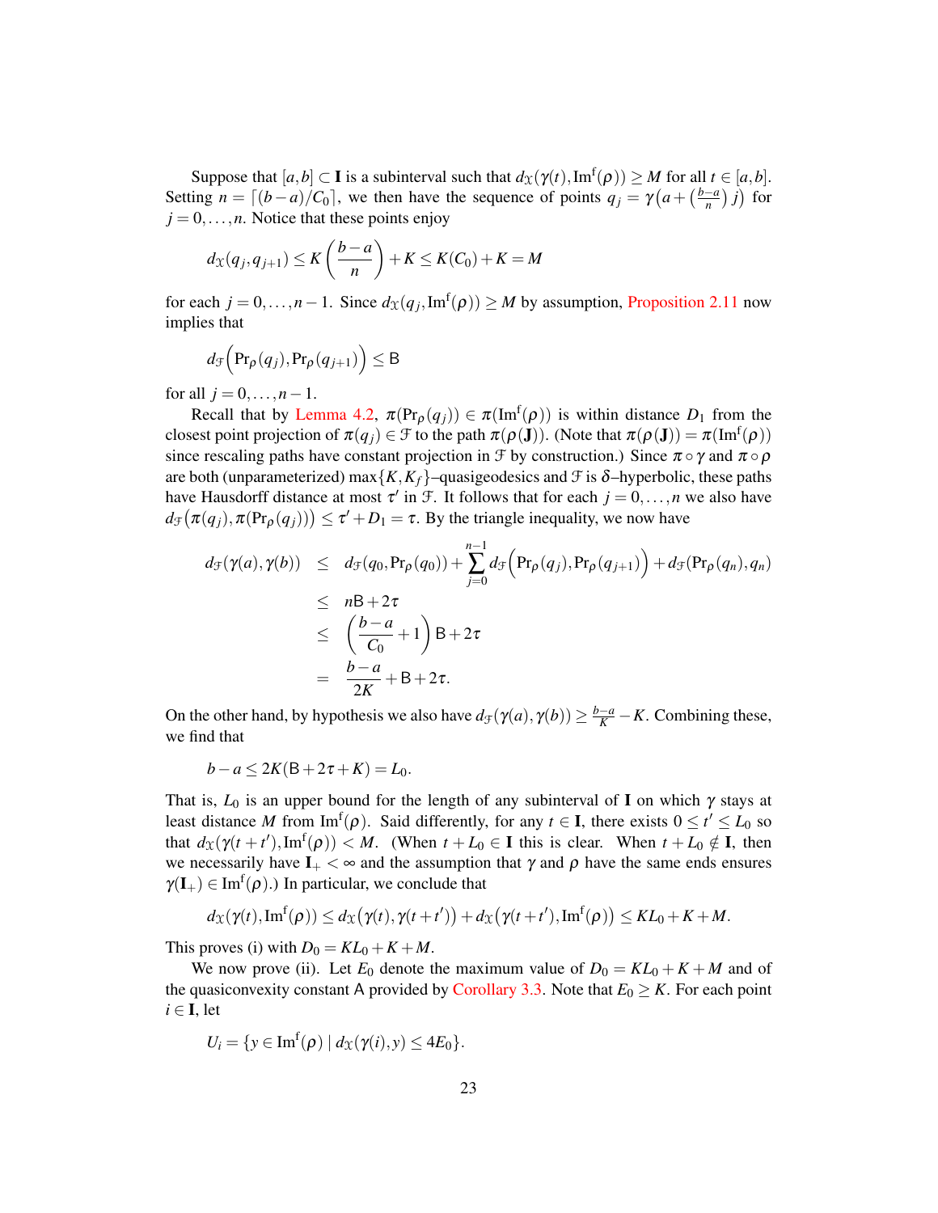Suppose that $[a,b] \subset \mathbf{I}$ is a subinterval such that $d_{\mathcal{X}}(\gamma(t), \mathrm{Im}^{\mathrm{f}}(\rho)) \geq M$ for all $t \in [a,b]$. Setting $n = \lceil (b-a)/C_0 \rceil$, we then have the sequence of points $q_j = \gamma\big(a + \big(\frac{b-a}{n}\big) j\big)$ for $j = 0, \dots, n$. Notice that these points enjoy

$$d_{\mathcal{X}}(q_j, q_{j+1}) \leq K\left(\frac{b-a}{n}\right) + K \leq K(C_0) + K = M$$

for each $j = 0, \dots, n-1$. Since $d_{\mathcal{X}}(q_j, \mathrm{Im}^{\mathrm{f}}(\rho)) \geq M$ by assumption, Proposition 2.11 now implies that

$$d_{\mathcal{F}}\Big(\mathrm{Pr}_\rho(q_j), \mathrm{Pr}_\rho(q_{j+1})\Big) \leq \mathsf{B}$$

for all $j = 0, \dots, n-1$.

Recall that by Lemma 4.2, $\pi(\mathrm{Pr}_\rho(q_j)) \in \pi(\mathrm{Im}^{\mathrm{f}}(\rho))$ is within distance $D_1$ from the closest point projection of $\pi(q_j) \in \mathcal{F}$ to the path $\pi(\rho(\mathbf{J}))$. (Note that $\pi(\rho(\mathbf{J})) = \pi(\mathrm{Im}^{\mathrm{f}}(\rho))$ since rescaling paths have constant projection in $\mathcal{F}$ by construction.) Since $\pi \circ \gamma$ and $\pi \circ \rho$ are both (unparameterized) $\max\{K, K_f\}$–quasigeodesics and $\mathcal{F}$ is $\delta$–hyperbolic, these paths have Hausdorff distance at most $\tau'$ in $\mathcal{F}$. It follows that for each $j = 0, \dots, n$ we also have $d_{\mathcal{F}}\big(\pi(q_j), \pi(\mathrm{Pr}_\rho(q_j))\big) \leq \tau' + D_1 = \tau$. By the triangle inequality, we now have

$$\begin{aligned}
d_{\mathcal{F}}(\gamma(a), \gamma(b)) &\leq d_{\mathcal{F}}(q_0, \mathrm{Pr}_\rho(q_0)) + \sum_{j=0}^{n-1} d_{\mathcal{F}}\Big(\mathrm{Pr}_\rho(q_j), \mathrm{Pr}_\rho(q_{j+1})\Big) + d_{\mathcal{F}}(\mathrm{Pr}_\rho(q_n), q_n) \\
&\leq n\mathsf{B} + 2\tau \\
&\leq \left(\frac{b-a}{C_0} + 1\right)\mathsf{B} + 2\tau \\
&= \frac{b-a}{2K} + \mathsf{B} + 2\tau.
\end{aligned}$$

On the other hand, by hypothesis we also have $d_{\mathcal{F}}(\gamma(a), \gamma(b)) \geq \frac{b-a}{K} - K$. Combining these, we find that

$$b - a \leq 2K(\mathsf{B} + 2\tau + K) = L_0.$$

That is, $L_0$ is an upper bound for the length of any subinterval of $\mathbf{I}$ on which $\gamma$ stays at least distance $M$ from $\mathrm{Im}^{\mathrm{f}}(\rho)$. Said differently, for any $t \in \mathbf{I}$, there exists $0 \leq t' \leq L_0$ so that $d_{\mathcal{X}}(\gamma(t+t'), \mathrm{Im}^{\mathrm{f}}(\rho)) < M$. (When $t + L_0 \in \mathbf{I}$ this is clear. When $t + L_0 \notin \mathbf{I}$, then we necessarily have $\mathbf{I}_+ < \infty$ and the assumption that $\gamma$ and $\rho$ have the same ends ensures $\gamma(\mathbf{I}_+) \in \mathrm{Im}^{\mathrm{f}}(\rho)$.) In particular, we conclude that

$$d_{\mathcal{X}}(\gamma(t), \mathrm{Im}^{\mathrm{f}}(\rho)) \leq d_{\mathcal{X}}\big(\gamma(t), \gamma(t+t')\big) + d_{\mathcal{X}}\big(\gamma(t+t'), \mathrm{Im}^{\mathrm{f}}(\rho)\big) \leq KL_0 + K + M.$$

This proves (i) with $D_0 = KL_0 + K + M$.

We now prove (ii). Let $E_0$ denote the maximum value of $D_0 = KL_0 + K + M$ and of the quasiconvexity constant $\mathsf{A}$ provided by Corollary 3.3. Note that $E_0 \geq K$. For each point $i \in \mathbf{I}$, let

$$U_i = \{y \in \mathrm{Im}^{\mathrm{f}}(\rho) \mid d_{\mathcal{X}}(\gamma(i), y) \leq 4E_0\}.$$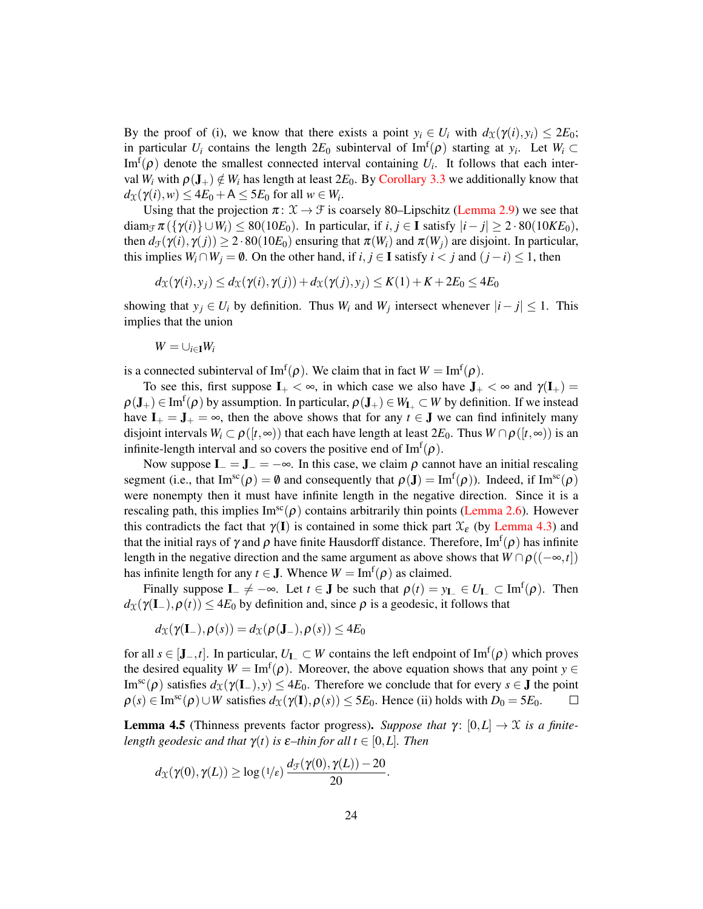By the proof of (i), we know that there exists a point $y_i \in U_i$ with $d_{\mathcal{X}}(\gamma(i), y_i) \leq 2E_0$; in particular $U_i$ contains the length $2E_0$ subinterval of $\mathrm{Im}^{\mathrm{f}}(\rho)$ starting at $y_i$. Let $W_i \subset \mathrm{Im}^{\mathrm{f}}(\rho)$ denote the smallest connected interval containing $U_i$. It follows that each interval $W_i$ with $\rho(\mathbf{J}_+) \notin W_i$ has length at least $2E_0$. By Corollary 3.3 we additionally know that $d_{\mathcal{X}}(\gamma(i), w) \leq 4E_0 + \mathsf{A} \leq 5E_0$ for all $w \in W_i$.

Using that the projection $\pi\colon \mathcal{X} \to \mathcal{F}$ is coarsely 80–Lipschitz (Lemma 2.9) we see that $\mathrm{diam}_{\mathcal{F}}\, \pi(\{\gamma(i)\} \cup W_i) \leq 80(10E_0)$. In particular, if $i, j \in \mathbf{I}$ satisfy $|i - j| \geq 2 \cdot 80(10KE_0)$, then $d_{\mathcal{F}}(\gamma(i), \gamma(j)) \geq 2 \cdot 80(10E_0)$ ensuring that $\pi(W_i)$ and $\pi(W_j)$ are disjoint. In particular, this implies $W_i \cap W_j = \emptyset$. On the other hand, if $i, j \in \mathbf{I}$ satisfy $i < j$ and $(j - i) \leq 1$, then

$$d_{\mathcal{X}}(\gamma(i), y_j) \leq d_{\mathcal{X}}(\gamma(i), \gamma(j)) + d_{\mathcal{X}}(\gamma(j), y_j) \leq K(1) + K + 2E_0 \leq 4E_0$$

showing that $y_j \in U_i$ by definition. Thus $W_i$ and $W_j$ intersect whenever $|i - j| \leq 1$. This implies that the union

$$W = \cup_{i \in \mathbf{I}} W_i$$

is a connected subinterval of $\mathrm{Im}^{\mathrm{f}}(\rho)$. We claim that in fact $W = \mathrm{Im}^{\mathrm{f}}(\rho)$.

To see this, first suppose $\mathbf{I}_+ < \infty$, in which case we also have $\mathbf{J}_+ < \infty$ and $\gamma(\mathbf{I}_+) = \rho(\mathbf{J}_+) \in \mathrm{Im}^{\mathrm{f}}(\rho)$ by assumption. In particular, $\rho(\mathbf{J}_+) \in W_{\mathbf{I}_+} \subset W$ by definition. If we instead have $\mathbf{I}_+ = \mathbf{J}_+ = \infty$, then the above shows that for any $t \in \mathbf{J}$ we can find infinitely many disjoint intervals $W_i \subset \rho([t, \infty))$ that each have length at least $2E_0$. Thus $W \cap \rho([t, \infty))$ is an infinite-length interval and so covers the positive end of $\mathrm{Im}^{\mathrm{f}}(\rho)$.

Now suppose $\mathbf{I}_- = \mathbf{J}_- = -\infty$. In this case, we claim $\rho$ cannot have an initial rescaling segment (i.e., that $\mathrm{Im}^{\mathrm{sc}}(\rho) = \emptyset$ and consequently that $\rho(\mathbf{J}) = \mathrm{Im}^{\mathrm{f}}(\rho)$). Indeed, if $\mathrm{Im}^{\mathrm{sc}}(\rho)$ were nonempty then it must have infinite length in the negative direction. Since it is a rescaling path, this implies $\mathrm{Im}^{\mathrm{sc}}(\rho)$ contains arbitrarily thin points (Lemma 2.6). However this contradicts the fact that $\gamma(\mathbf{I})$ is contained in some thick part $\mathcal{X}_\varepsilon$ (by Lemma 4.3) and that the initial rays of $\gamma$ and $\rho$ have finite Hausdorff distance. Therefore, $\mathrm{Im}^{\mathrm{f}}(\rho)$ has infinite length in the negative direction and the same argument as above shows that $W \cap \rho((-\infty, t])$ has infinite length for any $t \in \mathbf{J}$. Whence $W = \mathrm{Im}^{\mathrm{f}}(\rho)$ as claimed.

Finally suppose $\mathbf{I}_- \neq -\infty$. Let $t \in \mathbf{J}$ be such that $\rho(t) = y_{\mathbf{I}_-} \in U_{\mathbf{I}_-} \subset \mathrm{Im}^{\mathrm{f}}(\rho)$. Then $d_{\mathcal{X}}(\gamma(\mathbf{I}_-), \rho(t)) \leq 4E_0$ by definition and, since $\rho$ is a geodesic, it follows that

$$d_{\mathcal{X}}(\gamma(\mathbf{I}_-), \rho(s)) = d_{\mathcal{X}}(\rho(\mathbf{J}_-), \rho(s)) \leq 4E_0$$

for all $s \in [\mathbf{J}_-, t]$. In particular, $U_{\mathbf{I}_-} \subset W$ contains the left endpoint of $\mathrm{Im}^{\mathrm{f}}(\rho)$ which proves the desired equality $W = \mathrm{Im}^{\mathrm{f}}(\rho)$. Moreover, the above equation shows that any point $y \in \mathrm{Im}^{\mathrm{sc}}(\rho)$ satisfies $d_{\mathcal{X}}(\gamma(\mathbf{I}_-), y) \leq 4E_0$. Therefore we conclude that for every $s \in \mathbf{J}$ the point $\rho(s) \in \mathrm{Im}^{\mathrm{sc}}(\rho) \cup W$ satisfies $d_{\mathcal{X}}(\gamma(\mathbf{I}), \rho(s)) \leq 5E_0$. Hence (ii) holds with $D_0 = 5E_0$. ☐

**Lemma 4.5** (Thinness prevents factor progress). *Suppose that $\gamma\colon [0, L] \to \mathcal{X}$ is a finite-length geodesic and that $\gamma(t)$ is $\varepsilon$–thin for all $t \in [0, L]$. Then*

$$d_{\mathcal{X}}(\gamma(0), \gamma(L)) \geq \log(1/\varepsilon)\, \frac{d_{\mathcal{F}}(\gamma(0), \gamma(L)) - 20}{20}.$$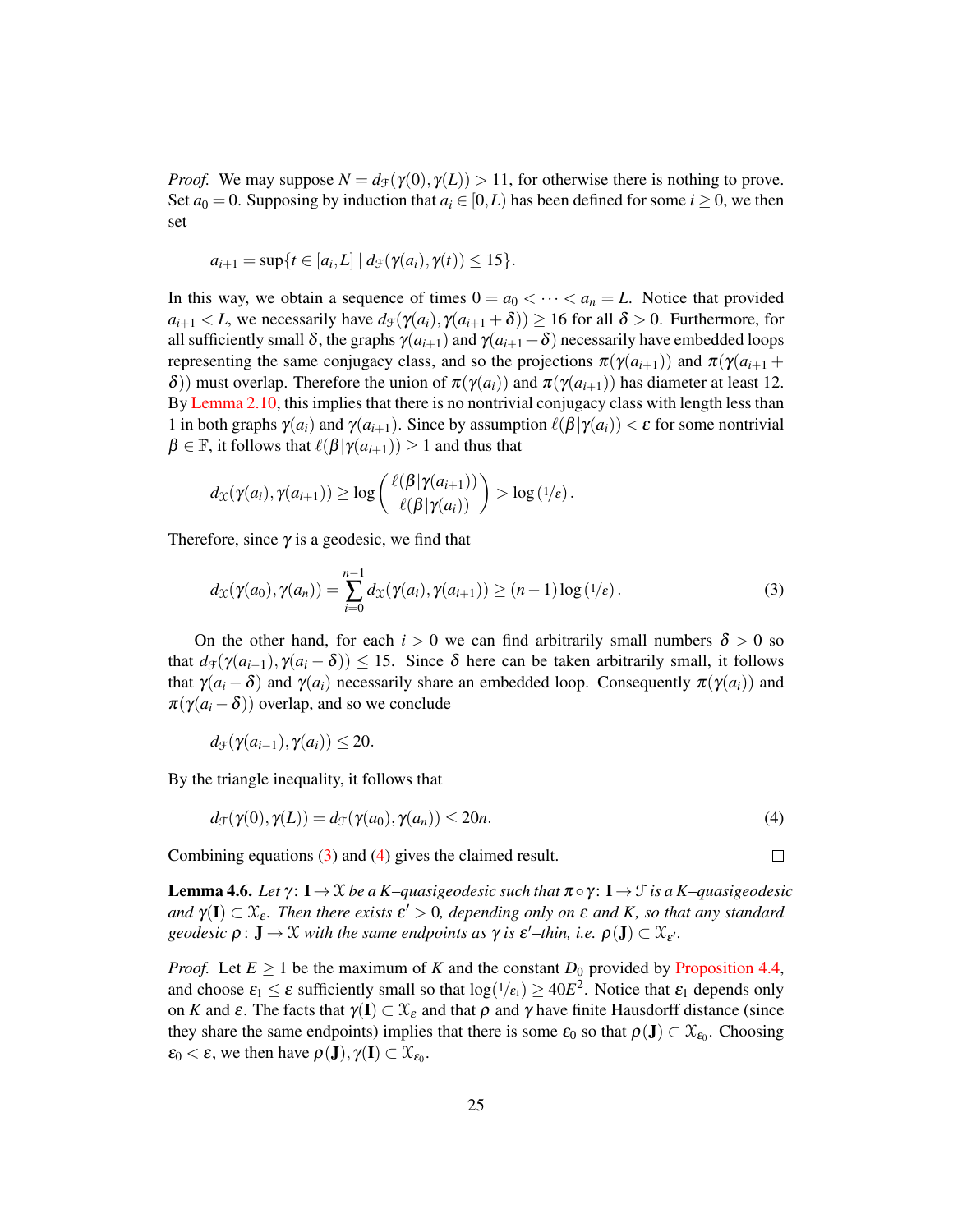*Proof.* We may suppose $N = d_{\mathcal{F}}(\gamma(0), \gamma(L)) > 11$, for otherwise there is nothing to prove. Set $a_0 = 0$. Supposing by induction that $a_i \in [0, L)$ has been defined for some $i \geq 0$, we then set

$$a_{i+1} = \sup\{t \in [a_i, L] \mid d_{\mathcal{F}}(\gamma(a_i), \gamma(t)) \leq 15\}.$$

In this way, we obtain a sequence of times $0 = a_0 < \cdots < a_n = L$. Notice that provided $a_{i+1} < L$, we necessarily have $d_{\mathcal{F}}(\gamma(a_i), \gamma(a_{i+1} + \delta)) \geq 16$ for all $\delta > 0$. Furthermore, for all sufficiently small $\delta$, the graphs $\gamma(a_{i+1})$ and $\gamma(a_{i+1} + \delta)$ necessarily have embedded loops representing the same conjugacy class, and so the projections $\pi(\gamma(a_{i+1}))$ and $\pi(\gamma(a_{i+1} + \delta))$ must overlap. Therefore the union of $\pi(\gamma(a_i))$ and $\pi(\gamma(a_{i+1}))$ has diameter at least 12. By Lemma 2.10, this implies that there is no nontrivial conjugacy class with length less than 1 in both graphs $\gamma(a_i)$ and $\gamma(a_{i+1})$. Since by assumption $\ell(\beta|\gamma(a_i)) < \varepsilon$ for some nontrivial $\beta \in \mathbb{F}$, it follows that $\ell(\beta|\gamma(a_{i+1})) \geq 1$ and thus that

$$d_{\mathcal{X}}(\gamma(a_i), \gamma(a_{i+1})) \geq \log\left(\frac{\ell(\beta|\gamma(a_{i+1}))}{\ell(\beta|\gamma(a_i))}\right) > \log\left(1/\varepsilon\right).$$

Therefore, since $\gamma$ is a geodesic, we find that

$$d_{\mathcal{X}}(\gamma(a_0), \gamma(a_n)) = \sum_{i=0}^{n-1} d_{\mathcal{X}}(\gamma(a_i), \gamma(a_{i+1})) \geq (n-1)\log\left(1/\varepsilon\right). \tag{3}$$

On the other hand, for each $i > 0$ we can find arbitrarily small numbers $\delta > 0$ so that $d_{\mathcal{F}}(\gamma(a_{i-1}), \gamma(a_i - \delta)) \leq 15$. Since $\delta$ here can be taken arbitrarily small, it follows that $\gamma(a_i - \delta)$ and $\gamma(a_i)$ necessarily share an embedded loop. Consequently $\pi(\gamma(a_i))$ and $\pi(\gamma(a_i - \delta))$ overlap, and so we conclude

$$d_{\mathcal{F}}(\gamma(a_{i-1}), \gamma(a_i)) \leq 20.$$

By the triangle inequality, it follows that

$$d_{\mathcal{F}}(\gamma(0), \gamma(L)) = d_{\mathcal{F}}(\gamma(a_0), \gamma(a_n)) \leq 20n. \tag{4}$$

Combining equations (3) and (4) gives the claimed result. $\square$

**Lemma 4.6.** *Let $\gamma\colon \mathbf{I} \to \mathcal{X}$ be a $K$–quasigeodesic such that $\pi \circ \gamma\colon \mathbf{I} \to \mathcal{F}$ is a $K$–quasigeodesic and $\gamma(\mathbf{I}) \subset \mathcal{X}_\varepsilon$. Then there exists $\varepsilon' > 0$, depending only on $\varepsilon$ and $K$, so that any standard geodesic $\rho\colon \mathbf{J} \to \mathcal{X}$ with the same endpoints as $\gamma$ is $\varepsilon'$–thin, i.e. $\rho(\mathbf{J}) \subset \mathcal{X}_{\varepsilon'}$.*

*Proof.* Let $E \geq 1$ be the maximum of $K$ and the constant $D_0$ provided by Proposition 4.4, and choose $\varepsilon_1 \leq \varepsilon$ sufficiently small so that $\log(1/\varepsilon_1) \geq 40E^2$. Notice that $\varepsilon_1$ depends only on $K$ and $\varepsilon$. The facts that $\gamma(\mathbf{I}) \subset \mathcal{X}_\varepsilon$ and that $\rho$ and $\gamma$ have finite Hausdorff distance (since they share the same endpoints) implies that there is some $\varepsilon_0$ so that $\rho(\mathbf{J}) \subset \mathcal{X}_{\varepsilon_0}$. Choosing $\varepsilon_0 < \varepsilon$, we then have $\rho(\mathbf{J}), \gamma(\mathbf{I}) \subset \mathcal{X}_{\varepsilon_0}$.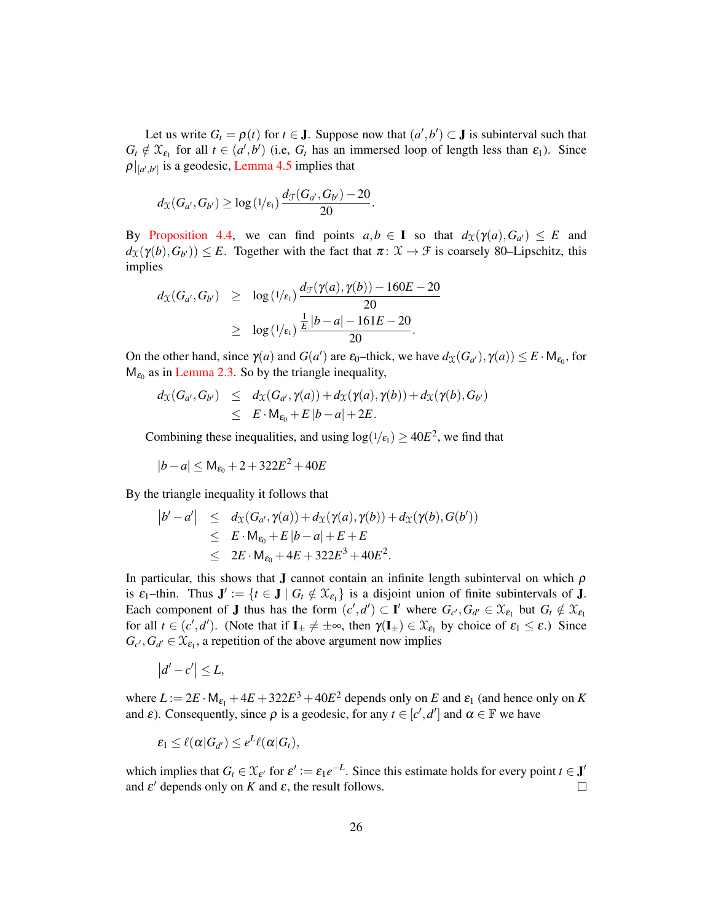Let us write $G_t = \rho(t)$ for $t \in \mathbf{J}$. Suppose now that $(a', b') \subset \mathbf{J}$ is subinterval such that $G_t \notin \mathcal{X}_{\varepsilon_1}$ for all $t \in (a', b')$ (i.e, $G_t$ has an immersed loop of length less than $\varepsilon_1$). Since $\rho|_{[a',b']}$ is a geodesic, Lemma 4.5 implies that

$$d_{\mathcal{X}}(G_{a'}, G_{b'}) \geq \log\left({}^{1}\!/\!_{\varepsilon_1}\right) \frac{d_{\mathcal{F}}(G_{a'}, G_{b'}) - 20}{20}.$$

By Proposition 4.4, we can find points $a, b \in \mathbf{I}$ so that $d_{\mathcal{X}}(\gamma(a), G_{a'}) \leq E$ and $d_{\mathcal{X}}(\gamma(b), G_{b'})) \leq E$. Together with the fact that $\pi \colon \mathcal{X} \to \mathcal{F}$ is coarsely 80–Lipschitz, this implies

$$\begin{aligned}
d_{\mathcal{X}}(G_{a'}, G_{b'}) &\geq \log\left({}^{1}\!/\!_{\varepsilon_1}\right) \frac{d_{\mathcal{F}}(\gamma(a), \gamma(b)) - 160E - 20}{20} \\
&\geq \log\left({}^{1}\!/\!_{\varepsilon_1}\right) \frac{\frac{1}{E}|b-a| - 161E - 20}{20}.
\end{aligned}$$

On the other hand, since $\gamma(a)$ and $G(a')$ are $\varepsilon_0$–thick, we have $d_{\mathcal{X}}(G_{a'}), \gamma(a)) \leq E \cdot \mathsf{M}_{\varepsilon_0}$, for $\mathsf{M}_{\varepsilon_0}$ as in Lemma 2.3. So by the triangle inequality,

$$\begin{aligned}
d_{\mathcal{X}}(G_{a'}, G_{b'}) &\leq d_{\mathcal{X}}(G_{a'}, \gamma(a)) + d_{\mathcal{X}}(\gamma(a), \gamma(b)) + d_{\mathcal{X}}(\gamma(b), G_{b'}) \\
&\leq E \cdot \mathsf{M}_{\varepsilon_0} + E|b-a| + 2E.
\end{aligned}$$

Combining these inequalities, and using $\log({}^{1}\!/\!_{\varepsilon_1}) \geq 40E^2$, we find that

$$|b-a| \leq \mathsf{M}_{\varepsilon_0} + 2 + 322E^2 + 40E$$

By the triangle inequality it follows that

$$\begin{aligned}
\left|b' - a'\right| &\leq d_{\mathcal{X}}(G_{a'}, \gamma(a)) + d_{\mathcal{X}}(\gamma(a), \gamma(b)) + d_{\mathcal{X}}(\gamma(b), G(b')) \\
&\leq E \cdot \mathsf{M}_{\varepsilon_0} + E|b-a| + E + E \\
&\leq 2E \cdot \mathsf{M}_{\varepsilon_0} + 4E + 322E^3 + 40E^2.
\end{aligned}$$

In particular, this shows that $\mathbf{J}$ cannot contain an infinite length subinterval on which $\rho$ is $\varepsilon_1$–thin. Thus $\mathbf{J}' := \{t \in \mathbf{J} \mid G_t \notin \mathcal{X}_{\varepsilon_1}\}$ is a disjoint union of finite subintervals of $\mathbf{J}$. Each component of $\mathbf{J}$ thus has the form $(c', d') \subset \mathbf{I}'$ where $G_{c'}, G_{d'} \in \mathcal{X}_{\varepsilon_1}$ but $G_t \notin \mathcal{X}_{\varepsilon_1}$ for all $t \in (c', d')$. (Note that if $\mathbf{I}_\pm \neq \pm\infty$, then $\gamma(\mathbf{I}_\pm) \in \mathcal{X}_{\varepsilon_1}$ by choice of $\varepsilon_1 \leq \varepsilon$.) Since $G_{c'}, G_{d'} \in \mathcal{X}_{\varepsilon_1}$, a repetition of the above argument now implies

$$\left|d' - c'\right| \leq L,$$

where $L := 2E \cdot \mathsf{M}_{\varepsilon_1} + 4E + 322E^3 + 40E^2$ depends only on $E$ and $\varepsilon_1$ (and hence only on $K$ and $\varepsilon$). Consequently, since $\rho$ is a geodesic, for any $t \in [c', d']$ and $\alpha \in \mathbb{F}$ we have

$$\varepsilon_1 \leq \ell(\alpha | G_{d'}) \leq e^L \ell(\alpha | G_t),$$

which implies that $G_t \in \mathcal{X}_{\varepsilon'}$ for $\varepsilon' := \varepsilon_1 e^{-L}$. Since this estimate holds for every point $t \in \mathbf{J}'$ and $\varepsilon'$ depends only on $K$ and $\varepsilon$, the result follows. $\square$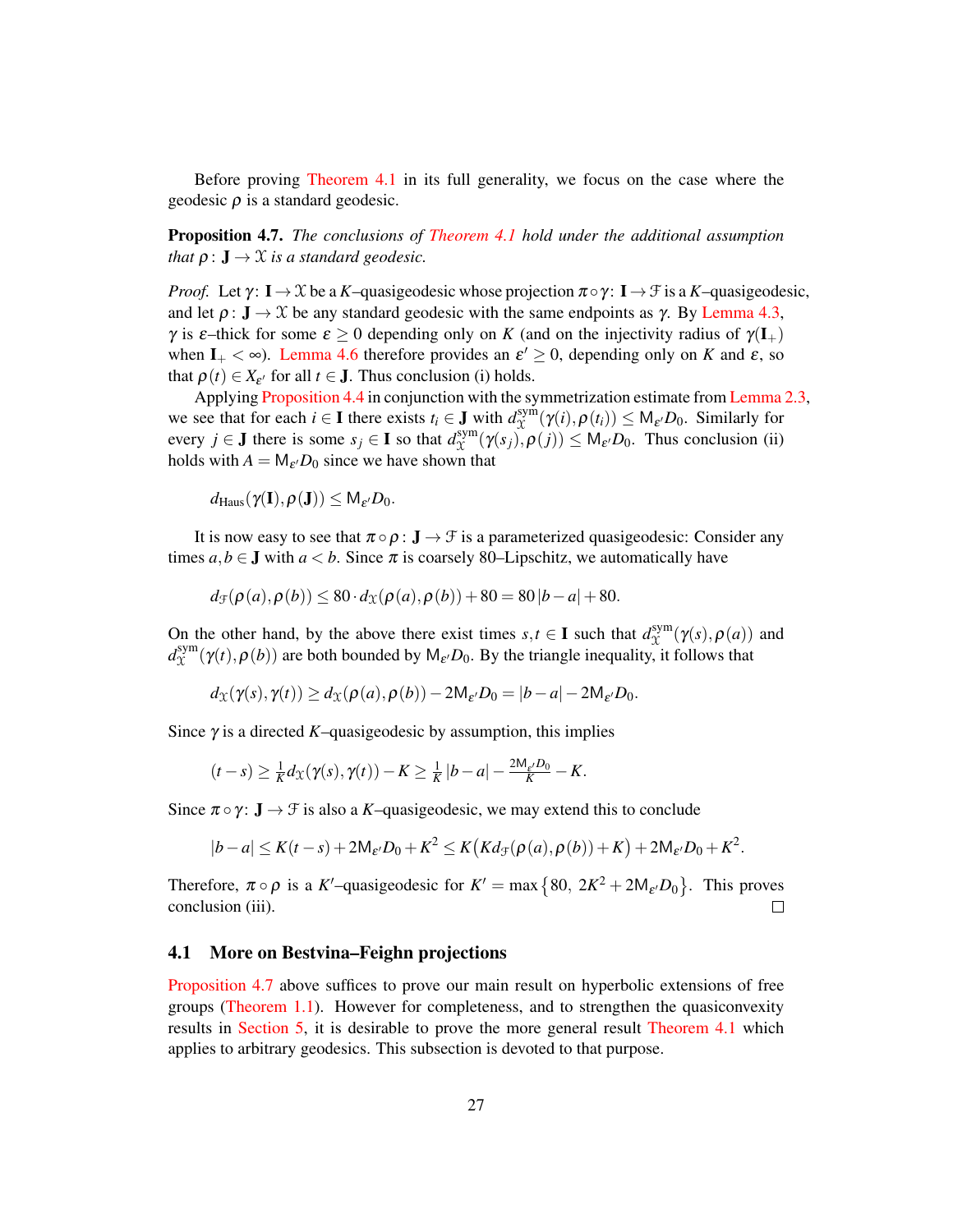Before proving Theorem 4.1 in its full generality, we focus on the case where the geodesic $\rho$ is a standard geodesic.

**Proposition 4.7.** *The conclusions of Theorem 4.1 hold under the additional assumption that $\rho\colon \mathbf{J} \to \mathcal{X}$ is a standard geodesic.*

*Proof.* Let $\gamma\colon \mathbf{I} \to \mathcal{X}$ be a $K$–quasigeodesic whose projection $\pi \circ \gamma\colon \mathbf{I} \to \mathcal{F}$ is a $K$–quasigeodesic, and let $\rho\colon \mathbf{J} \to \mathcal{X}$ be any standard geodesic with the same endpoints as $\gamma$. By Lemma 4.3, $\gamma$ is $\epsilon$–thick for some $\epsilon \geq 0$ depending only on $K$ (and on the injectivity radius of $\gamma(\mathbf{I}_+)$ when $\mathbf{I}_+ < \infty$). Lemma 4.6 therefore provides an $\epsilon' \geq 0$, depending only on $K$ and $\epsilon$, so that $\rho(t) \in X_{\epsilon'}$ for all $t \in \mathbf{J}$. Thus conclusion (i) holds.

Applying Proposition 4.4 in conjunction with the symmetrization estimate from Lemma 2.3, we see that for each $i \in \mathbf{I}$ there exists $t_i \in \mathbf{J}$ with $d^{\mathrm{sym}}_{\mathcal{X}}(\gamma(i), \rho(t_i)) \leq \mathsf{M}_{\epsilon'} D_0$. Similarly for every $j \in \mathbf{J}$ there is some $s_j \in \mathbf{I}$ so that $d^{\mathrm{sym}}_{\mathcal{X}}(\gamma(s_j), \rho(j)) \leq \mathsf{M}_{\epsilon'} D_0$. Thus conclusion (ii) holds with $A = \mathsf{M}_{\epsilon'} D_0$ since we have shown that

$$d_{\mathrm{Haus}}(\gamma(\mathbf{I}), \rho(\mathbf{J})) \leq \mathsf{M}_{\epsilon'} D_0.$$

It is now easy to see that $\pi \circ \rho\colon \mathbf{J} \to \mathcal{F}$ is a parameterized quasigeodesic: Consider any times $a, b \in \mathbf{J}$ with $a < b$. Since $\pi$ is coarsely 80–Lipschitz, we automatically have

$$d_{\mathcal{F}}(\rho(a), \rho(b)) \leq 80 \cdot d_{\mathcal{X}}(\rho(a), \rho(b)) + 80 = 80\,|b-a| + 80.$$

On the other hand, by the above there exist times $s, t \in \mathbf{I}$ such that $d^{\mathrm{sym}}_{\mathcal{X}}(\gamma(s), \rho(a))$ and $d^{\mathrm{sym}}_{\mathcal{X}}(\gamma(t), \rho(b))$ are both bounded by $\mathsf{M}_{\epsilon'} D_0$. By the triangle inequality, it follows that

$$d_{\mathcal{X}}(\gamma(s), \gamma(t)) \geq d_{\mathcal{X}}(\rho(a), \rho(b)) - 2\mathsf{M}_{\epsilon'} D_0 = |b-a| - 2\mathsf{M}_{\epsilon'} D_0.$$

Since $\gamma$ is a directed $K$–quasigeodesic by assumption, this implies

$$(t-s) \geq \tfrac{1}{K} d_{\mathcal{X}}(\gamma(s), \gamma(t)) - K \geq \tfrac{1}{K}\,|b-a| - \tfrac{2\mathsf{M}_{\epsilon'} D_0}{K} - K.$$

Since $\pi \circ \gamma\colon \mathbf{J} \to \mathcal{F}$ is also a $K$–quasigeodesic, we may extend this to conclude

$$|b-a| \leq K(t-s) + 2\mathsf{M}_{\epsilon'} D_0 + K^2 \leq K\big(K d_{\mathcal{F}}(\rho(a), \rho(b)) + K\big) + 2\mathsf{M}_{\epsilon'} D_0 + K^2.$$

Therefore, $\pi \circ \rho$ is a $K'$–quasigeodesic for $K' = \max\big\{80,\ 2K^2 + 2\mathsf{M}_{\epsilon'} D_0\big\}$. This proves conclusion (iii). $\square$

## 4.1 More on Bestvina–Feighn projections

Proposition 4.7 above suffices to prove our main result on hyperbolic extensions of free groups (Theorem 1.1). However for completeness, and to strengthen the quasiconvexity results in Section 5, it is desirable to prove the more general result Theorem 4.1 which applies to arbitrary geodesics. This subsection is devoted to that purpose.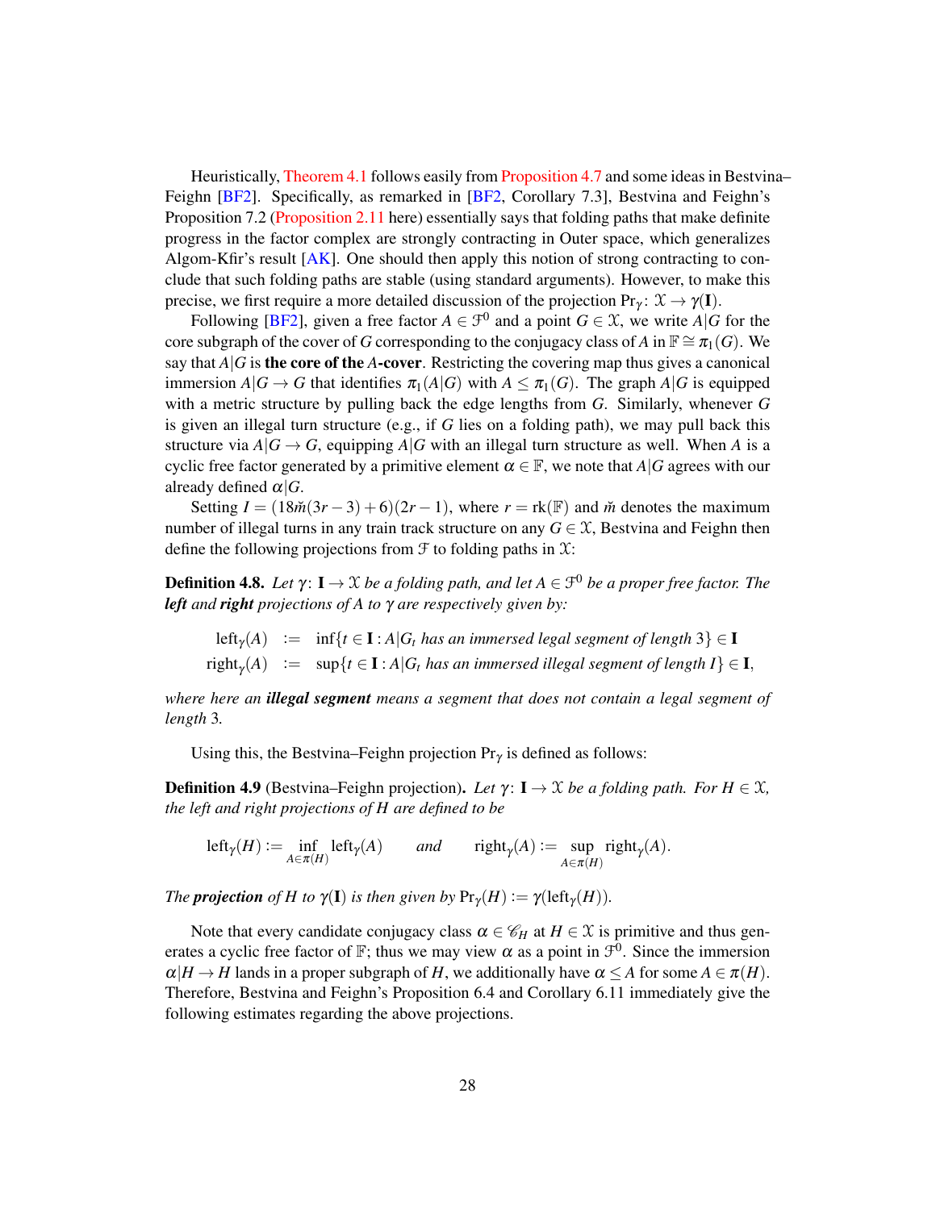Heuristically, Theorem 4.1 follows easily from Proposition 4.7 and some ideas in Bestvina–Feighn [BF2]. Specifically, as remarked in [BF2, Corollary 7.3], Bestvina and Feighn's Proposition 7.2 (Proposition 2.11 here) essentially says that folding paths that make definite progress in the factor complex are strongly contracting in Outer space, which generalizes Algom-Kfir's result [AK]. One should then apply this notion of strong contracting to conclude that such folding paths are stable (using standard arguments). However, to make this precise, we first require a more detailed discussion of the projection $\mathrm{Pr}_\gamma \colon \mathcal{X} \to \gamma(\mathbf{I})$.

Following [BF2], given a free factor $A \in \mathcal{F}^0$ and a point $G \in \mathcal{X}$, we write $A|G$ for the core subgraph of the cover of $G$ corresponding to the conjugacy class of $A$ in $\mathbb{F} \cong \pi_1(G)$. We say that $A|G$ is **the core of the** $A$**-cover**. Restricting the covering map thus gives a canonical immersion $A|G \to G$ that identifies $\pi_1(A|G)$ with $A \leq \pi_1(G)$. The graph $A|G$ is equipped with a metric structure by pulling back the edge lengths from $G$. Similarly, whenever $G$ is given an illegal turn structure (e.g., if $G$ lies on a folding path), we may pull back this structure via $A|G \to G$, equipping $A|G$ with an illegal turn structure as well. When $A$ is a cyclic free factor generated by a primitive element $\alpha \in \mathbb{F}$, we note that $A|G$ agrees with our already defined $\alpha|G$.

Setting $I = (18\check{m}(3r-3)+6)(2r-1)$, where $r = \mathrm{rk}(\mathbb{F})$ and $\check{m}$ denotes the maximum number of illegal turns in any train track structure on any $G \in \mathcal{X}$, Bestvina and Feighn then define the following projections from $\mathcal{F}$ to folding paths in $\mathcal{X}$:

**Definition 4.8.** *Let $\gamma \colon \mathbf{I} \to \mathcal{X}$ be a folding path, and let $A \in \mathcal{F}^0$ be a proper free factor. The **left** and **right** projections of $A$ to $\gamma$ are respectively given by:*

$$\begin{aligned}
\mathrm{left}_\gamma(A) &:= \inf\{t \in \mathbf{I} : A|G_t \text{ has an immersed legal segment of length } 3\} \in \mathbf{I} \\
\mathrm{right}_\gamma(A) &:= \sup\{t \in \mathbf{I} : A|G_t \text{ has an immersed illegal segment of length } I\} \in \mathbf{I},
\end{aligned}$$

*where here an **illegal segment** means a segment that does not contain a legal segment of length 3.*

Using this, the Bestvina–Feighn projection $\mathrm{Pr}_\gamma$ is defined as follows:

**Definition 4.9** (Bestvina–Feighn projection)**.** *Let $\gamma \colon \mathbf{I} \to \mathcal{X}$ be a folding path. For $H \in \mathcal{X}$, the left and right projections of $H$ are defined to be*

$$\mathrm{left}_\gamma(H) := \inf_{A \in \pi(H)} \mathrm{left}_\gamma(A) \qquad \textit{and} \qquad \mathrm{right}_\gamma(A) := \sup_{A \in \pi(H)} \mathrm{right}_\gamma(A).$$

*The **projection** of $H$ to $\gamma(\mathbf{I})$ is then given by $\mathrm{Pr}_\gamma(H) := \gamma(\mathrm{left}_\gamma(H))$.*

Note that every candidate conjugacy class $\alpha \in \mathscr{C}_H$ at $H \in \mathcal{X}$ is primitive and thus generates a cyclic free factor of $\mathbb{F}$; thus we may view $\alpha$ as a point in $\mathcal{F}^0$. Since the immersion $\alpha|H \to H$ lands in a proper subgraph of $H$, we additionally have $\alpha \leq A$ for some $A \in \pi(H)$. Therefore, Bestvina and Feighn's Proposition 6.4 and Corollary 6.11 immediately give the following estimates regarding the above projections.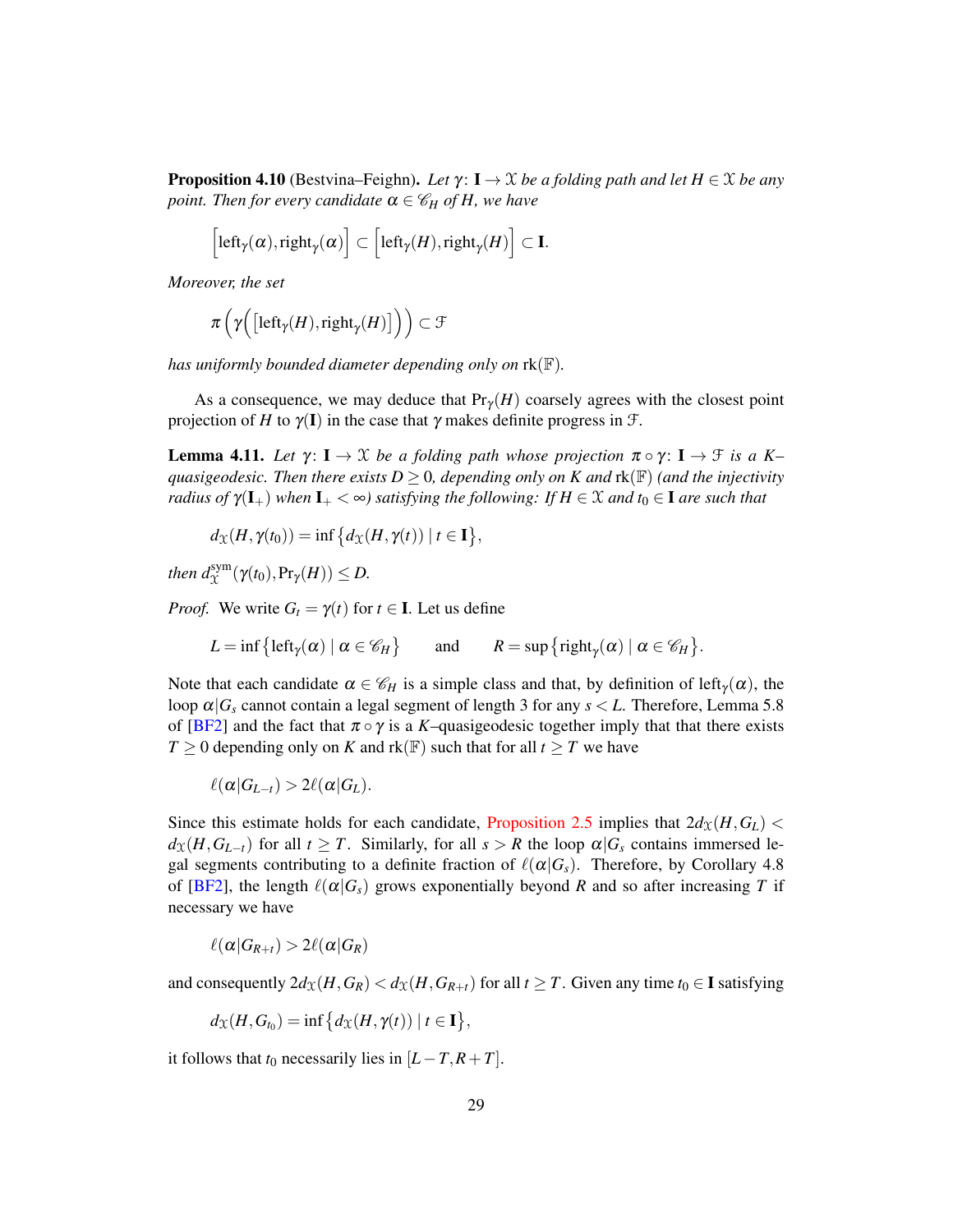**Proposition 4.10** (Bestvina–Feighn). *Let $\gamma\colon \mathbf{I} \to \mathcal{X}$ be a folding path and let $H \in \mathcal{X}$ be any point. Then for every candidate $\alpha \in \mathscr{C}_H$ of $H$, we have*

$$\Big[\mathrm{left}_\gamma(\alpha), \mathrm{right}_\gamma(\alpha)\Big] \subset \Big[\mathrm{left}_\gamma(H), \mathrm{right}_\gamma(H)\Big] \subset \mathbf{I}.$$

*Moreover, the set*

$$\pi\Big(\gamma\Big(\big[\mathrm{left}_\gamma(H), \mathrm{right}_\gamma(H)\big]\Big)\Big) \subset \mathcal{F}$$

*has uniformly bounded diameter depending only on* $\mathrm{rk}(\mathbb{F})$.

As a consequence, we may deduce that $\mathrm{Pr}_\gamma(H)$ coarsely agrees with the closest point projection of $H$ to $\gamma(\mathbf{I})$ in the case that $\gamma$ makes definite progress in $\mathcal{F}$.

**Lemma 4.11.** *Let $\gamma\colon \mathbf{I} \to \mathcal{X}$ be a folding path whose projection $\pi \circ \gamma\colon \mathbf{I} \to \mathcal{F}$ is a $K$–quasigeodesic. Then there exists $D \geq 0$, depending only on $K$ and $\mathrm{rk}(\mathbb{F})$ (and the injectivity radius of $\gamma(\mathbf{I}_+)$ when $\mathbf{I}_+ < \infty$) satisfying the following: If $H \in \mathcal{X}$ and $t_0 \in \mathbf{I}$ are such that*

$$d_{\mathcal{X}}(H, \gamma(t_0)) = \inf\big\{d_{\mathcal{X}}(H, \gamma(t)) \mid t \in \mathbf{I}\big\},$$

*then $d^{\mathrm{sym}}_{\mathcal{X}}(\gamma(t_0), \mathrm{Pr}_\gamma(H)) \leq D$.*

*Proof.* We write $G_t = \gamma(t)$ for $t \in \mathbf{I}$. Let us define

$$L = \inf\big\{\mathrm{left}_\gamma(\alpha) \mid \alpha \in \mathscr{C}_H\big\} \qquad \text{and} \qquad R = \sup\big\{\mathrm{right}_\gamma(\alpha) \mid \alpha \in \mathscr{C}_H\big\}.$$

Note that each candidate $\alpha \in \mathscr{C}_H$ is a simple class and that, by definition of $\mathrm{left}_\gamma(\alpha)$, the loop $\alpha|G_s$ cannot contain a legal segment of length 3 for any $s < L$. Therefore, Lemma 5.8 of [BF2] and the fact that $\pi \circ \gamma$ is a $K$–quasigeodesic together imply that that there exists $T \geq 0$ depending only on $K$ and $\mathrm{rk}(\mathbb{F})$ such that for all $t \geq T$ we have

$$\ell(\alpha|G_{L-t}) > 2\ell(\alpha|G_L).$$

Since this estimate holds for each candidate, Proposition 2.5 implies that $2d_{\mathcal{X}}(H, G_L) < d_{\mathcal{X}}(H, G_{L-t})$ for all $t \geq T$. Similarly, for all $s > R$ the loop $\alpha|G_s$ contains immersed legal segments contributing to a definite fraction of $\ell(\alpha|G_s)$. Therefore, by Corollary 4.8 of [BF2], the length $\ell(\alpha|G_s)$ grows exponentially beyond $R$ and so after increasing $T$ if necessary we have

$$\ell(\alpha|G_{R+t}) > 2\ell(\alpha|G_R)$$

and consequently $2d_{\mathcal{X}}(H, G_R) < d_{\mathcal{X}}(H, G_{R+t})$ for all $t \geq T$. Given any time $t_0 \in \mathbf{I}$ satisfying

$$d_{\mathcal{X}}(H, G_{t_0}) = \inf\big\{d_{\mathcal{X}}(H, \gamma(t)) \mid t \in \mathbf{I}\big\},$$

it follows that $t_0$ necessarily lies in $[L - T, R + T]$.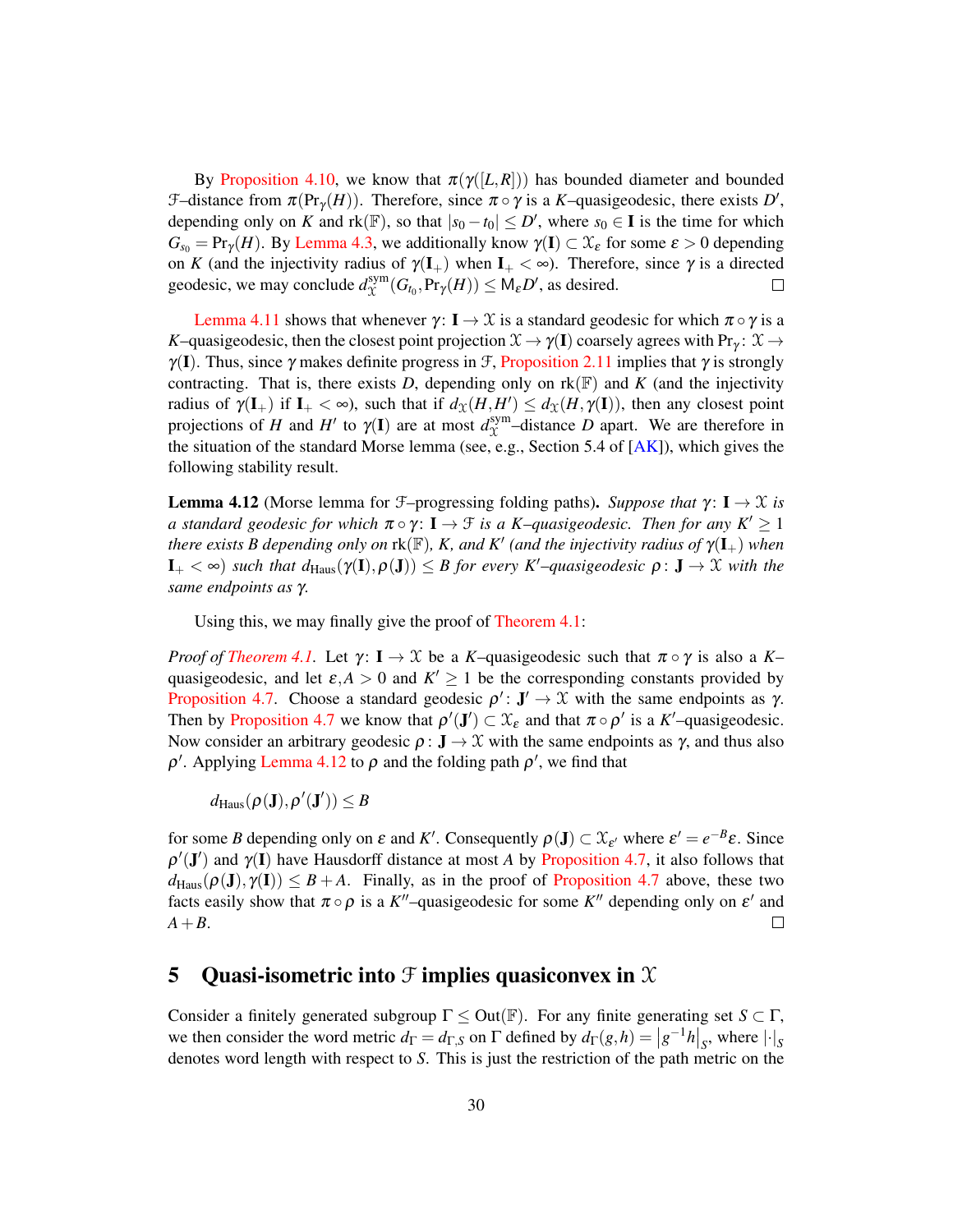By Proposition 4.10, we know that $\pi(\gamma([L,R]))$ has bounded diameter and bounded $\mathcal{F}$–distance from $\pi(\mathrm{Pr}_\gamma(H))$. Therefore, since $\pi\circ\gamma$ is a $K$–quasigeodesic, there exists $D'$, depending only on $K$ and $\mathrm{rk}(\mathbb{F})$, so that $|s_0 - t_0| \le D'$, where $s_0 \in \mathbf{I}$ is the time for which $G_{s_0} = \mathrm{Pr}_\gamma(H)$. By Lemma 4.3, we additionally know $\gamma(\mathbf{I}) \subset \mathcal{X}_\epsilon$ for some $\epsilon > 0$ depending on $K$ (and the injectivity radius of $\gamma(\mathbf{I}_+)$ when $\mathbf{I}_+ < \infty$). Therefore, since $\gamma$ is a directed geodesic, we may conclude $d^{\mathrm{sym}}_{\mathcal{X}}(G_{t_0}, \mathrm{Pr}_\gamma(H)) \le \mathsf{M}_\epsilon D'$, as desired. ◻

Lemma 4.11 shows that whenever $\gamma\colon \mathbf{I} \to \mathcal{X}$ is a standard geodesic for which $\pi\circ\gamma$ is a $K$–quasigeodesic, then the closest point projection $\mathcal{X} \to \gamma(\mathbf{I})$ coarsely agrees with $\mathrm{Pr}_\gamma\colon \mathcal{X} \to \gamma(\mathbf{I})$. Thus, since $\gamma$ makes definite progress in $\mathcal{F}$, Proposition 2.11 implies that $\gamma$ is strongly contracting. That is, there exists $D$, depending only on $\mathrm{rk}(\mathbb{F})$ and $K$ (and the injectivity radius of $\gamma(\mathbf{I}_+)$ if $\mathbf{I}_+ < \infty$), such that if $d_{\mathcal{X}}(H,H') \le d_{\mathcal{X}}(H,\gamma(\mathbf{I}))$, then any closest point projections of $H$ and $H'$ to $\gamma(\mathbf{I})$ are at most $d^{\mathrm{sym}}_{\mathcal{X}}$–distance $D$ apart. We are therefore in the situation of the standard Morse lemma (see, e.g., Section 5.4 of [AK]), which gives the following stability result.

**Lemma 4.12** (Morse lemma for $\mathcal{F}$–progressing folding paths)**.** *Suppose that $\gamma\colon \mathbf{I} \to \mathcal{X}$ is a standard geodesic for which $\pi\circ\gamma\colon \mathbf{I} \to \mathcal{F}$ is a $K$–quasigeodesic. Then for any $K' \ge 1$ there exists $B$ depending only on $\mathrm{rk}(\mathbb{F})$, $K$, and $K'$ (and the injectivity radius of $\gamma(\mathbf{I}_+)$ when $\mathbf{I}_+ < \infty$) such that $d_{\mathrm{Haus}}(\gamma(\mathbf{I}),\rho(\mathbf{J})) \le B$ for every $K'$–quasigeodesic $\rho\colon \mathbf{J} \to \mathcal{X}$ with the same endpoints as $\gamma$.*

Using this, we may finally give the proof of Theorem 4.1:

*Proof of Theorem 4.1.* Let $\gamma\colon \mathbf{I} \to \mathcal{X}$ be a $K$–quasigeodesic such that $\pi\circ\gamma$ is also a $K$–quasigeodesic, and let $\epsilon, A > 0$ and $K' \ge 1$ be the corresponding constants provided by Proposition 4.7. Choose a standard geodesic $\rho'\colon \mathbf{J}' \to \mathcal{X}$ with the same endpoints as $\gamma$. Then by Proposition 4.7 we know that $\rho'(\mathbf{J}') \subset \mathcal{X}_\epsilon$ and that $\pi\circ\rho'$ is a $K'$–quasigeodesic. Now consider an arbitrary geodesic $\rho\colon \mathbf{J} \to \mathcal{X}$ with the same endpoints as $\gamma$, and thus also $\rho'$. Applying Lemma 4.12 to $\rho$ and the folding path $\rho'$, we find that

$$d_{\mathrm{Haus}}(\rho(\mathbf{J}),\rho'(\mathbf{J}')) \le B$$

for some $B$ depending only on $\epsilon$ and $K'$. Consequently $\rho(\mathbf{J}) \subset \mathcal{X}_{\epsilon'}$ where $\epsilon' = e^{-B}\epsilon$. Since $\rho'(\mathbf{J}')$ and $\gamma(\mathbf{I})$ have Hausdorff distance at most $A$ by Proposition 4.7, it also follows that $d_{\mathrm{Haus}}(\rho(\mathbf{J}),\gamma(\mathbf{I})) \le B + A$. Finally, as in the proof of Proposition 4.7 above, these two facts easily show that $\pi\circ\rho$ is a $K''$–quasigeodesic for some $K''$ depending only on $\epsilon'$ and $A + B$. ◻

# 5 Quasi-isometric into $\mathcal{F}$ implies quasiconvex in $\mathcal{X}$

Consider a finitely generated subgroup $\Gamma \le \mathrm{Out}(\mathbb{F})$. For any finite generating set $S \subset \Gamma$, we then consider the word metric $d_\Gamma = d_{\Gamma,S}$ on $\Gamma$ defined by $d_\Gamma(g,h) = \left|g^{-1}h\right|_S$, where $|\cdot|_S$ denotes word length with respect to $S$. This is just the restriction of the path metric on the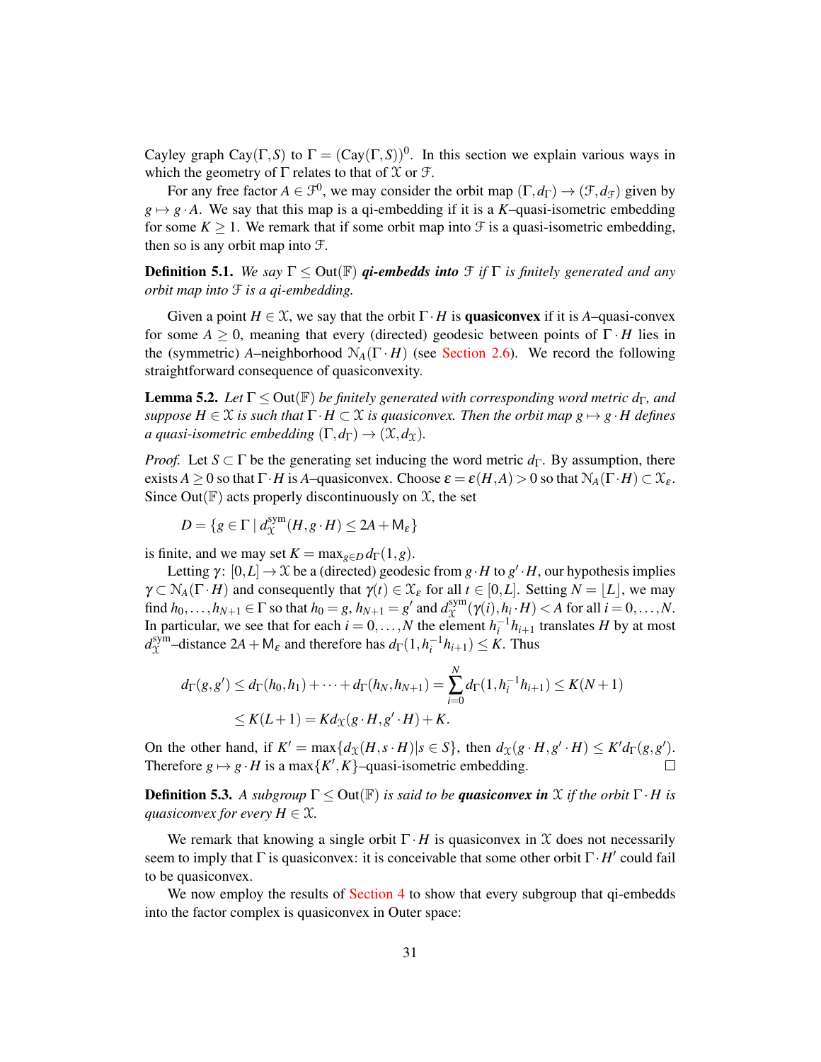Cayley graph $\mathrm{Cay}(\Gamma, S)$ to $\Gamma = (\mathrm{Cay}(\Gamma, S))^0$. In this section we explain various ways in which the geometry of $\Gamma$ relates to that of $\mathcal{X}$ or $\mathcal{F}$.

For any free factor $A \in \mathcal{F}^0$, we may consider the orbit map $(\Gamma, d_\Gamma) \to (\mathcal{F}, d_\mathcal{F})$ given by $g \mapsto g \cdot A$. We say that this map is a qi-embedding if it is a $K$–quasi-isometric embedding for some $K \geq 1$. We remark that if some orbit map into $\mathcal{F}$ is a quasi-isometric embedding, then so is any orbit map into $\mathcal{F}$.

**Definition 5.1.** *We say $\Gamma \leq \mathrm{Out}(\mathbb{F})$* ***qi-embedds into*** *$\mathcal{F}$ if $\Gamma$ is finitely generated and any orbit map into $\mathcal{F}$ is a qi-embedding.*

Given a point $H \in \mathcal{X}$, we say that the orbit $\Gamma \cdot H$ is **quasiconvex** if it is $A$–quasi-convex for some $A \geq 0$, meaning that every (directed) geodesic between points of $\Gamma \cdot H$ lies in the (symmetric) $A$–neighborhood $\mathcal{N}_A(\Gamma \cdot H)$ (see Section 2.6). We record the following straightforward consequence of quasiconvexity.

**Lemma 5.2.** *Let $\Gamma \leq \mathrm{Out}(\mathbb{F})$ be finitely generated with corresponding word metric $d_\Gamma$, and suppose $H \in \mathcal{X}$ is such that $\Gamma \cdot H \subset \mathcal{X}$ is quasiconvex. Then the orbit map $g \mapsto g \cdot H$ defines a quasi-isometric embedding $(\Gamma, d_\Gamma) \to (\mathcal{X}, d_\mathcal{X})$.*

*Proof.* Let $S \subset \Gamma$ be the generating set inducing the word metric $d_\Gamma$. By assumption, there exists $A \geq 0$ so that $\Gamma \cdot H$ is $A$–quasiconvex. Choose $\varepsilon = \varepsilon(H, A) > 0$ so that $\mathcal{N}_A(\Gamma \cdot H) \subset \mathcal{X}_\varepsilon$. Since $\mathrm{Out}(\mathbb{F})$ acts properly discontinuously on $\mathcal{X}$, the set

$$D = \{g \in \Gamma \mid d^{\mathrm{sym}}_\mathcal{X}(H, g \cdot H) \leq 2A + \mathsf{M}_\varepsilon\}$$

is finite, and we may set $K = \max_{g \in D} d_\Gamma(1, g)$.

Letting $\gamma \colon [0, L] \to \mathcal{X}$ be a (directed) geodesic from $g \cdot H$ to $g' \cdot H$, our hypothesis implies $\gamma \subset \mathcal{N}_A(\Gamma \cdot H)$ and consequently that $\gamma(t) \in \mathcal{X}_\varepsilon$ for all $t \in [0, L]$. Setting $N = \lfloor L \rfloor$, we may find $h_0, \ldots, h_{N+1} \in \Gamma$ so that $h_0 = g$, $h_{N+1} = g'$ and $d^{\mathrm{sym}}_\mathcal{X}(\gamma(i), h_i \cdot H) < A$ for all $i = 0, \ldots, N$. In particular, we see that for each $i = 0, \ldots, N$ the element $h_i^{-1} h_{i+1}$ translates $H$ by at most $d^{\mathrm{sym}}_\mathcal{X}$–distance $2A + \mathsf{M}_\varepsilon$ and therefore has $d_\Gamma(1, h_i^{-1} h_{i+1}) \leq K$. Thus

$$\begin{aligned} d_\Gamma(g, g') &\leq d_\Gamma(h_0, h_1) + \cdots + d_\Gamma(h_N, h_{N+1}) = \sum_{i=0}^{N} d_\Gamma(1, h_i^{-1} h_{i+1}) \leq K(N+1) \\ &\leq K(L+1) = K d_\mathcal{X}(g \cdot H, g' \cdot H) + K. \end{aligned}$$

On the other hand, if $K' = \max\{d_\mathcal{X}(H, s \cdot H) | s \in S\}$, then $d_\mathcal{X}(g \cdot H, g' \cdot H) \leq K' d_\Gamma(g, g')$. Therefore $g \mapsto g \cdot H$ is a $\max\{K', K\}$–quasi-isometric embedding. ∎

**Definition 5.3.** *A subgroup $\Gamma \leq \mathrm{Out}(\mathbb{F})$ is said to be* ***quasiconvex in*** *$\mathcal{X}$ if the orbit $\Gamma \cdot H$ is quasiconvex for every $H \in \mathcal{X}$.*

We remark that knowing a single orbit $\Gamma \cdot H$ is quasiconvex in $\mathcal{X}$ does not necessarily seem to imply that $\Gamma$ is quasiconvex: it is conceivable that some other orbit $\Gamma \cdot H'$ could fail to be quasiconvex.

We now employ the results of Section 4 to show that every subgroup that qi-embedds into the factor complex is quasiconvex in Outer space: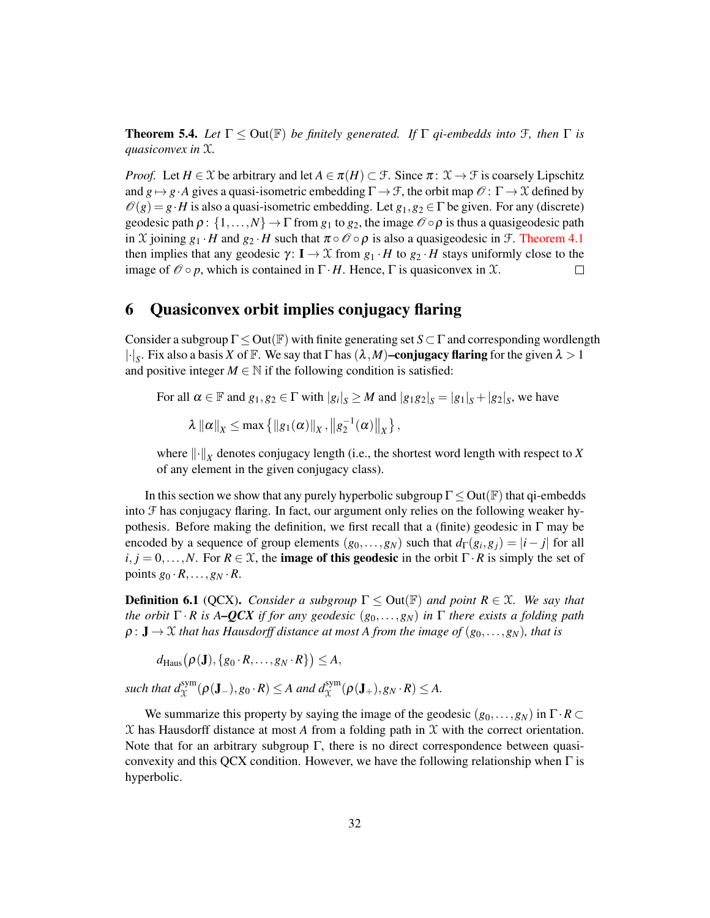**Theorem 5.4.** *Let $\Gamma \leq \mathrm{Out}(\mathbb{F})$ be finitely generated. If $\Gamma$ qi-embedds into $\mathcal{F}$, then $\Gamma$ is quasiconvex in $\mathcal{X}$.*

*Proof.* Let $H \in \mathcal{X}$ be arbitrary and let $A \in \pi(H) \subset \mathcal{F}$. Since $\pi \colon \mathcal{X} \to \mathcal{F}$ is coarsely Lipschitz and $g \mapsto g \cdot A$ gives a quasi-isometric embedding $\Gamma \to \mathcal{F}$, the orbit map $\mathscr{O} \colon \Gamma \to \mathcal{X}$ defined by $\mathscr{O}(g) = g \cdot H$ is also a quasi-isometric embedding. Let $g_1, g_2 \in \Gamma$ be given. For any (discrete) geodesic path $\rho \colon \{1, \dots, N\} \to \Gamma$ from $g_1$ to $g_2$, the image $\mathscr{O} \circ \rho$ is thus a quasigeodesic path in $\mathcal{X}$ joining $g_1 \cdot H$ and $g_2 \cdot H$ such that $\pi \circ \mathscr{O} \circ \rho$ is also a quasigeodesic in $\mathcal{F}$. Theorem 4.1 then implies that any geodesic $\gamma \colon \mathbf{I} \to \mathcal{X}$ from $g_1 \cdot H$ to $g_2 \cdot H$ stays uniformly close to the image of $\mathscr{O} \circ p$, which is contained in $\Gamma \cdot H$. Hence, $\Gamma$ is quasiconvex in $\mathcal{X}$. $\square$

## 6 Quasiconvex orbit implies conjugacy flaring

Consider a subgroup $\Gamma \leq \mathrm{Out}(\mathbb{F})$ with finite generating set $S \subset \Gamma$ and corresponding wordlength $|\cdot|_S$. Fix also a basis $X$ of $\mathbb{F}$. We say that $\Gamma$ has $(\lambda, M)$**–conjugacy flaring** for the given $\lambda > 1$ and positive integer $M \in \mathbb{N}$ if the following condition is satisfied:

> For all $\alpha \in \mathbb{F}$ and $g_1, g_2 \in \Gamma$ with $|g_i|_S \geq M$ and $|g_1 g_2|_S = |g_1|_S + |g_2|_S$, we have
>
> $$\lambda \|\alpha\|_X \leq \max\left\{ \|g_1(\alpha)\|_X, \left\|g_2^{-1}(\alpha)\right\|_X \right\},$$
>
> where $\|\cdot\|_X$ denotes conjugacy length (i.e., the shortest word length with respect to $X$ of any element in the given conjugacy class).

In this section we show that any purely hyperbolic subgroup $\Gamma \leq \mathrm{Out}(\mathbb{F})$ that qi-embedds into $\mathcal{F}$ has conjugacy flaring. In fact, our argument only relies on the following weaker hypothesis. Before making the definition, we first recall that a (finite) geodesic in $\Gamma$ may be encoded by a sequence of group elements $(g_0, \dots, g_N)$ such that $d_\Gamma(g_i, g_j) = |i - j|$ for all $i, j = 0, \dots, N$. For $R \in \mathcal{X}$, the **image of this geodesic** in the orbit $\Gamma \cdot R$ is simply the set of points $g_0 \cdot R, \dots, g_N \cdot R$.

**Definition 6.1** (QCX)**.** *Consider a subgroup $\Gamma \leq \mathrm{Out}(\mathbb{F})$ and point $R \in \mathcal{X}$. We say that the orbit $\Gamma \cdot R$ is $A$–**QCX** if for any geodesic $(g_0, \dots, g_N)$ in $\Gamma$ there exists a folding path $\rho \colon \mathbf{J} \to \mathcal{X}$ that has Hausdorff distance at most $A$ from the image of $(g_0, \dots, g_N)$, that is*

$$d_{\mathrm{Haus}}\big(\rho(\mathbf{J}), \{g_0 \cdot R, \dots, g_N \cdot R\}\big) \leq A,$$

*such that $d_{\mathcal{X}}^{\mathrm{sym}}(\rho(\mathbf{J}_-), g_0 \cdot R) \leq A$ and $d_{\mathcal{X}}^{\mathrm{sym}}(\rho(\mathbf{J}_+), g_N \cdot R) \leq A$.*

We summarize this property by saying the image of the geodesic $(g_0, \dots, g_N)$ in $\Gamma \cdot R \subset \mathcal{X}$ has Hausdorff distance at most $A$ from a folding path in $\mathcal{X}$ with the correct orientation. Note that for an arbitrary subgroup $\Gamma$, there is no direct correspondence between quasiconvexity and this QCX condition. However, we have the following relationship when $\Gamma$ is hyperbolic.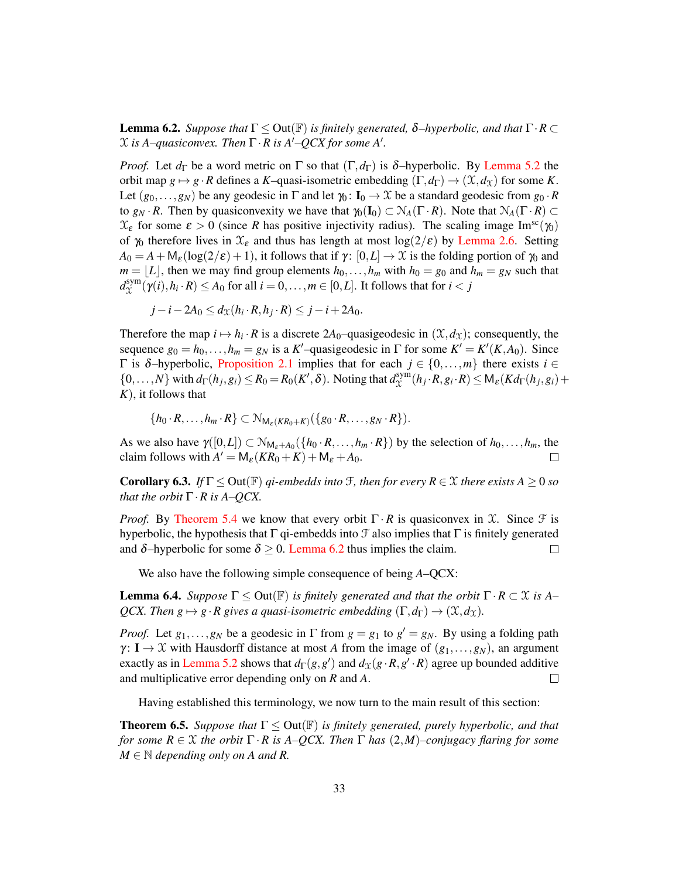**Lemma 6.2.** *Suppose that $\Gamma \leq \mathrm{Out}(\mathbb{F})$ is finitely generated, $\delta$–hyperbolic, and that $\Gamma \cdot R \subset \mathcal{X}$ is $A$–quasiconvex. Then $\Gamma \cdot R$ is $A'$–QCX for some $A'$.*

*Proof.* Let $d_\Gamma$ be a word metric on $\Gamma$ so that $(\Gamma, d_\Gamma)$ is $\delta$–hyperbolic. By Lemma 5.2 the orbit map $g \mapsto g \cdot R$ defines a $K$–quasi-isometric embedding $(\Gamma, d_\Gamma) \to (\mathcal{X}, d_\mathcal{X})$ for some $K$. Let $(g_0, \ldots, g_N)$ be any geodesic in $\Gamma$ and let $\gamma_0 \colon \mathbf{I}_0 \to \mathcal{X}$ be a standard geodesic from $g_0 \cdot R$ to $g_N \cdot R$. Then by quasiconvexity we have that $\gamma_0(\mathbf{I}_0) \subset \mathcal{N}_A(\Gamma \cdot R)$. Note that $\mathcal{N}_A(\Gamma \cdot R) \subset \mathcal{X}_\varepsilon$ for some $\varepsilon > 0$ (since $R$ has positive injectivity radius). The scaling image $\mathrm{Im}^{\mathrm{sc}}(\gamma_0)$ of $\gamma_0$ therefore lives in $\mathcal{X}_\varepsilon$ and thus has length at most $\log(2/\varepsilon)$ by Lemma 2.6. Setting $A_0 = A + \mathsf{M}_\varepsilon(\log(2/\varepsilon) + 1)$, it follows that if $\gamma \colon [0, L] \to \mathcal{X}$ is the folding portion of $\gamma_0$ and $m = \lfloor L \rfloor$, then we may find group elements $h_0, \ldots, h_m$ with $h_0 = g_0$ and $h_m = g_N$ such that $d^{\mathrm{sym}}_\mathcal{X}(\gamma(i), h_i \cdot R) \leq A_0$ for all $i = 0, \ldots, m \in [0, L]$. It follows that for $i < j$

$$j - i - 2A_0 \leq d_\mathcal{X}(h_i \cdot R, h_j \cdot R) \leq j - i + 2A_0.$$

Therefore the map $i \mapsto h_i \cdot R$ is a discrete $2A_0$–quasigeodesic in $(\mathcal{X}, d_\mathcal{X})$; consequently, the sequence $g_0 = h_0, \ldots, h_m = g_N$ is a $K'$–quasigeodesic in $\Gamma$ for some $K' = K'(K, A_0)$. Since $\Gamma$ is $\delta$–hyperbolic, Proposition 2.1 implies that for each $j \in \{0, \ldots, m\}$ there exists $i \in \{0, \ldots, N\}$ with $d_\Gamma(h_j, g_i) \leq R_0 = R_0(K', \delta)$. Noting that $d^{\mathrm{sym}}_\mathcal{X}(h_j \cdot R, g_i \cdot R) \leq \mathsf{M}_\varepsilon(K d_\Gamma(h_j, g_i) + K)$, it follows that

$$\{h_0 \cdot R, \ldots, h_m \cdot R\} \subset \mathcal{N}_{\mathsf{M}_\varepsilon(KR_0 + K)}(\{g_0 \cdot R, \ldots, g_N \cdot R\}).$$

As we also have $\gamma([0, L]) \subset \mathcal{N}_{\mathsf{M}_\varepsilon + A_0}(\{h_0 \cdot R, \ldots, h_m \cdot R\})$ by the selection of $h_0, \ldots, h_m$, the claim follows with $A' = \mathsf{M}_\varepsilon(KR_0 + K) + \mathsf{M}_\varepsilon + A_0$. □

**Corollary 6.3.** *If $\Gamma \leq \mathrm{Out}(\mathbb{F})$ qi-embedds into $\mathcal{F}$, then for every $R \in \mathcal{X}$ there exists $A \geq 0$ so that the orbit $\Gamma \cdot R$ is $A$–QCX.*

*Proof.* By Theorem 5.4 we know that every orbit $\Gamma \cdot R$ is quasiconvex in $\mathcal{X}$. Since $\mathcal{F}$ is hyperbolic, the hypothesis that $\Gamma$ qi-embedds into $\mathcal{F}$ also implies that $\Gamma$ is finitely generated and $\delta$–hyperbolic for some $\delta \geq 0$. Lemma 6.2 thus implies the claim. □

We also have the following simple consequence of being $A$–QCX:

**Lemma 6.4.** *Suppose $\Gamma \leq \mathrm{Out}(\mathbb{F})$ is finitely generated and that the orbit $\Gamma \cdot R \subset \mathcal{X}$ is $A$–QCX. Then $g \mapsto g \cdot R$ gives a quasi-isometric embedding $(\Gamma, d_\Gamma) \to (\mathcal{X}, d_\mathcal{X})$.*

*Proof.* Let $g_1, \ldots, g_N$ be a geodesic in $\Gamma$ from $g = g_1$ to $g' = g_N$. By using a folding path $\gamma \colon \mathbf{I} \to \mathcal{X}$ with Hausdorff distance at most $A$ from the image of $(g_1, \ldots, g_N)$, an argument exactly as in Lemma 5.2 shows that $d_\Gamma(g, g')$ and $d_\mathcal{X}(g \cdot R, g' \cdot R)$ agree up bounded additive and multiplicative error depending only on $R$ and $A$. □

Having established this terminology, we now turn to the main result of this section:

**Theorem 6.5.** *Suppose that $\Gamma \leq \mathrm{Out}(\mathbb{F})$ is finitely generated, purely hyperbolic, and that for some $R \in \mathcal{X}$ the orbit $\Gamma \cdot R$ is $A$–QCX. Then $\Gamma$ has $(2, M)$–conjugacy flaring for some $M \in \mathbb{N}$ depending only on $A$ and $R$.*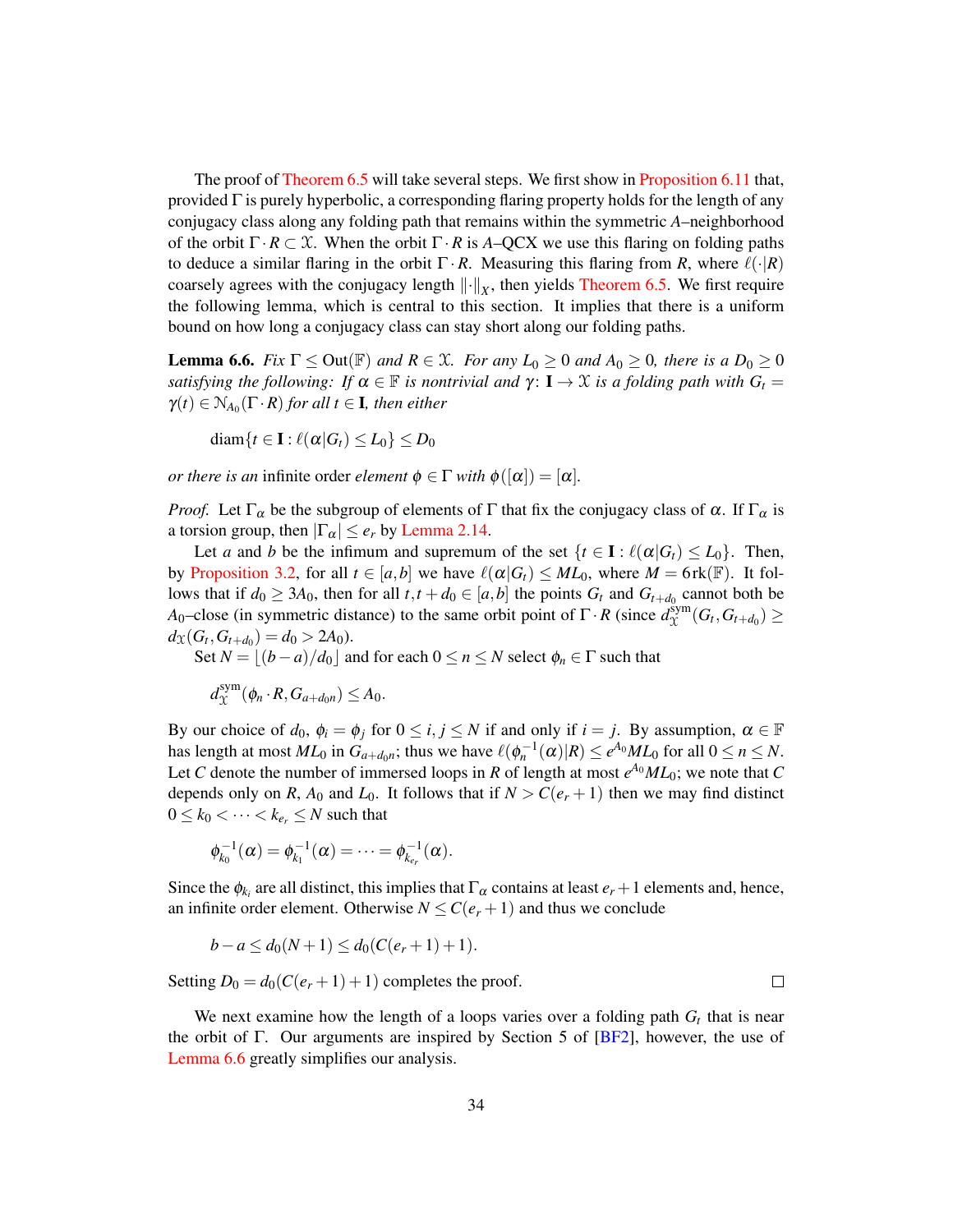The proof of Theorem 6.5 will take several steps. We first show in Proposition 6.11 that, provided $\Gamma$ is purely hyperbolic, a corresponding flaring property holds for the length of any conjugacy class along any folding path that remains within the symmetric $A$–neighborhood of the orbit $\Gamma \cdot R \subset \mathcal{X}$. When the orbit $\Gamma \cdot R$ is $A$–QCX we use this flaring on folding paths to deduce a similar flaring in the orbit $\Gamma \cdot R$. Measuring this flaring from $R$, where $\ell(\cdot|R)$ coarsely agrees with the conjugacy length $\|\cdot\|_X$, then yields Theorem 6.5. We first require the following lemma, which is central to this section. It implies that there is a uniform bound on how long a conjugacy class can stay short along our folding paths.

**Lemma 6.6.** *Fix $\Gamma \leq \mathrm{Out}(\mathbb{F})$ and $R \in \mathcal{X}$. For any $L_0 \geq 0$ and $A_0 \geq 0$, there is a $D_0 \geq 0$ satisfying the following: If $\alpha \in \mathbb{F}$ is nontrivial and $\gamma \colon \mathbf{I} \to \mathcal{X}$ is a folding path with $G_t = \gamma(t) \in \mathcal{N}_{A_0}(\Gamma \cdot R)$ for all $t \in \mathbf{I}$, then either*

$$\mathrm{diam}\{t \in \mathbf{I} : \ell(\alpha|G_t) \leq L_0\} \leq D_0$$

*or there is an* infinite order *element $\phi \in \Gamma$ with $\phi([\alpha]) = [\alpha]$.*

*Proof.* Let $\Gamma_\alpha$ be the subgroup of elements of $\Gamma$ that fix the conjugacy class of $\alpha$. If $\Gamma_\alpha$ is a torsion group, then $|\Gamma_\alpha| \leq e_r$ by Lemma 2.14.

Let $a$ and $b$ be the infimum and supremum of the set $\{t \in \mathbf{I} : \ell(\alpha|G_t) \leq L_0\}$. Then, by Proposition 3.2, for all $t \in [a,b]$ we have $\ell(\alpha|G_t) \leq ML_0$, where $M = 6\mathrm{rk}(\mathbb{F})$. It follows that if $d_0 \geq 3A_0$, then for all $t, t+d_0 \in [a,b]$ the points $G_t$ and $G_{t+d_0}$ cannot both be $A_0$–close (in symmetric distance) to the same orbit point of $\Gamma \cdot R$ (since $d^{\mathrm{sym}}_{\mathcal{X}}(G_t, G_{t+d_0}) \geq d_{\mathcal{X}}(G_t, G_{t+d_0}) = d_0 > 2A_0$).

Set $N = \lfloor (b-a)/d_0 \rfloor$ and for each $0 \leq n \leq N$ select $\phi_n \in \Gamma$ such that

$$d^{\mathrm{sym}}_{\mathcal{X}}(\phi_n \cdot R, G_{a+d_0 n}) \leq A_0.$$

By our choice of $d_0$, $\phi_i = \phi_j$ for $0 \leq i,j \leq N$ if and only if $i = j$. By assumption, $\alpha \in \mathbb{F}$ has length at most $ML_0$ in $G_{a+d_0 n}$; thus we have $\ell(\phi_n^{-1}(\alpha)|R) \leq e^{A_0} ML_0$ for all $0 \leq n \leq N$. Let $C$ denote the number of immersed loops in $R$ of length at most $e^{A_0}ML_0$; we note that $C$ depends only on $R$, $A_0$ and $L_0$. It follows that if $N > C(e_r + 1)$ then we may find distinct $0 \leq k_0 < \cdots < k_{e_r} \leq N$ such that

$$\phi_{k_0}^{-1}(\alpha) = \phi_{k_1}^{-1}(\alpha) = \cdots = \phi_{k_{e_r}}^{-1}(\alpha).$$

Since the $\phi_{k_i}$ are all distinct, this implies that $\Gamma_\alpha$ contains at least $e_r + 1$ elements and, hence, an infinite order element. Otherwise $N \leq C(e_r+1)$ and thus we conclude

$$b - a \leq d_0(N+1) \leq d_0(C(e_r+1)+1).$$

Setting $D_0 = d_0(C(e_r+1)+1)$ completes the proof. $\square$

We next examine how the length of a loops varies over a folding path $G_t$ that is near the orbit of $\Gamma$. Our arguments are inspired by Section 5 of [BF2], however, the use of Lemma 6.6 greatly simplifies our analysis.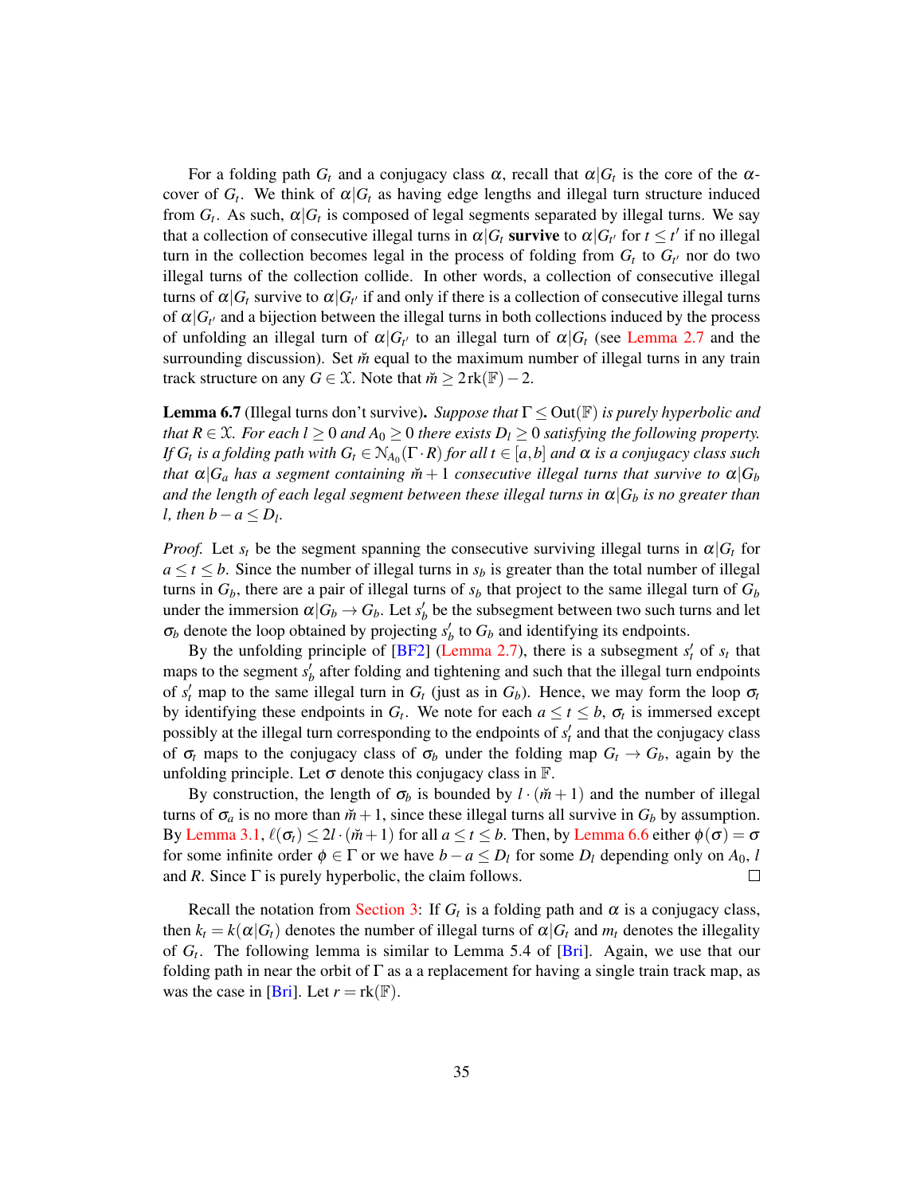For a folding path $G_t$ and a conjugacy class $\alpha$, recall that $\alpha|G_t$ is the core of the $\alpha$-cover of $G_t$. We think of $\alpha|G_t$ as having edge lengths and illegal turn structure induced from $G_t$. As such, $\alpha|G_t$ is composed of legal segments separated by illegal turns. We say that a collection of consecutive illegal turns in $\alpha|G_t$ **survive** to $\alpha|G_{t'}$ for $t \le t'$ if no illegal turn in the collection becomes legal in the process of folding from $G_t$ to $G_{t'}$ nor do two illegal turns of the collection collide. In other words, a collection of consecutive illegal turns of $\alpha|G_t$ survive to $\alpha|G_{t'}$ if and only if there is a collection of consecutive illegal turns of $\alpha|G_{t'}$ and a bijection between the illegal turns in both collections induced by the process of unfolding an illegal turn of $\alpha|G_{t'}$ to an illegal turn of $\alpha|G_t$ (see Lemma 2.7 and the surrounding discussion). Set $\check{m}$ equal to the maximum number of illegal turns in any train track structure on any $G \in \mathcal{X}$. Note that $\check{m} \ge 2\,\mathrm{rk}(\mathbb{F}) - 2$.

**Lemma 6.7** (Illegal turns don't survive). *Suppose that $\Gamma \le \mathrm{Out}(\mathbb{F})$ is purely hyperbolic and that $R \in \mathcal{X}$. For each $l \ge 0$ and $A_0 \ge 0$ there exists $D_l \ge 0$ satisfying the following property. If $G_t$ is a folding path with $G_t \in \mathcal{N}_{A_0}(\Gamma \cdot R)$ for all $t \in [a,b]$ and $\alpha$ is a conjugacy class such that $\alpha|G_a$ has a segment containing $\check{m}+1$ consecutive illegal turns that survive to $\alpha|G_b$ and the length of each legal segment between these illegal turns in $\alpha|G_b$ is no greater than $l$, then $b - a \le D_l$.*

*Proof.* Let $s_t$ be the segment spanning the consecutive surviving illegal turns in $\alpha|G_t$ for $a \le t \le b$. Since the number of illegal turns in $s_b$ is greater than the total number of illegal turns in $G_b$, there are a pair of illegal turns of $s_b$ that project to the same illegal turn of $G_b$ under the immersion $\alpha|G_b \to G_b$. Let $s_b'$ be the subsegment between two such turns and let $\sigma_b$ denote the loop obtained by projecting $s_b'$ to $G_b$ and identifying its endpoints.

By the unfolding principle of [BF2] (Lemma 2.7), there is a subsegment $s_t'$ of $s_t$ that maps to the segment $s_b'$ after folding and tightening and such that the illegal turn endpoints of $s_t'$ map to the same illegal turn in $G_t$ (just as in $G_b$). Hence, we may form the loop $\sigma_t$ by identifying these endpoints in $G_t$. We note for each $a \le t \le b$, $\sigma_t$ is immersed except possibly at the illegal turn corresponding to the endpoints of $s_t'$ and that the conjugacy class of $\sigma_t$ maps to the conjugacy class of $\sigma_b$ under the folding map $G_t \to G_b$, again by the unfolding principle. Let $\sigma$ denote this conjugacy class in $\mathbb{F}$.

By construction, the length of $\sigma_b$ is bounded by $l \cdot (\check{m}+1)$ and the number of illegal turns of $\sigma_a$ is no more than $\check{m}+1$, since these illegal turns all survive in $G_b$ by assumption. By Lemma 3.1, $\ell(\sigma_t) \le 2l \cdot (\check{m}+1)$ for all $a \le t \le b$. Then, by Lemma 6.6 either $\phi(\sigma) = \sigma$ for some infinite order $\phi \in \Gamma$ or we have $b - a \le D_l$ for some $D_l$ depending only on $A_0$, $l$ and $R$. Since $\Gamma$ is purely hyperbolic, the claim follows. $\square$

Recall the notation from Section 3: If $G_t$ is a folding path and $\alpha$ is a conjugacy class, then $k_t = k(\alpha|G_t)$ denotes the number of illegal turns of $\alpha|G_t$ and $m_t$ denotes the illegality of $G_t$. The following lemma is similar to Lemma 5.4 of [Bri]. Again, we use that our folding path in near the orbit of $\Gamma$ as a a replacement for having a single train track map, as was the case in [Bri]. Let $r = \mathrm{rk}(\mathbb{F})$.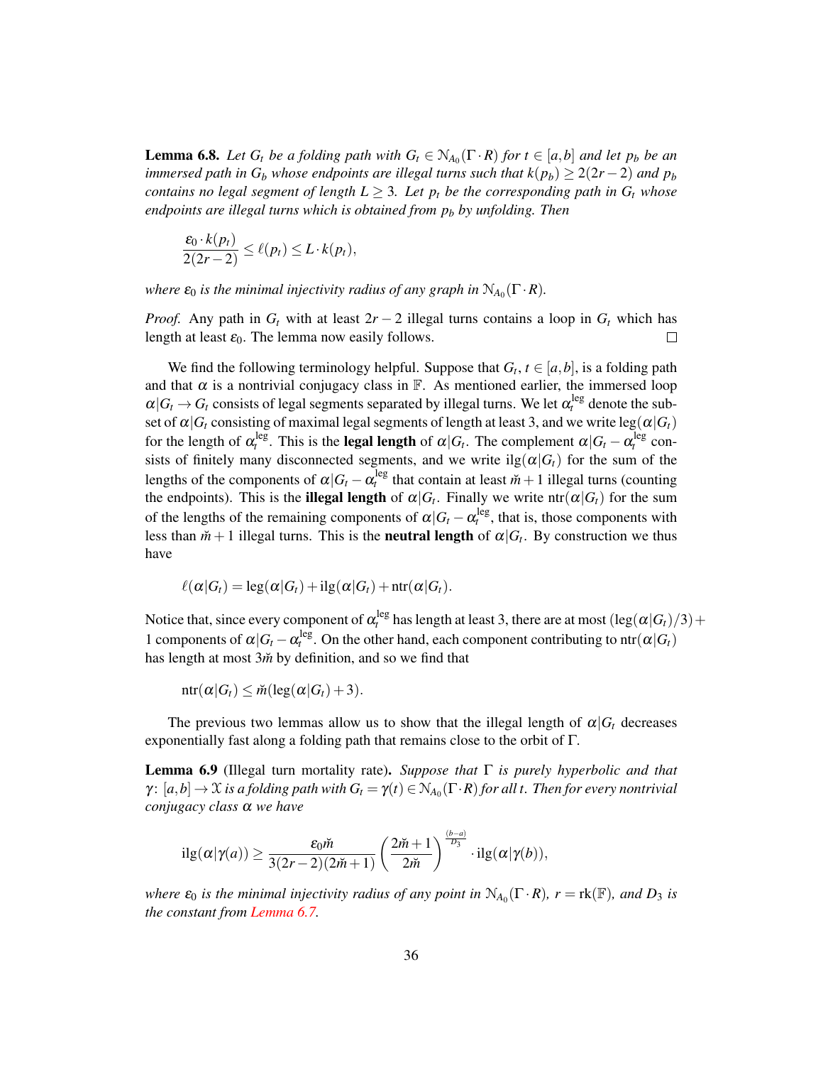**Lemma 6.8.** *Let $G_t$ be a folding path with $G_t \in \mathcal{N}_{A_0}(\Gamma \cdot R)$ for $t \in [a,b]$ and let $p_b$ be an immersed path in $G_b$ whose endpoints are illegal turns such that $k(p_b) \geq 2(2r-2)$ and $p_b$ contains no legal segment of length $L \geq 3$. Let $p_t$ be the corresponding path in $G_t$ whose endpoints are illegal turns which is obtained from $p_b$ by unfolding. Then*

$$\frac{\varepsilon_0 \cdot k(p_t)}{2(2r-2)} \leq \ell(p_t) \leq L \cdot k(p_t),$$

*where $\varepsilon_0$ is the minimal injectivity radius of any graph in $\mathcal{N}_{A_0}(\Gamma \cdot R)$.*

*Proof.* Any path in $G_t$ with at least $2r-2$ illegal turns contains a loop in $G_t$ which has length at least $\varepsilon_0$. The lemma now easily follows. ☐

We find the following terminology helpful. Suppose that $G_t$, $t \in [a,b]$, is a folding path and that $\alpha$ is a nontrivial conjugacy class in $\mathbb{F}$. As mentioned earlier, the immersed loop $\alpha|G_t \to G_t$ consists of legal segments separated by illegal turns. We let $\alpha_t^{\text{leg}}$ denote the subset of $\alpha|G_t$ consisting of maximal legal segments of length at least 3, and we write $\operatorname{leg}(\alpha|G_t)$ for the length of $\alpha_t^{\text{leg}}$. This is the **legal length** of $\alpha|G_t$. The complement $\alpha|G_t - \alpha_t^{\text{leg}}$ consists of finitely many disconnected segments, and we write $\operatorname{ilg}(\alpha|G_t)$ for the sum of the lengths of the components of $\alpha|G_t - \alpha_t^{\text{leg}}$ that contain at least $\check{m}+1$ illegal turns (counting the endpoints). This is the **illegal length** of $\alpha|G_t$. Finally we write $\operatorname{ntr}(\alpha|G_t)$ for the sum of the lengths of the remaining components of $\alpha|G_t - \alpha_t^{\text{leg}}$, that is, those components with less than $\check{m}+1$ illegal turns. This is the **neutral length** of $\alpha|G_t$. By construction we thus have

$$\ell(\alpha|G_t) = \operatorname{leg}(\alpha|G_t) + \operatorname{ilg}(\alpha|G_t) + \operatorname{ntr}(\alpha|G_t).$$

Notice that, since every component of $\alpha_t^{\text{leg}}$ has length at least 3, there are at most $(\operatorname{leg}(\alpha|G_t)/3) + 1$ components of $\alpha|G_t - \alpha_t^{\text{leg}}$. On the other hand, each component contributing to $\operatorname{ntr}(\alpha|G_t)$ has length at most $3\check{m}$ by definition, and so we find that

$$\operatorname{ntr}(\alpha|G_t) \leq \check{m}(\operatorname{leg}(\alpha|G_t) + 3).$$

The previous two lemmas allow us to show that the illegal length of $\alpha|G_t$ decreases exponentially fast along a folding path that remains close to the orbit of $\Gamma$.

**Lemma 6.9** (Illegal turn mortality rate)**.** *Suppose that $\Gamma$ is purely hyperbolic and that $\gamma\colon [a,b] \to \mathcal{X}$ is a folding path with $G_t = \gamma(t) \in \mathcal{N}_{A_0}(\Gamma \cdot R)$ for all $t$. Then for every nontrivial conjugacy class $\alpha$ we have*

$$\operatorname{ilg}(\alpha|\gamma(a)) \geq \frac{\varepsilon_0 \check{m}}{3(2r-2)(2\check{m}+1)} \left(\frac{2\check{m}+1}{2\check{m}}\right)^{\frac{(b-a)}{D_3}} \cdot \operatorname{ilg}(\alpha|\gamma(b)),$$

*where $\varepsilon_0$ is the minimal injectivity radius of any point in $\mathcal{N}_{A_0}(\Gamma \cdot R)$, $r = \operatorname{rk}(\mathbb{F})$, and $D_3$ is the constant from Lemma 6.7.*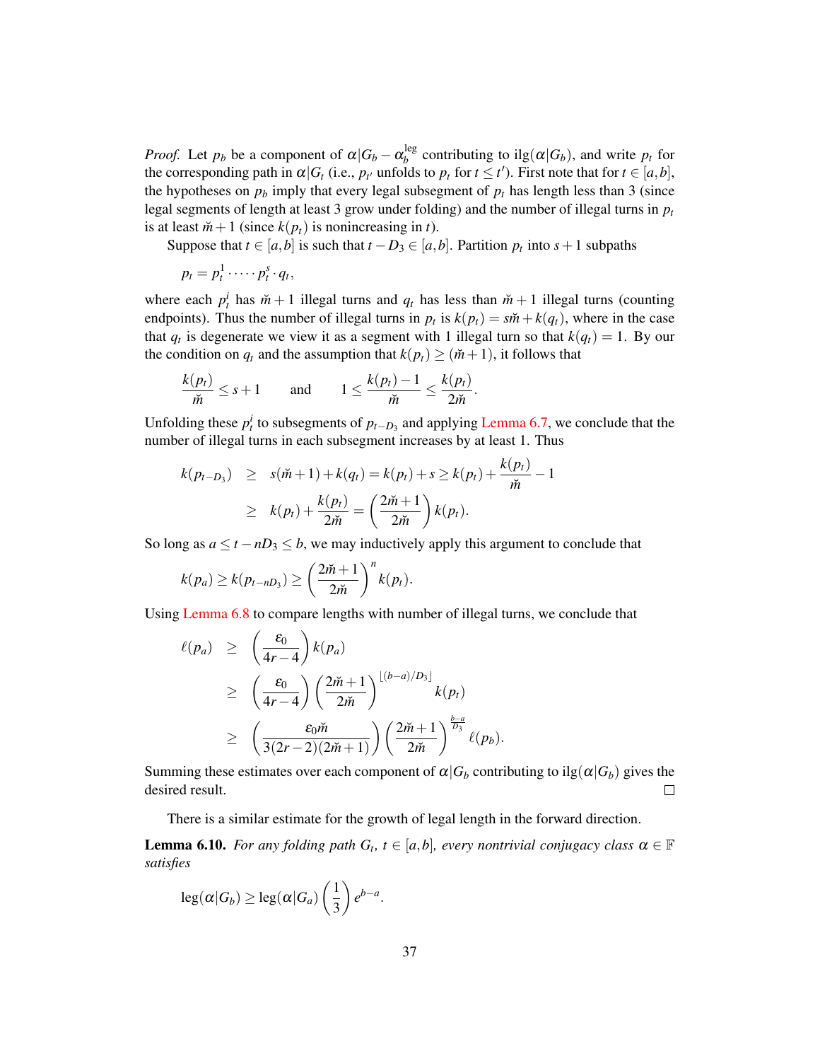*Proof.* Let $p_b$ be a component of $\alpha|G_b - \alpha_b^{\text{leg}}$ contributing to $\text{ilg}(\alpha|G_b)$, and write $p_t$ for the corresponding path in $\alpha|G_t$ (i.e., $p_{t'}$ unfolds to $p_t$ for $t \leq t'$). First note that for $t \in [a,b]$, the hypotheses on $p_b$ imply that every legal subsegment of $p_t$ has length less than 3 (since legal segments of length at least 3 grow under folding) and the number of illegal turns in $p_t$ is at least $\check{m}+1$ (since $k(p_t)$ is nonincreasing in $t$).

Suppose that $t \in [a,b]$ is such that $t - D_3 \in [a,b]$. Partition $p_t$ into $s+1$ subpaths

$$p_t = p_t^1 \cdot \cdots \cdot p_t^s \cdot q_t,$$

where each $p_t^i$ has $\check{m}+1$ illegal turns and $q_t$ has less than $\check{m}+1$ illegal turns (counting endpoints). Thus the number of illegal turns in $p_t$ is $k(p_t) = s\check{m} + k(q_t)$, where in the case that $q_t$ is degenerate we view it as a segment with 1 illegal turn so that $k(q_t) = 1$. By our the condition on $q_t$ and the assumption that $k(p_t) \geq (\check{m}+1)$, it follows that

$$\frac{k(p_t)}{\check{m}} \leq s+1 \qquad \text{and} \qquad 1 \leq \frac{k(p_t)-1}{\check{m}} \leq \frac{k(p_t)}{2\check{m}}.$$

Unfolding these $p_t^i$ to subsegments of $p_{t-D_3}$ and applying Lemma 6.7, we conclude that the number of illegal turns in each subsegment increases by at least 1. Thus

$$\begin{aligned}
k(p_{t-D_3}) &\geq s(\check{m}+1) + k(q_t) = k(p_t) + s \geq k(p_t) + \frac{k(p_t)}{\check{m}} - 1 \\
&\geq k(p_t) + \frac{k(p_t)}{2\check{m}} = \left(\frac{2\check{m}+1}{2\check{m}}\right) k(p_t).
\end{aligned}$$

So long as $a \leq t - nD_3 \leq b$, we may inductively apply this argument to conclude that

$$k(p_a) \geq k(p_{t-nD_3}) \geq \left(\frac{2\check{m}+1}{2\check{m}}\right)^n k(p_t).$$

Using Lemma 6.8 to compare lengths with number of illegal turns, we conclude that

$$\begin{aligned}
\ell(p_a) &\geq \left(\frac{\varepsilon_0}{4r-4}\right) k(p_a) \\
&\geq \left(\frac{\varepsilon_0}{4r-4}\right) \left(\frac{2\check{m}+1}{2\check{m}}\right)^{\lfloor (b-a)/D_3 \rfloor} k(p_t) \\
&\geq \left(\frac{\varepsilon_0 \check{m}}{3(2r-2)(2\check{m}+1)}\right) \left(\frac{2\check{m}+1}{2\check{m}}\right)^{\frac{b-a}{D_3}} \ell(p_b).
\end{aligned}$$

Summing these estimates over each component of $\alpha|G_b$ contributing to $\text{ilg}(\alpha|G_b)$ gives the desired result. $\square$

There is a similar estimate for the growth of legal length in the forward direction.

**Lemma 6.10.** *For any folding path $G_t$, $t \in [a,b]$, every nontrivial conjugacy class $\alpha \in \mathbb{F}$ satisfies*

$$\text{leg}(\alpha|G_b) \geq \text{leg}(\alpha|G_a) \left(\frac{1}{3}\right) e^{b-a}.$$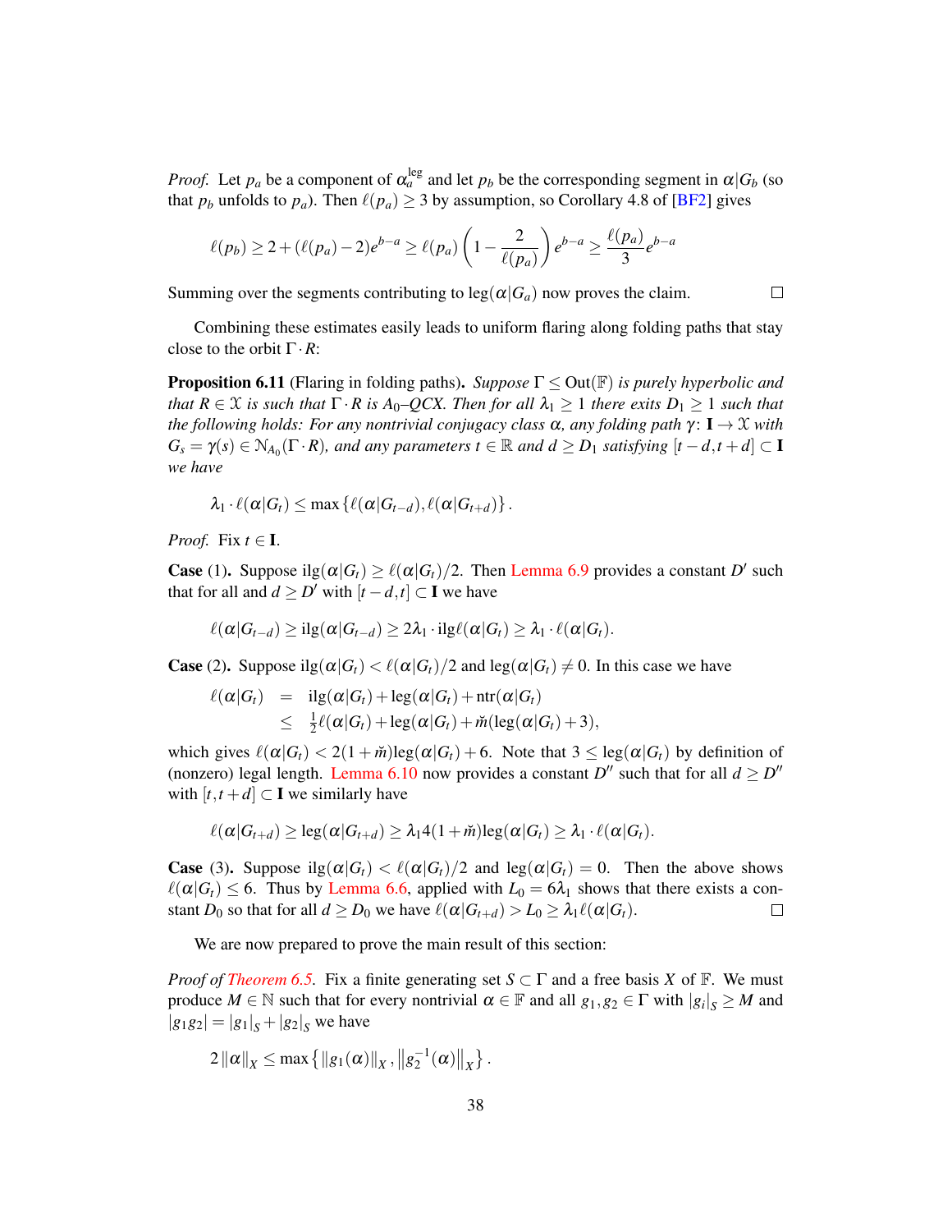*Proof.* Let $p_a$ be a component of $\alpha_a^{\text{leg}}$ and let $p_b$ be the corresponding segment in $\alpha|G_b$ (so that $p_b$ unfolds to $p_a$). Then $\ell(p_a) \geq 3$ by assumption, so Corollary 4.8 of [BF2] gives

$$\ell(p_b) \geq 2 + (\ell(p_a) - 2)e^{b-a} \geq \ell(p_a)\left(1 - \frac{2}{\ell(p_a)}\right)e^{b-a} \geq \frac{\ell(p_a)}{3}e^{b-a}$$

Summing over the segments contributing to $\text{leg}(\alpha|G_a)$ now proves the claim. □

Combining these estimates easily leads to uniform flaring along folding paths that stay close to the orbit $\Gamma \cdot R$:

**Proposition 6.11** (Flaring in folding paths). *Suppose $\Gamma \leq \text{Out}(\mathbb{F})$ is purely hyperbolic and that $R \in \mathcal{X}$ is such that $\Gamma \cdot R$ is $A_0$–QCX. Then for all $\lambda_1 \geq 1$ there exits $D_1 \geq 1$ such that the following holds: For any nontrivial conjugacy class $\alpha$, any folding path $\gamma\colon \mathbf{I} \to \mathcal{X}$ with $G_s = \gamma(s) \in \mathcal{N}_{A_0}(\Gamma \cdot R)$, and any parameters $t \in \mathbb{R}$ and $d \geq D_1$ satisfying $[t-d, t+d] \subset \mathbf{I}$ we have*

$$\lambda_1 \cdot \ell(\alpha|G_t) \leq \max\left\{\ell(\alpha|G_{t-d}), \ell(\alpha|G_{t+d})\right\}.$$

*Proof.* Fix $t \in \mathbf{I}$.

**Case** (1). Suppose $\text{ilg}(\alpha|G_t) \geq \ell(\alpha|G_t)/2$. Then Lemma 6.9 provides a constant $D'$ such that for all and $d \geq D'$ with $[t-d, t] \subset \mathbf{I}$ we have

$$\ell(\alpha|G_{t-d}) \geq \text{ilg}(\alpha|G_{t-d}) \geq 2\lambda_1 \cdot \text{ilg}\ell(\alpha|G_t) \geq \lambda_1 \cdot \ell(\alpha|G_t).$$

**Case** (2). Suppose $\text{ilg}(\alpha|G_t) < \ell(\alpha|G_t)/2$ and $\text{leg}(\alpha|G_t) \neq 0$. In this case we have

$$\begin{aligned}
\ell(\alpha|G_t) &= \text{ilg}(\alpha|G_t) + \text{leg}(\alpha|G_t) + \text{ntr}(\alpha|G_t) \\
&\leq \tfrac{1}{2}\ell(\alpha|G_t) + \text{leg}(\alpha|G_t) + \check{m}(\text{leg}(\alpha|G_t) + 3),
\end{aligned}$$

which gives $\ell(\alpha|G_t) < 2(1+\check{m})\text{leg}(\alpha|G_t) + 6$. Note that $3 \leq \text{leg}(\alpha|G_t)$ by definition of (nonzero) legal length. Lemma 6.10 now provides a constant $D''$ such that for all $d \geq D''$ with $[t, t+d] \subset \mathbf{I}$ we similarly have

$$\ell(\alpha|G_{t+d}) \geq \text{leg}(\alpha|G_{t+d}) \geq \lambda_1 4(1+\check{m})\text{leg}(\alpha|G_t) \geq \lambda_1 \cdot \ell(\alpha|G_t).$$

**Case** (3). Suppose $\text{ilg}(\alpha|G_t) < \ell(\alpha|G_t)/2$ and $\text{leg}(\alpha|G_t) = 0$. Then the above shows $\ell(\alpha|G_t) \leq 6$. Thus by Lemma 6.6, applied with $L_0 = 6\lambda_1$ shows that there exists a constant $D_0$ so that for all $d \geq D_0$ we have $\ell(\alpha|G_{t+d}) > L_0 \geq \lambda_1 \ell(\alpha|G_t)$. □

We are now prepared to prove the main result of this section:

*Proof of Theorem 6.5.* Fix a finite generating set $S \subset \Gamma$ and a free basis $X$ of $\mathbb{F}$. We must produce $M \in \mathbb{N}$ such that for every nontrivial $\alpha \in \mathbb{F}$ and all $g_1, g_2 \in \Gamma$ with $|g_i|_S \geq M$ and $|g_1 g_2| = |g_1|_S + |g_2|_S$ we have

$$2\|\alpha\|_X \leq \max\left\{\|g_1(\alpha)\|_X, \left\|g_2^{-1}(\alpha)\right\|_X\right\}.$$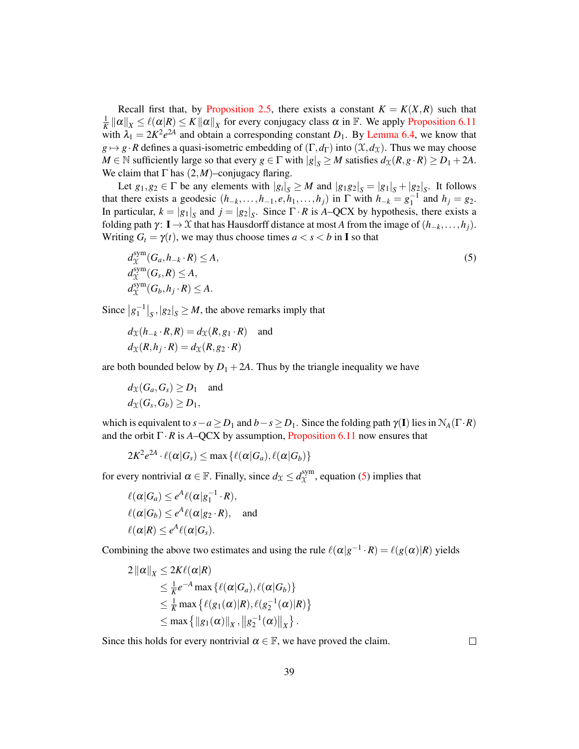Recall first that, by Proposition 2.5, there exists a constant $K = K(X,R)$ such that $\frac{1}{K}\|\alpha\|_X \leq \ell(\alpha|R) \leq K\|\alpha\|_X$ for every conjugacy class $\alpha$ in $\mathbb{F}$. We apply Proposition 6.11 with $\lambda_1 = 2K^2e^{2A}$ and obtain a corresponding constant $D_1$. By Lemma 6.4, we know that $g \mapsto g \cdot R$ defines a quasi-isometric embedding of $(\Gamma, d_\Gamma)$ into $(\mathfrak{X}, d_\mathfrak{X})$. Thus we may choose $M \in \mathbb{N}$ sufficiently large so that every $g \in \Gamma$ with $|g|_S \geq M$ satisfies $d_\mathfrak{X}(R, g\cdot R) \geq D_1 + 2A$. We claim that $\Gamma$ has $(2,M)$–conjugacy flaring.

Let $g_1, g_2 \in \Gamma$ be any elements with $|g_i|_S \geq M$ and $|g_1g_2|_S = |g_1|_S + |g_2|_S$. It follows that there exists a geodesic $(h_{-k}, \ldots, h_{-1}, e, h_1, \ldots, h_j)$ in $\Gamma$ with $h_{-k} = g_1^{-1}$ and $h_j = g_2$. In particular, $k = |g_1|_S$ and $j = |g_2|_S$. Since $\Gamma \cdot R$ is $A$–QCX by hypothesis, there exists a folding path $\gamma \colon \mathbf{I} \to \mathfrak{X}$ that has Hausdorff distance at most $A$ from the image of $(h_{-k}, \ldots, h_j)$. Writing $G_t = \gamma(t)$, we may thus choose times $a < s < b$ in $\mathbf{I}$ so that

$$
\begin{aligned}
&d_\mathfrak{X}^{\mathrm{sym}}(G_a, h_{-k}\cdot R) \leq A,\\
&d_\mathfrak{X}^{\mathrm{sym}}(G_s, R) \leq A,\\
&d_\mathfrak{X}^{\mathrm{sym}}(G_b, h_j\cdot R) \leq A.
\end{aligned}
\tag{5}
$$

Since $\left|g_1^{-1}\right|_S, |g_2|_S \geq M$, the above remarks imply that

$$
\begin{aligned}
&d_\mathfrak{X}(h_{-k}\cdot R, R) = d_\mathfrak{X}(R, g_1\cdot R) \quad \text{and}\\
&d_\mathfrak{X}(R, h_j\cdot R) = d_\mathfrak{X}(R, g_2\cdot R)
\end{aligned}
$$

are both bounded below by $D_1 + 2A$. Thus by the triangle inequality we have

$$
\begin{aligned}
&d_\mathfrak{X}(G_a, G_s) \geq D_1 \quad \text{and}\\
&d_\mathfrak{X}(G_s, G_b) \geq D_1,
\end{aligned}
$$

which is equivalent to $s - a \geq D_1$ and $b - s \geq D_1$. Since the folding path $\gamma(\mathbf{I})$ lies in $\mathcal{N}_A(\Gamma\cdot R)$ and the orbit $\Gamma \cdot R$ is $A$–QCX by assumption, Proposition 6.11 now ensures that

$$
2K^2e^{2A}\cdot \ell(\alpha|G_s) \leq \max\{\ell(\alpha|G_a), \ell(\alpha|G_b)\}
$$

for every nontrivial $\alpha \in \mathbb{F}$. Finally, since $d_\mathfrak{X} \leq d_\mathfrak{X}^{\mathrm{sym}}$, equation (5) implies that

$$
\begin{aligned}
&\ell(\alpha|G_a) \leq e^A\ell(\alpha|g_1^{-1}\cdot R),\\
&\ell(\alpha|G_b) \leq e^A\ell(\alpha|g_2\cdot R), \quad \text{and}\\
&\ell(\alpha|R) \leq e^A\ell(\alpha|G_s).
\end{aligned}
$$

Combining the above two estimates and using the rule $\ell(\alpha|g^{-1}\cdot R) = \ell(g(\alpha)|R)$ yields

$$
\begin{aligned}
2\|\alpha\|_X &\leq 2K\ell(\alpha|R)\\
&\leq \tfrac{1}{K}e^{-A}\max\{\ell(\alpha|G_a), \ell(\alpha|G_b)\}\\
&\leq \tfrac{1}{K}\max\{\ell(g_1(\alpha)|R), \ell(g_2^{-1}(\alpha)|R)\}\\
&\leq \max\left\{\|g_1(\alpha)\|_X, \left\|g_2^{-1}(\alpha)\right\|_X\right\}.
\end{aligned}
$$

Since this holds for every nontrivial $\alpha \in \mathbb{F}$, we have proved the claim. $\square$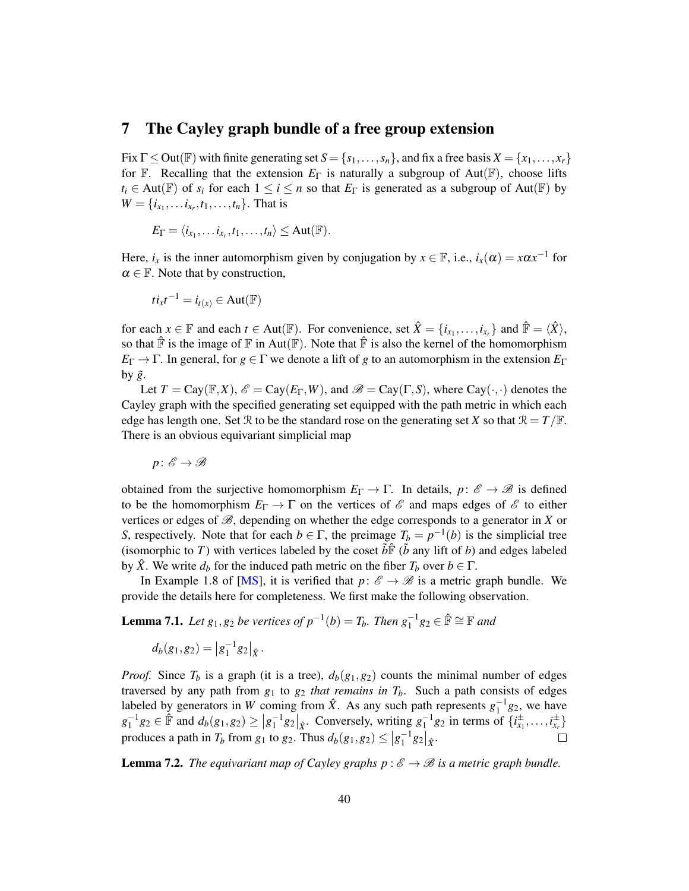## 7 The Cayley graph bundle of a free group extension

Fix $\Gamma \leq \mathrm{Out}(\mathbb{F})$ with finite generating set $S = \{s_1, \dots, s_n\}$, and fix a free basis $X = \{x_1, \dots, x_r\}$ for $\mathbb{F}$. Recalling that the extension $E_\Gamma$ is naturally a subgroup of $\mathrm{Aut}(\mathbb{F})$, choose lifts $t_i \in \mathrm{Aut}(\mathbb{F})$ of $s_i$ for each $1 \leq i \leq n$ so that $E_\Gamma$ is generated as a subgroup of $\mathrm{Aut}(\mathbb{F})$ by $W = \{i_{x_1}, \dots i_{x_r}, t_1, \dots, t_n\}$. That is

$$E_\Gamma = \langle i_{x_1}, \dots i_{x_r}, t_1, \dots, t_n \rangle \leq \mathrm{Aut}(\mathbb{F}).$$

Here, $i_x$ is the inner automorphism given by conjugation by $x \in \mathbb{F}$, i.e., $i_x(\alpha) = x\alpha x^{-1}$ for $\alpha \in \mathbb{F}$. Note that by construction,

$$t i_x t^{-1} = i_{t(x)} \in \mathrm{Aut}(\mathbb{F})$$

for each $x \in \mathbb{F}$ and each $t \in \mathrm{Aut}(\mathbb{F})$. For convenience, set $\hat{X} = \{i_{x_1}, \dots, i_{x_r}\}$ and $\hat{\mathbb{F}} = \langle \hat{X} \rangle$, so that $\hat{\mathbb{F}}$ is the image of $\mathbb{F}$ in $\mathrm{Aut}(\mathbb{F})$. Note that $\hat{\mathbb{F}}$ is also the kernel of the homomorphism $E_\Gamma \to \Gamma$. In general, for $g \in \Gamma$ we denote a lift of $g$ to an automorphism in the extension $E_\Gamma$ by $\tilde{g}$.

Let $T = \mathrm{Cay}(\mathbb{F}, X)$, $\mathscr{E} = \mathrm{Cay}(E_\Gamma, W)$, and $\mathscr{B} = \mathrm{Cay}(\Gamma, S)$, where $\mathrm{Cay}(\cdot,\cdot)$ denotes the Cayley graph with the specified generating set equipped with the path metric in which each edge has length one. Set $\mathcal{R}$ to be the standard rose on the generating set $X$ so that $\mathcal{R} = T/\mathbb{F}$. There is an obvious equivariant simplicial map

$$p \colon \mathscr{E} \to \mathscr{B}$$

obtained from the surjective homomorphism $E_\Gamma \to \Gamma$. In details, $p \colon \mathscr{E} \to \mathscr{B}$ is defined to be the homomorphism $E_\Gamma \to \Gamma$ on the vertices of $\mathscr{E}$ and maps edges of $\mathscr{E}$ to either vertices or edges of $\mathscr{B}$, depending on whether the edge corresponds to a generator in $X$ or $S$, respectively. Note that for each $b \in \Gamma$, the preimage $T_b = p^{-1}(b)$ is the simplicial tree (isomorphic to $T$) with vertices labeled by the coset $\tilde{b}\hat{\mathbb{F}}$ ($\tilde{b}$ any lift of $b$) and edges labeled by $\hat{X}$. We write $d_b$ for the induced path metric on the fiber $T_b$ over $b \in \Gamma$.

In Example 1.8 of [MS], it is verified that $p \colon \mathscr{E} \to \mathscr{B}$ is a metric graph bundle. We provide the details here for completeness. We first make the following observation.

**Lemma 7.1.** *Let $g_1, g_2$ be vertices of $p^{-1}(b) = T_b$. Then $g_1^{-1}g_2 \in \hat{\mathbb{F}} \cong \mathbb{F}$ and*

$$d_b(g_1, g_2) = \left| g_1^{-1} g_2 \right|_{\hat{X}}.$$

*Proof.* Since $T_b$ is a graph (it is a tree), $d_b(g_1, g_2)$ counts the minimal number of edges traversed by any path from $g_1$ to $g_2$ *that remains in* $T_b$. Such a path consists of edges labeled by generators in $W$ coming from $\hat{X}$. As any such path represents $g_1^{-1}g_2$, we have $g_1^{-1}g_2 \in \hat{\mathbb{F}}$ and $d_b(g_1, g_2) \geq \left| g_1^{-1}g_2 \right|_{\hat{X}}$. Conversely, writing $g_1^{-1}g_2$ in terms of $\{i_{x_1}^{\pm}, \dots, i_{x_r}^{\pm}\}$ produces a path in $T_b$ from $g_1$ to $g_2$. Thus $d_b(g_1, g_2) \leq \left| g_1^{-1}g_2 \right|_{\hat{X}}$. $\square$

**Lemma 7.2.** *The equivariant map of Cayley graphs $p : \mathscr{E} \to \mathscr{B}$ is a metric graph bundle.*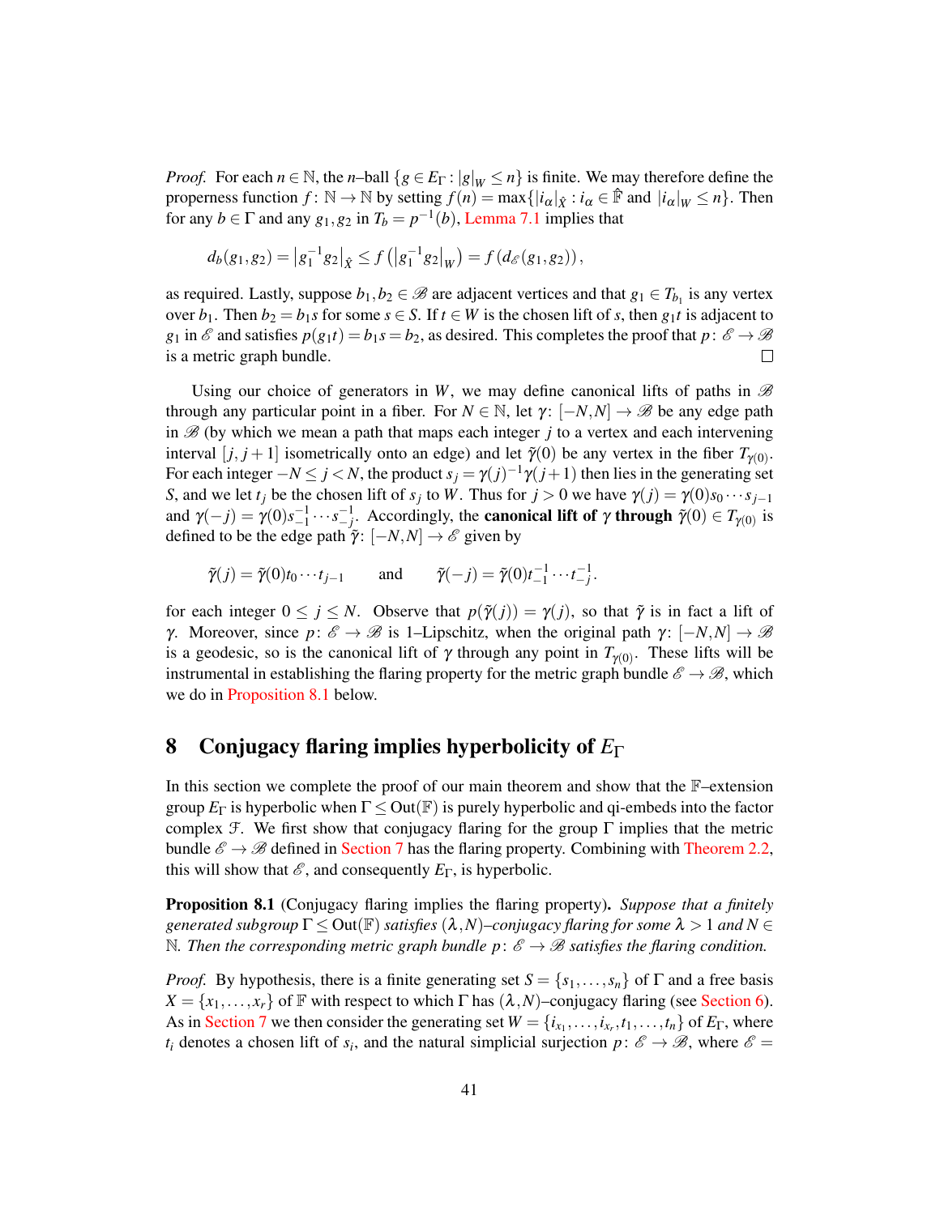*Proof.* For each $n \in \mathbb{N}$, the $n$–ball $\{g \in E_\Gamma : |g|_W \leq n\}$ is finite. We may therefore define the properness function $f\colon \mathbb{N} \to \mathbb{N}$ by setting $f(n) = \max\{|i_\alpha|_{\hat{X}} : i_\alpha \in \hat{\mathbb{F}} \text{ and } |i_\alpha|_W \leq n\}$. Then for any $b \in \Gamma$ and any $g_1, g_2$ in $T_b = p^{-1}(b)$, Lemma 7.1 implies that

$$d_b(g_1,g_2) = \left|g_1^{-1}g_2\right|_{\hat{X}} \leq f\left(\left|g_1^{-1}g_2\right|_W\right) = f\left(d_{\mathscr{E}}(g_1,g_2)\right),$$

as required. Lastly, suppose $b_1, b_2 \in \mathscr{B}$ are adjacent vertices and that $g_1 \in T_{b_1}$ is any vertex over $b_1$. Then $b_2 = b_1 s$ for some $s \in S$. If $t \in W$ is the chosen lift of $s$, then $g_1 t$ is adjacent to $g_1$ in $\mathscr{E}$ and satisfies $p(g_1 t) = b_1 s = b_2$, as desired. This completes the proof that $p\colon \mathscr{E} \to \mathscr{B}$ is a metric graph bundle. □

Using our choice of generators in $W$, we may define canonical lifts of paths in $\mathscr{B}$ through any particular point in a fiber. For $N \in \mathbb{N}$, let $\gamma\colon [-N,N] \to \mathscr{B}$ be any edge path in $\mathscr{B}$ (by which we mean a path that maps each integer $j$ to a vertex and each intervening interval $[j, j+1]$ isometrically onto an edge) and let $\tilde{\gamma}(0)$ be any vertex in the fiber $T_{\gamma(0)}$. For each integer $-N \leq j < N$, the product $s_j = \gamma(j)^{-1}\gamma(j+1)$ then lies in the generating set $S$, and we let $t_j$ be the chosen lift of $s_j$ to $W$. Thus for $j > 0$ we have $\gamma(j) = \gamma(0)s_0 \cdots s_{j-1}$ and $\gamma(-j) = \gamma(0)s_{-1}^{-1} \cdots s_{-j}^{-1}$. Accordingly, the **canonical lift of $\gamma$ through** $\tilde{\gamma}(0) \in T_{\gamma(0)}$ is defined to be the edge path $\tilde{\gamma}\colon [-N,N] \to \mathscr{E}$ given by

$$\tilde{\gamma}(j) = \tilde{\gamma}(0)t_0 \cdots t_{j-1} \qquad \text{and} \qquad \tilde{\gamma}(-j) = \tilde{\gamma}(0)t_{-1}^{-1} \cdots t_{-j}^{-1}.$$

for each integer $0 \leq j \leq N$. Observe that $p(\tilde{\gamma}(j)) = \gamma(j)$, so that $\tilde{\gamma}$ is in fact a lift of $\gamma$. Moreover, since $p\colon \mathscr{E} \to \mathscr{B}$ is 1–Lipschitz, when the original path $\gamma\colon [-N,N] \to \mathscr{B}$ is a geodesic, so is the canonical lift of $\gamma$ through any point in $T_{\gamma(0)}$. These lifts will be instrumental in establishing the flaring property for the metric graph bundle $\mathscr{E} \to \mathscr{B}$, which we do in Proposition 8.1 below.

# 8 Conjugacy flaring implies hyperbolicity of $E_\Gamma$

In this section we complete the proof of our main theorem and show that the $\mathbb{F}$–extension group $E_\Gamma$ is hyperbolic when $\Gamma \leq \mathrm{Out}(\mathbb{F})$ is purely hyperbolic and qi-embeds into the factor complex $\mathcal{F}$. We first show that conjugacy flaring for the group $\Gamma$ implies that the metric bundle $\mathscr{E} \to \mathscr{B}$ defined in Section 7 has the flaring property. Combining with Theorem 2.2, this will show that $\mathscr{E}$, and consequently $E_\Gamma$, is hyperbolic.

**Proposition 8.1** (Conjugacy flaring implies the flaring property)**.** *Suppose that a finitely generated subgroup $\Gamma \leq \mathrm{Out}(\mathbb{F})$ satisfies $(\lambda,N)$–conjugacy flaring for some $\lambda > 1$ and $N \in \mathbb{N}$. Then the corresponding metric graph bundle $p\colon \mathscr{E} \to \mathscr{B}$ satisfies the flaring condition.*

*Proof.* By hypothesis, there is a finite generating set $S = \{s_1, \ldots, s_n\}$ of $\Gamma$ and a free basis $X = \{x_1, \ldots, x_r\}$ of $\mathbb{F}$ with respect to which $\Gamma$ has $(\lambda,N)$–conjugacy flaring (see Section 6). As in Section 7 we then consider the generating set $W = \{i_{x_1}, \ldots, i_{x_r}, t_1, \ldots, t_n\}$ of $E_\Gamma$, where $t_i$ denotes a chosen lift of $s_i$, and the natural simplicial surjection $p\colon \mathscr{E} \to \mathscr{B}$, where $\mathscr{E} =$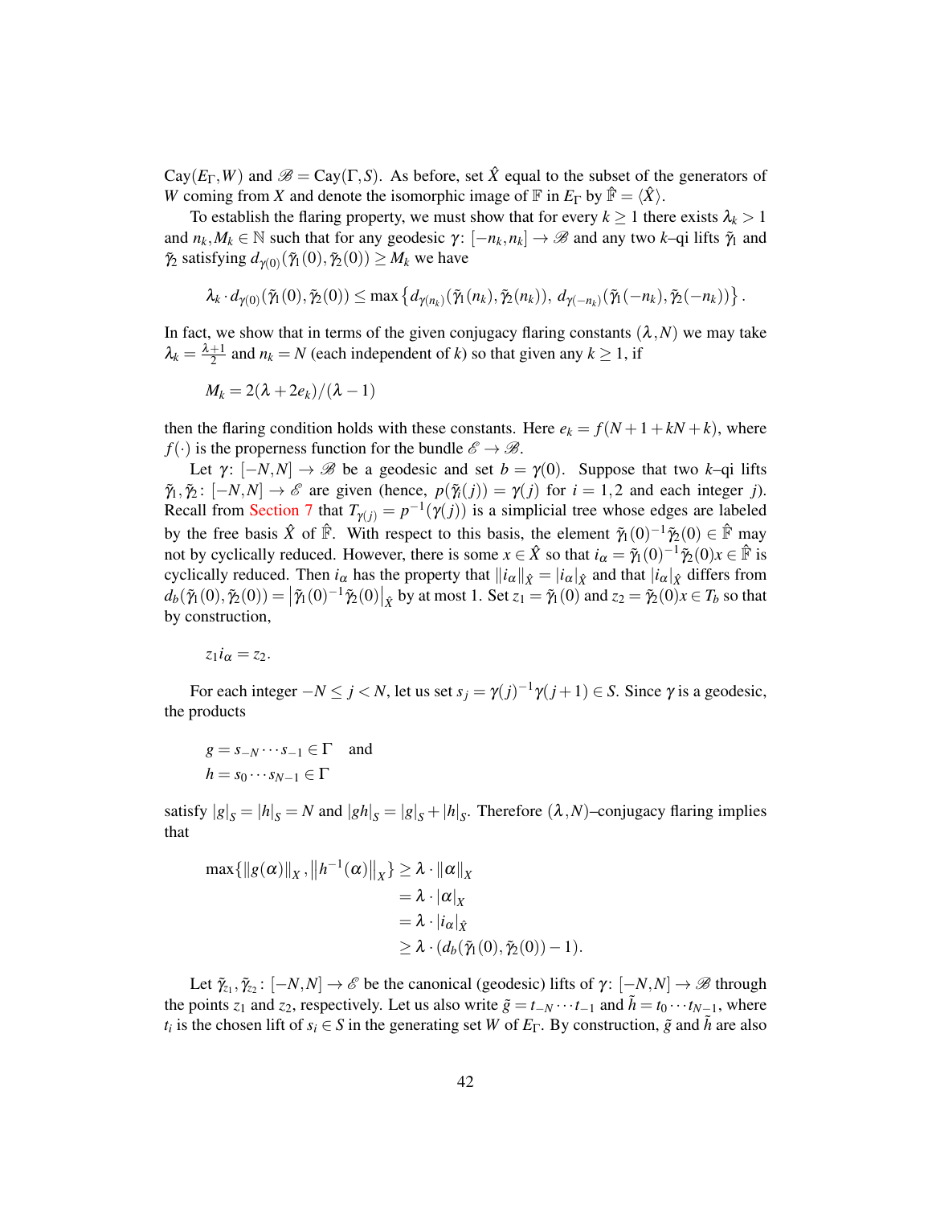$\mathrm{Cay}(E_\Gamma, W)$ and $\mathscr{B} = \mathrm{Cay}(\Gamma, S)$. As before, set $\hat{X}$ equal to the subset of the generators of $W$ coming from $X$ and denote the isomorphic image of $\mathbb{F}$ in $E_\Gamma$ by $\hat{\mathbb{F}} = \langle \hat{X} \rangle$.

To establish the flaring property, we must show that for every $k \geq 1$ there exists $\lambda_k > 1$ and $n_k, M_k \in \mathbb{N}$ such that for any geodesic $\gamma \colon [-n_k, n_k] \to \mathscr{B}$ and any two $k$–qi lifts $\tilde{\gamma}_1$ and $\tilde{\gamma}_2$ satisfying $d_{\gamma(0)}(\tilde{\gamma}_1(0), \tilde{\gamma}_2(0)) \geq M_k$ we have

$$\lambda_k \cdot d_{\gamma(0)}(\tilde{\gamma}_1(0), \tilde{\gamma}_2(0)) \leq \max\left\{ d_{\gamma(n_k)}(\tilde{\gamma}_1(n_k), \tilde{\gamma}_2(n_k)),\ d_{\gamma(-n_k)}(\tilde{\gamma}_1(-n_k), \tilde{\gamma}_2(-n_k)) \right\}.$$

In fact, we show that in terms of the given conjugacy flaring constants $(\lambda, N)$ we may take $\lambda_k = \frac{\lambda+1}{2}$ and $n_k = N$ (each independent of $k$) so that given any $k \geq 1$, if

$$M_k = 2(\lambda + 2e_k)/(\lambda - 1)$$

then the flaring condition holds with these constants. Here $e_k = f(N + 1 + kN + k)$, where $f(\cdot)$ is the properness function for the bundle $\mathscr{E} \to \mathscr{B}$.

Let $\gamma \colon [-N, N] \to \mathscr{B}$ be a geodesic and set $b = \gamma(0)$. Suppose that two $k$–qi lifts $\tilde{\gamma}_1, \tilde{\gamma}_2 \colon [-N, N] \to \mathscr{E}$ are given (hence, $p(\tilde{\gamma}_i(j)) = \gamma(j)$ for $i = 1, 2$ and each integer $j$). Recall from Section 7 that $T_{\gamma(j)} = p^{-1}(\gamma(j))$ is a simplicial tree whose edges are labeled by the free basis $\hat{X}$ of $\hat{\mathbb{F}}$. With respect to this basis, the element $\tilde{\gamma}_1(0)^{-1}\tilde{\gamma}_2(0) \in \hat{\mathbb{F}}$ may not by cyclically reduced. However, there is some $x \in \hat{X}$ so that $i_\alpha = \tilde{\gamma}_1(0)^{-1}\tilde{\gamma}_2(0)x \in \hat{\mathbb{F}}$ is cyclically reduced. Then $i_\alpha$ has the property that $\|i_\alpha\|_{\hat{X}} = |i_\alpha|_{\hat{X}}$ and that $|i_\alpha|_{\hat{X}}$ differs from $d_b(\tilde{\gamma}_1(0), \tilde{\gamma}_2(0)) = \left|\tilde{\gamma}_1(0)^{-1}\tilde{\gamma}_2(0)\right|_{\hat{X}}$ by at most 1. Set $z_1 = \tilde{\gamma}_1(0)$ and $z_2 = \tilde{\gamma}_2(0)x \in T_b$ so that by construction,

$$z_1 i_\alpha = z_2.$$

For each integer $-N \leq j < N$, let us set $s_j = \gamma(j)^{-1}\gamma(j+1) \in S$. Since $\gamma$ is a geodesic, the products

$$\begin{aligned} g &= s_{-N} \cdots s_{-1} \in \Gamma \quad \text{and} \\ h &= s_0 \cdots s_{N-1} \in \Gamma \end{aligned}$$

satisfy $|g|_S = |h|_S = N$ and $|gh|_S = |g|_S + |h|_S$. Therefore $(\lambda, N)$–conjugacy flaring implies that

$$\begin{aligned} \max\{\|g(\alpha)\|_X, \left\|h^{-1}(\alpha)\right\|_X\} &\geq \lambda \cdot \|\alpha\|_X \\ &= \lambda \cdot |\alpha|_X \\ &= \lambda \cdot |i_\alpha|_{\hat{X}} \\ &\geq \lambda \cdot (d_b(\tilde{\gamma}_1(0), \tilde{\gamma}_2(0)) - 1). \end{aligned}$$

Let $\tilde{\gamma}_{z_1}, \tilde{\gamma}_{z_2} \colon [-N, N] \to \mathscr{E}$ be the canonical (geodesic) lifts of $\gamma \colon [-N, N] \to \mathscr{B}$ through the points $z_1$ and $z_2$, respectively. Let us also write $\tilde{g} = t_{-N} \cdots t_{-1}$ and $\tilde{h} = t_0 \cdots t_{N-1}$, where $t_i$ is the chosen lift of $s_i \in S$ in the generating set $W$ of $E_\Gamma$. By construction, $\tilde{g}$ and $\tilde{h}$ are also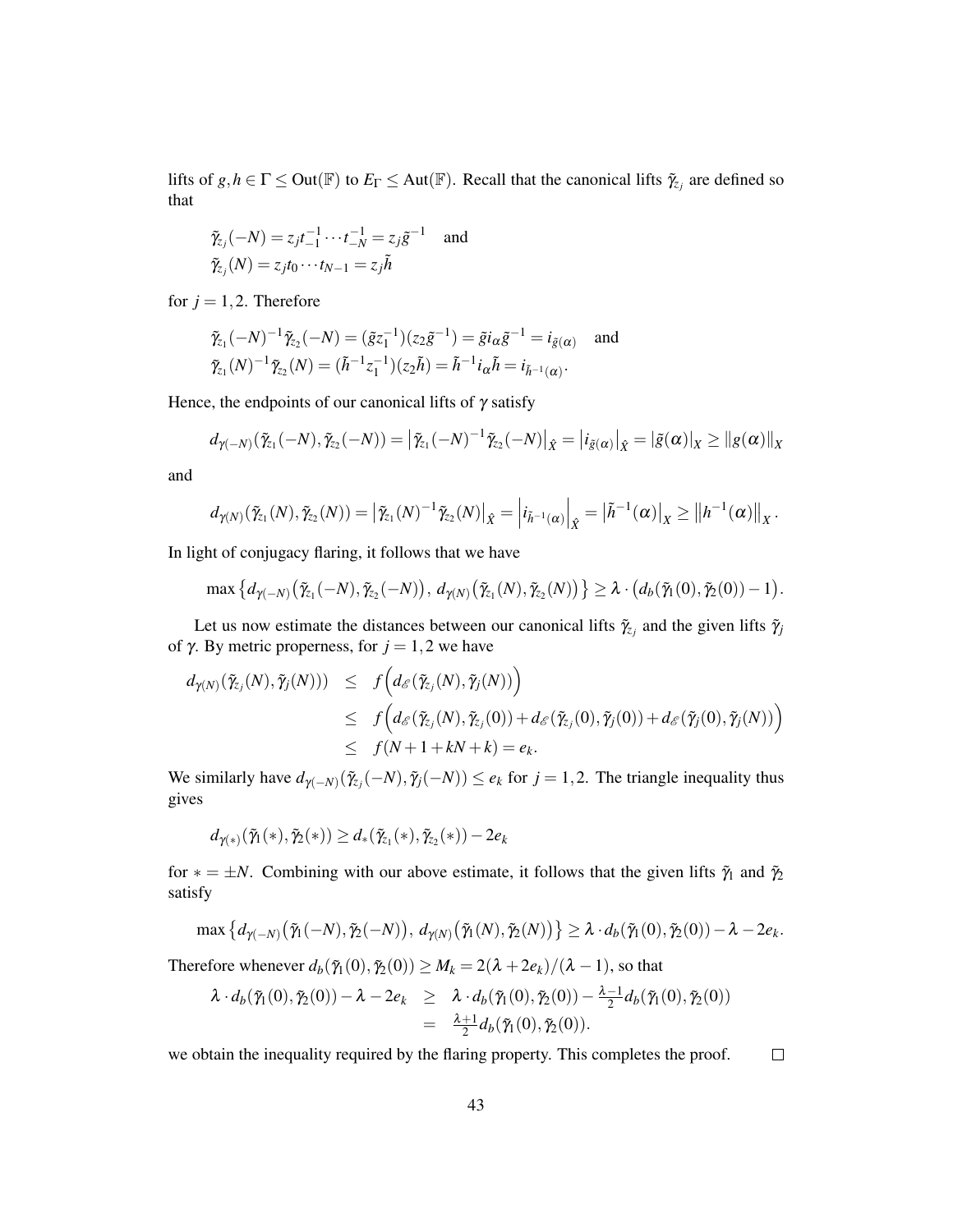lifts of $g, h \in \Gamma \leq \mathrm{Out}(\mathbb{F})$ to $E_\Gamma \leq \mathrm{Aut}(\mathbb{F})$. Recall that the canonical lifts $\tilde{\gamma}_{z_j}$ are defined so that

$$
\begin{aligned}
&\tilde{\gamma}_{z_j}(-N) = z_j t_{-1}^{-1} \cdots t_{-N}^{-1} = z_j \tilde{g}^{-1} \quad \text{and} \\
&\tilde{\gamma}_{z_j}(N) = z_j t_0 \cdots t_{N-1} = z_j \tilde{h}
\end{aligned}
$$

for $j = 1, 2$. Therefore

$$
\begin{aligned}
&\tilde{\gamma}_{z_1}(-N)^{-1} \tilde{\gamma}_{z_2}(-N) = (\tilde{g} z_1^{-1})(z_2 \tilde{g}^{-1}) = \tilde{g} i_\alpha \tilde{g}^{-1} = i_{\tilde{g}(\alpha)} \quad \text{and} \\
&\tilde{\gamma}_{z_1}(N)^{-1} \tilde{\gamma}_{z_2}(N) = (\tilde{h}^{-1} z_1^{-1})(z_2 \tilde{h}) = \tilde{h}^{-1} i_\alpha \tilde{h} = i_{\tilde{h}^{-1}(\alpha)}.
\end{aligned}
$$

Hence, the endpoints of our canonical lifts of $\gamma$ satisfy

$$
d_{\gamma(-N)}(\tilde{\gamma}_{z_1}(-N), \tilde{\gamma}_{z_2}(-N)) = \left|\tilde{\gamma}_{z_1}(-N)^{-1} \tilde{\gamma}_{z_2}(-N)\right|_{\hat{X}} = \left|i_{\tilde{g}(\alpha)}\right|_{\hat{X}} = |\tilde{g}(\alpha)|_X \geq \|g(\alpha)\|_X
$$

and

$$
d_{\gamma(N)}(\tilde{\gamma}_{z_1}(N), \tilde{\gamma}_{z_2}(N)) = \left|\tilde{\gamma}_{z_1}(N)^{-1} \tilde{\gamma}_{z_2}(N)\right|_{\hat{X}} = \left|i_{\tilde{h}^{-1}(\alpha)}\right|_{\hat{X}} = \left|\tilde{h}^{-1}(\alpha)\right|_X \geq \left\|h^{-1}(\alpha)\right\|_X.
$$

In light of conjugacy flaring, it follows that we have

$$
\max\left\{d_{\gamma(-N)}\big(\tilde{\gamma}_{z_1}(-N), \tilde{\gamma}_{z_2}(-N)\big),\, d_{\gamma(N)}\big(\tilde{\gamma}_{z_1}(N), \tilde{\gamma}_{z_2}(N)\big)\right\} \geq \lambda \cdot \big(d_b(\tilde{\gamma}_1(0), \tilde{\gamma}_2(0)) - 1\big).
$$

Let us now estimate the distances between our canonical lifts $\tilde{\gamma}_{z_j}$ and the given lifts $\tilde{\gamma}_j$ of $\gamma$. By metric properness, for $j = 1, 2$ we have

$$
\begin{aligned}
d_{\gamma(N)}(\tilde{\gamma}_{z_j}(N), \tilde{\gamma}_j(N))) &\leq f\Big(d_{\mathscr{E}}(\tilde{\gamma}_{z_j}(N), \tilde{\gamma}_j(N))\Big) \\
&\leq f\Big(d_{\mathscr{E}}(\tilde{\gamma}_{z_j}(N), \tilde{\gamma}_{z_j}(0)) + d_{\mathscr{E}}(\tilde{\gamma}_{z_j}(0), \tilde{\gamma}_j(0)) + d_{\mathscr{E}}(\tilde{\gamma}_j(0), \tilde{\gamma}_j(N))\Big) \\
&\leq f(N + 1 + kN + k) = e_k.
\end{aligned}
$$

We similarly have $d_{\gamma(-N)}(\tilde{\gamma}_{z_j}(-N), \tilde{\gamma}_j(-N)) \leq e_k$ for $j = 1, 2$. The triangle inequality thus gives

$$
d_{\gamma(*)}(\tilde{\gamma}_1(*), \tilde{\gamma}_2(*)) \geq d_*(\tilde{\gamma}_{z_1}(*), \tilde{\gamma}_{z_2}(*)) - 2e_k
$$

for $* = \pm N$. Combining with our above estimate, it follows that the given lifts $\tilde{\gamma}_1$ and $\tilde{\gamma}_2$ satisfy

$$
\max\left\{d_{\gamma(-N)}\big(\tilde{\gamma}_1(-N), \tilde{\gamma}_2(-N)\big),\, d_{\gamma(N)}\big(\tilde{\gamma}_1(N), \tilde{\gamma}_2(N)\big)\right\} \geq \lambda \cdot d_b(\tilde{\gamma}_1(0), \tilde{\gamma}_2(0)) - \lambda - 2e_k.
$$

Therefore whenever $d_b(\tilde{\gamma}_1(0), \tilde{\gamma}_2(0)) \geq M_k = 2(\lambda + 2e_k)/(\lambda - 1)$, so that

$$
\begin{aligned}
\lambda \cdot d_b(\tilde{\gamma}_1(0), \tilde{\gamma}_2(0)) - \lambda - 2e_k &\geq \lambda \cdot d_b(\tilde{\gamma}_1(0), \tilde{\gamma}_2(0)) - \tfrac{\lambda - 1}{2} d_b(\tilde{\gamma}_1(0), \tilde{\gamma}_2(0)) \\
&= \tfrac{\lambda + 1}{2} d_b(\tilde{\gamma}_1(0), \tilde{\gamma}_2(0)).
\end{aligned}
$$

we obtain the inequality required by the flaring property. This completes the proof. $\square$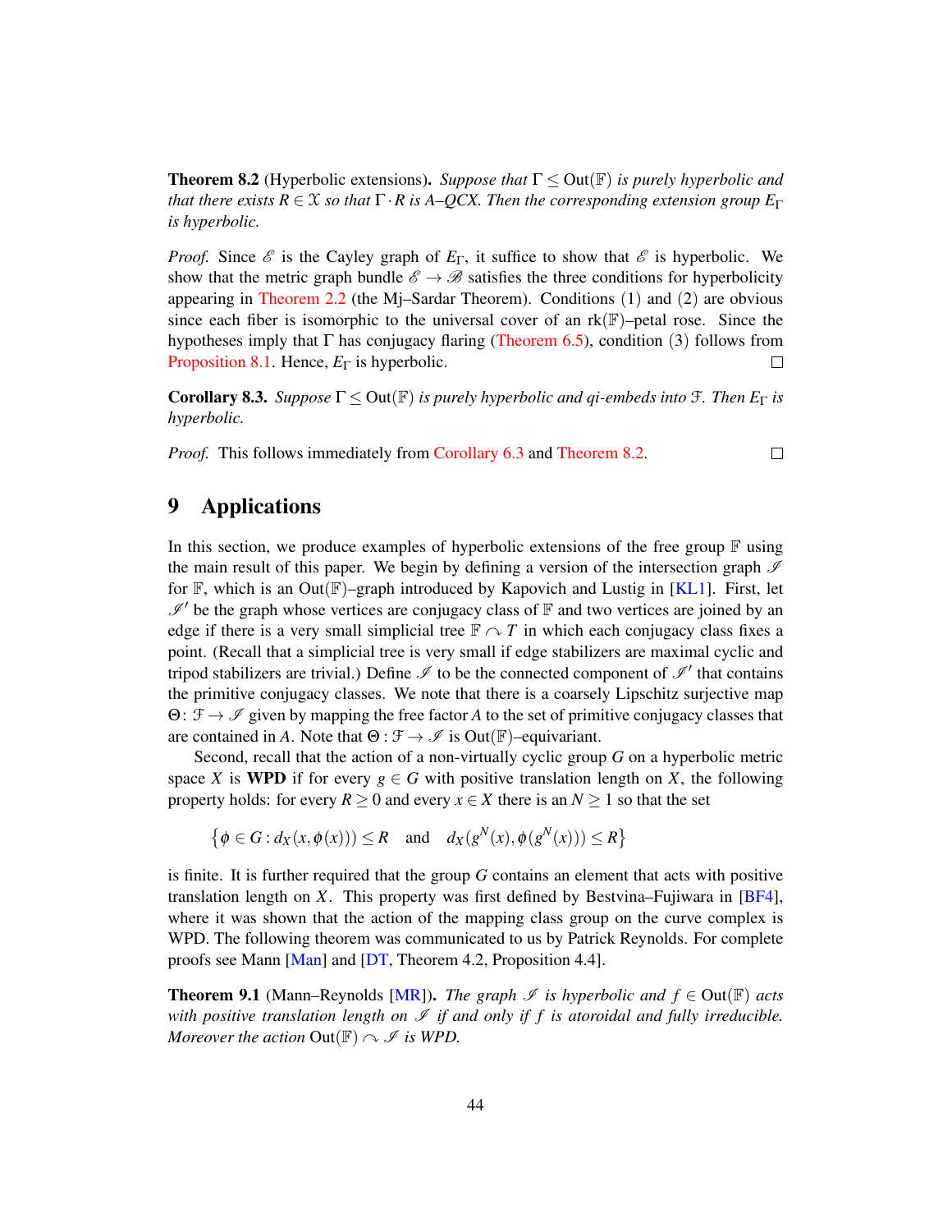**Theorem 8.2** (Hyperbolic extensions)**.** *Suppose that $\Gamma \leq \mathrm{Out}(\mathbb{F})$ is purely hyperbolic and that there exists $R \in \mathcal{X}$ so that $\Gamma \cdot R$ is A–QCX. Then the corresponding extension group $E_\Gamma$ is hyperbolic.*

*Proof.* Since $\mathscr{E}$ is the Cayley graph of $E_\Gamma$, it suffice to show that $\mathscr{E}$ is hyperbolic. We show that the metric graph bundle $\mathscr{E} \to \mathscr{B}$ satisfies the three conditions for hyperbolicity appearing in Theorem 2.2 (the Mj–Sardar Theorem). Conditions (1) and (2) are obvious since each fiber is isomorphic to the universal cover of an $\mathrm{rk}(\mathbb{F})$–petal rose. Since the hypotheses imply that $\Gamma$ has conjugacy flaring (Theorem 6.5), condition (3) follows from Proposition 8.1. Hence, $E_\Gamma$ is hyperbolic. □

**Corollary 8.3.** *Suppose $\Gamma \leq \mathrm{Out}(\mathbb{F})$ is purely hyperbolic and qi-embeds into $\mathcal{F}$. Then $E_\Gamma$ is hyperbolic.*

*Proof.* This follows immediately from Corollary 6.3 and Theorem 8.2. □

# 9 Applications

In this section, we produce examples of hyperbolic extensions of the free group $\mathbb{F}$ using the main result of this paper. We begin by defining a version of the intersection graph $\mathscr{I}$ for $\mathbb{F}$, which is an $\mathrm{Out}(\mathbb{F})$–graph introduced by Kapovich and Lustig in [KL1]. First, let $\mathscr{I}'$ be the graph whose vertices are conjugacy class of $\mathbb{F}$ and two vertices are joined by an edge if there is a very small simplicial tree $\mathbb{F} \curvearrowright T$ in which each conjugacy class fixes a point. (Recall that a simplicial tree is very small if edge stabilizers are maximal cyclic and tripod stabilizers are trivial.) Define $\mathscr{I}$ to be the connected component of $\mathscr{I}'$ that contains the primitive conjugacy classes. We note that there is a coarsely Lipschitz surjective map $\Theta \colon \mathcal{F} \to \mathscr{I}$ given by mapping the free factor $A$ to the set of primitive conjugacy classes that are contained in $A$. Note that $\Theta : \mathcal{F} \to \mathscr{I}$ is $\mathrm{Out}(\mathbb{F})$–equivariant.

Second, recall that the action of a non-virtually cyclic group $G$ on a hyperbolic metric space $X$ is **WPD** if for every $g \in G$ with positive translation length on $X$, the following property holds: for every $R \geq 0$ and every $x \in X$ there is an $N \geq 1$ so that the set

$$\big\{\phi \in G : d_X(x, \phi(x))) \leq R \quad \text{and} \quad d_X(g^N(x), \phi(g^N(x))) \leq R\big\}$$

is finite. It is further required that the group $G$ contains an element that acts with positive translation length on $X$. This property was first defined by Bestvina–Fujiwara in [BF4], where it was shown that the action of the mapping class group on the curve complex is WPD. The following theorem was communicated to us by Patrick Reynolds. For complete proofs see Mann [Man] and [DT, Theorem 4.2, Proposition 4.4].

**Theorem 9.1** (Mann–Reynolds [MR])**.** *The graph $\mathscr{I}$ is hyperbolic and $f \in \mathrm{Out}(\mathbb{F})$ acts with positive translation length on $\mathscr{I}$ if and only if $f$ is atoroidal and fully irreducible. Moreover the action $\mathrm{Out}(\mathbb{F}) \curvearrowright \mathscr{I}$ is WPD.*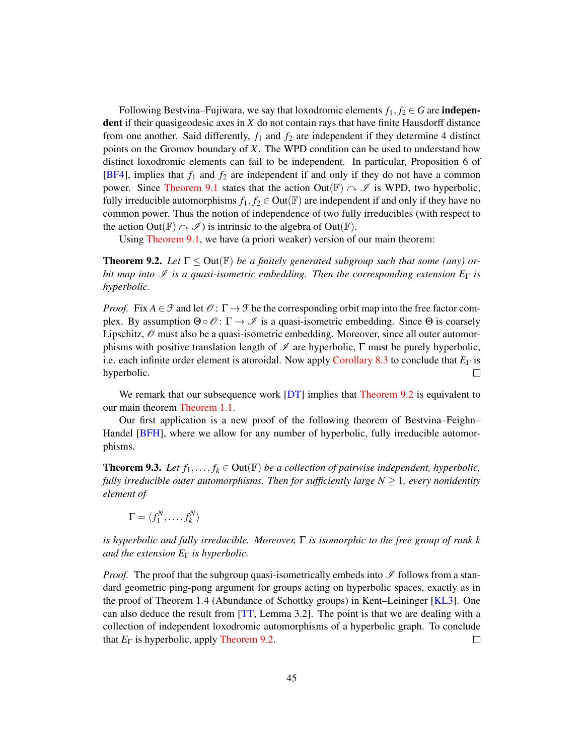Following Bestvina–Fujiwara, we say that loxodromic elements $f_1, f_2 \in G$ are **independent** if their quasigeodesic axes in $X$ do not contain rays that have finite Hausdorff distance from one another. Said differently, $f_1$ and $f_2$ are independent if they determine 4 distinct points on the Gromov boundary of $X$. The WPD condition can be used to understand how distinct loxodromic elements can fail to be independent. In particular, Proposition 6 of [BF4], implies that $f_1$ and $f_2$ are independent if and only if they do not have a common power. Since Theorem 9.1 states that the action $\mathrm{Out}(\mathbb{F}) \curvearrowright \mathscr{I}$ is WPD, two hyperbolic, fully irreducible automorphisms $f_1, f_2 \in \mathrm{Out}(\mathbb{F})$ are independent if and only if they have no common power. Thus the notion of independence of two fully irreducibles (with respect to the action $\mathrm{Out}(\mathbb{F}) \curvearrowright \mathscr{I}$) is intrinsic to the algebra of $\mathrm{Out}(\mathbb{F})$.

Using Theorem 9.1, we have (a priori weaker) version of our main theorem:

**Theorem 9.2.** *Let $\Gamma \leq \mathrm{Out}(\mathbb{F})$ be a finitely generated subgroup such that some (any) orbit map into $\mathscr{I}$ is a quasi-isometric embedding. Then the corresponding extension $E_\Gamma$ is hyperbolic.*

*Proof.* Fix $A \in \mathcal{F}$ and let $\mathscr{O}\colon \Gamma \to \mathcal{F}$ be the corresponding orbit map into the free factor complex. By assumption $\Theta \circ \mathscr{O}\colon \Gamma \to \mathscr{I}$ is a quasi-isometric embedding. Since $\Theta$ is coarsely Lipschitz, $\mathscr{O}$ must also be a quasi-isometric embedding. Moreover, since all outer automorphisms with positive translation length of $\mathscr{I}$ are hyperbolic, $\Gamma$ must be purely hyperbolic, i.e. each infinite order element is atoroidal. Now apply Corollary 8.3 to conclude that $E_\Gamma$ is hyperbolic. □

We remark that our subsequence work [DT] implies that Theorem 9.2 is equivalent to our main theorem Theorem 1.1.

Our first application is a new proof of the following theorem of Bestvina–Feighn–Handel [BFH], where we allow for any number of hyperbolic, fully irreducible automorphisms.

**Theorem 9.3.** *Let $f_1, \ldots, f_k \in \mathrm{Out}(\mathbb{F})$ be a collection of pairwise independent, hyperbolic, fully irreducible outer automorphisms. Then for sufficiently large $N \geq 1$, every nonidentity element of*

$$\Gamma = \langle f_1^N, \ldots, f_k^N \rangle$$

*is hyperbolic and fully irreducible. Moreover, $\Gamma$ is isomorphic to the free group of rank $k$ and the extension $E_\Gamma$ is hyperbolic.*

*Proof.* The proof that the subgroup quasi-isometrically embeds into $\mathscr{I}$ follows from a standard geometric ping-pong argument for groups acting on hyperbolic spaces, exactly as in the proof of Theorem 1.4 (Abundance of Schottky groups) in Kent–Leininger [KL3]. One can also deduce the result from [TT, Lemma 3.2]. The point is that we are dealing with a collection of independent loxodromic automorphisms of a hyperbolic graph. To conclude that $E_\Gamma$ is hyperbolic, apply Theorem 9.2. □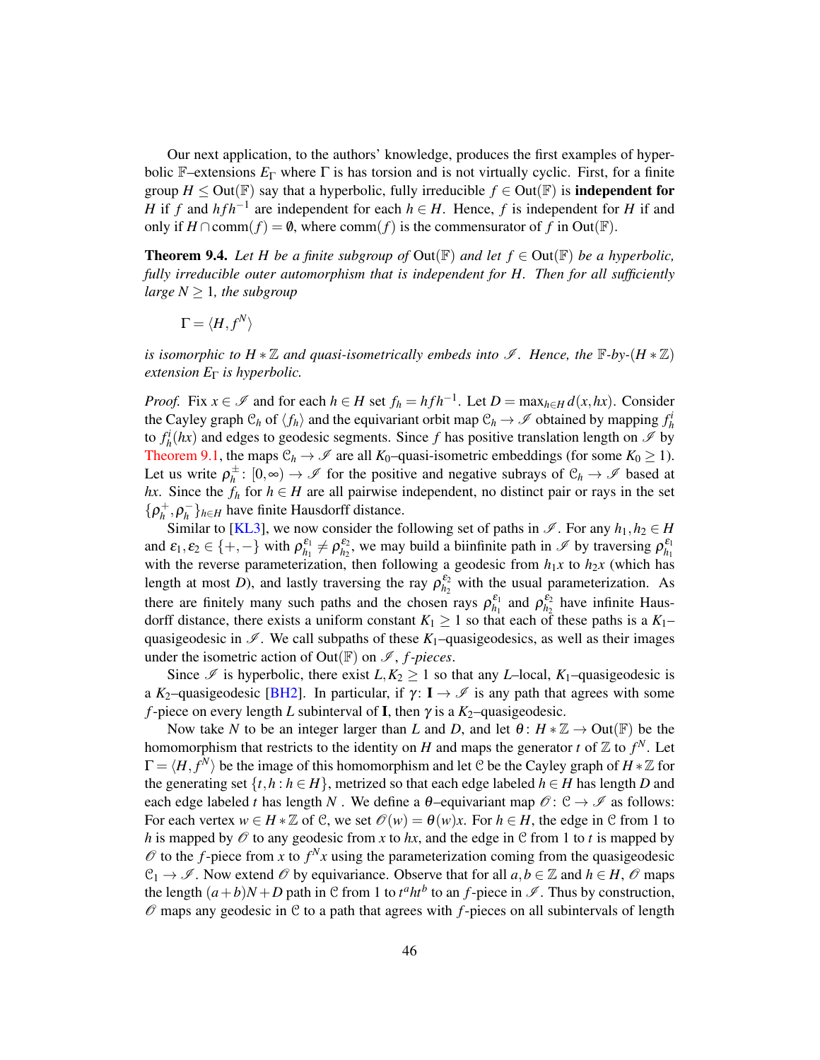Our next application, to the authors' knowledge, produces the first examples of hyperbolic $\mathbb{F}$–extensions $E_\Gamma$ where $\Gamma$ is has torsion and is not virtually cyclic. First, for a finite group $H \le \mathrm{Out}(\mathbb{F})$ say that a hyperbolic, fully irreducible $f \in \mathrm{Out}(\mathbb{F})$ is **independent for** $H$ if $f$ and $hfh^{-1}$ are independent for each $h \in H$. Hence, $f$ is independent for $H$ if and only if $H \cap \mathrm{comm}(f) = \emptyset$, where $\mathrm{comm}(f)$ is the commensurator of $f$ in $\mathrm{Out}(\mathbb{F})$.

**Theorem 9.4.** *Let $H$ be a finite subgroup of $\mathrm{Out}(\mathbb{F})$ and let $f \in \mathrm{Out}(\mathbb{F})$ be a hyperbolic, fully irreducible outer automorphism that is independent for $H$. Then for all sufficiently large $N \ge 1$, the subgroup*

$$\Gamma = \langle H, f^N \rangle$$

*is isomorphic to $H * \mathbb{Z}$ and quasi-isometrically embeds into $\mathscr{I}$. Hence, the $\mathbb{F}$-by-$(H * \mathbb{Z})$ extension $E_\Gamma$ is hyperbolic.*

*Proof.* Fix $x \in \mathscr{I}$ and for each $h \in H$ set $f_h = hfh^{-1}$. Let $D = \max_{h \in H} d(x, hx)$. Consider the Cayley graph $\mathcal{C}_h$ of $\langle f_h \rangle$ and the equivariant orbit map $\mathcal{C}_h \to \mathscr{I}$ obtained by mapping $f_h^i$ to $f_h^i(hx)$ and edges to geodesic segments. Since $f$ has positive translation length on $\mathscr{I}$ by Theorem 9.1, the maps $\mathcal{C}_h \to \mathscr{I}$ are all $K_0$–quasi-isometric embeddings (for some $K_0 \ge 1$). Let us write $\rho_h^{\pm} \colon [0, \infty) \to \mathscr{I}$ for the positive and negative subrays of $\mathcal{C}_h \to \mathscr{I}$ based at $hx$. Since the $f_h$ for $h \in H$ are all pairwise independent, no distinct pair or rays in the set $\{\rho_h^+, \rho_h^-\}_{h \in H}$ have finite Hausdorff distance.

Similar to [KL3], we now consider the following set of paths in $\mathscr{I}$. For any $h_1, h_2 \in H$ and $\varepsilon_1, \varepsilon_2 \in \{+, -\}$ with $\rho_{h_1}^{\varepsilon_1} \ne \rho_{h_2}^{\varepsilon_2}$, we may build a biinfinite path in $\mathscr{I}$ by traversing $\rho_{h_1}^{\varepsilon_1}$ with the reverse parameterization, then following a geodesic from $h_1 x$ to $h_2 x$ (which has length at most $D$), and lastly traversing the ray $\rho_{h_2}^{\varepsilon_2}$ with the usual parameterization. As there are finitely many such paths and the chosen rays $\rho_{h_1}^{\varepsilon_1}$ and $\rho_{h_2}^{\varepsilon_2}$ have infinite Hausdorff distance, there exists a uniform constant $K_1 \ge 1$ so that each of these paths is a $K_1$–quasigeodesic in $\mathscr{I}$. We call subpaths of these $K_1$–quasigeodesics, as well as their images under the isometric action of $\mathrm{Out}(\mathbb{F})$ on $\mathscr{I}$, *$f$-pieces*.

Since $\mathscr{I}$ is hyperbolic, there exist $L, K_2 \ge 1$ so that any $L$–local, $K_1$–quasigeodesic is a $K_2$–quasigeodesic [BH2]. In particular, if $\gamma \colon \mathbf{I} \to \mathscr{I}$ is any path that agrees with some $f$-piece on every length $L$ subinterval of $\mathbf{I}$, then $\gamma$ is a $K_2$–quasigeodesic.

Now take $N$ to be an integer larger than $L$ and $D$, and let $\theta \colon H * \mathbb{Z} \to \mathrm{Out}(\mathbb{F})$ be the homomorphism that restricts to the identity on $H$ and maps the generator $t$ of $\mathbb{Z}$ to $f^N$. Let $\Gamma = \langle H, f^N \rangle$ be the image of this homomorphism and let $\mathcal{C}$ be the Cayley graph of $H * \mathbb{Z}$ for the generating set $\{t, h : h \in H\}$, metrized so that each edge labeled $h \in H$ has length $D$ and each edge labeled $t$ has length $N$. We define a $\theta$–equivariant map $\mathscr{O} \colon \mathcal{C} \to \mathscr{I}$ as follows: For each vertex $w \in H * \mathbb{Z}$ of $\mathcal{C}$, we set $\mathscr{O}(w) = \theta(w)x$. For $h \in H$, the edge in $\mathcal{C}$ from 1 to $h$ is mapped by $\mathscr{O}$ to any geodesic from $x$ to $hx$, and the edge in $\mathcal{C}$ from 1 to $t$ is mapped by $\mathscr{O}$ to the $f$-piece from $x$ to $f^N x$ using the parameterization coming from the quasigeodesic $\mathcal{C}_1 \to \mathscr{I}$. Now extend $\mathscr{O}$ by equivariance. Observe that for all $a, b \in \mathbb{Z}$ and $h \in H$, $\mathscr{O}$ maps the length $(a+b)N + D$ path in $\mathcal{C}$ from 1 to $t^a h t^b$ to an $f$-piece in $\mathscr{I}$. Thus by construction, $\mathscr{O}$ maps any geodesic in $\mathcal{C}$ to a path that agrees with $f$-pieces on all subintervals of length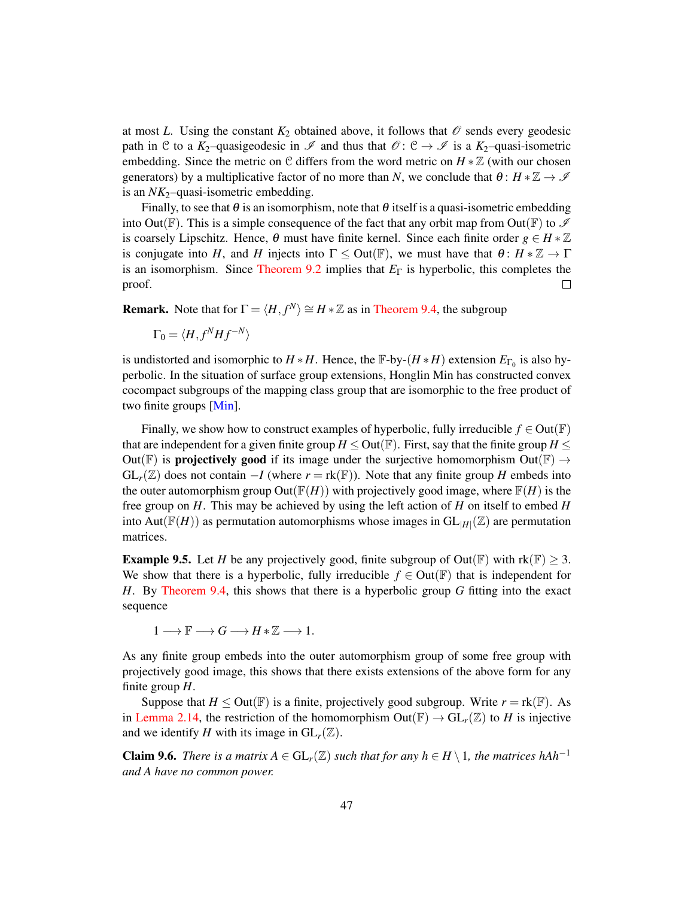at most $L$. Using the constant $K_2$ obtained above, it follows that $\mathscr{O}$ sends every geodesic path in $\mathcal{C}$ to a $K_2$–quasigeodesic in $\mathscr{I}$ and thus that $\mathscr{O}\colon \mathcal{C} \to \mathscr{I}$ is a $K_2$–quasi-isometric embedding. Since the metric on $\mathcal{C}$ differs from the word metric on $H * \mathbb{Z}$ (with our chosen generators) by a multiplicative factor of no more than $N$, we conclude that $\theta\colon H * \mathbb{Z} \to \mathscr{I}$ is an $NK_2$–quasi-isometric embedding.

Finally, to see that $\theta$ is an isomorphism, note that $\theta$ itself is a quasi-isometric embedding into $\mathrm{Out}(\mathbb{F})$. This is a simple consequence of the fact that any orbit map from $\mathrm{Out}(\mathbb{F})$ to $\mathscr{I}$ is coarsely Lipschitz. Hence, $\theta$ must have finite kernel. Since each finite order $g \in H * \mathbb{Z}$ is conjugate into $H$, and $H$ injects into $\Gamma \le \mathrm{Out}(\mathbb{F})$, we must have that $\theta\colon H * \mathbb{Z} \to \Gamma$ is an isomorphism. Since Theorem 9.2 implies that $E_\Gamma$ is hyperbolic, this completes the proof. $\square$

**Remark.** Note that for $\Gamma = \langle H, f^N \rangle \cong H * \mathbb{Z}$ as in Theorem 9.4, the subgroup

$$\Gamma_0 = \langle H, f^N H f^{-N} \rangle$$

is undistorted and isomorphic to $H * H$. Hence, the $\mathbb{F}$-by-$(H * H)$ extension $E_{\Gamma_0}$ is also hyperbolic. In the situation of surface group extensions, Honglin Min has constructed convex cocompact subgroups of the mapping class group that are isomorphic to the free product of two finite groups [Min].

Finally, we show how to construct examples of hyperbolic, fully irreducible $f \in \mathrm{Out}(\mathbb{F})$ that are independent for a given finite group $H \le \mathrm{Out}(\mathbb{F})$. First, say that the finite group $H \le \mathrm{Out}(\mathbb{F})$ is **projectively good** if its image under the surjective homomorphism $\mathrm{Out}(\mathbb{F}) \to \mathrm{GL}_r(\mathbb{Z})$ does not contain $-I$ (where $r = \mathrm{rk}(\mathbb{F})$). Note that any finite group $H$ embeds into the outer automorphism group $\mathrm{Out}(\mathbb{F}(H))$ with projectively good image, where $\mathbb{F}(H)$ is the free group on $H$. This may be achieved by using the left action of $H$ on itself to embed $H$ into $\mathrm{Aut}(\mathbb{F}(H))$ as permutation automorphisms whose images in $\mathrm{GL}_{|H|}(\mathbb{Z})$ are permutation matrices.

**Example 9.5.** Let $H$ be any projectively good, finite subgroup of $\mathrm{Out}(\mathbb{F})$ with $\mathrm{rk}(\mathbb{F}) \ge 3$. We show that there is a hyperbolic, fully irreducible $f \in \mathrm{Out}(\mathbb{F})$ that is independent for $H$. By Theorem 9.4, this shows that there is a hyperbolic group $G$ fitting into the exact sequence

$$1 \longrightarrow \mathbb{F} \longrightarrow G \longrightarrow H * \mathbb{Z} \longrightarrow 1.$$

As any finite group embeds into the outer automorphism group of some free group with projectively good image, this shows that there exists extensions of the above form for any finite group $H$.

Suppose that $H \le \mathrm{Out}(\mathbb{F})$ is a finite, projectively good subgroup. Write $r = \mathrm{rk}(\mathbb{F})$. As in Lemma 2.14, the restriction of the homomorphism $\mathrm{Out}(\mathbb{F}) \to \mathrm{GL}_r(\mathbb{Z})$ to $H$ is injective and we identify $H$ with its image in $\mathrm{GL}_r(\mathbb{Z})$.

**Claim 9.6.** *There is a matrix $A \in \mathrm{GL}_r(\mathbb{Z})$ such that for any $h \in H \setminus 1$, the matrices $hAh^{-1}$ and $A$ have no common power.*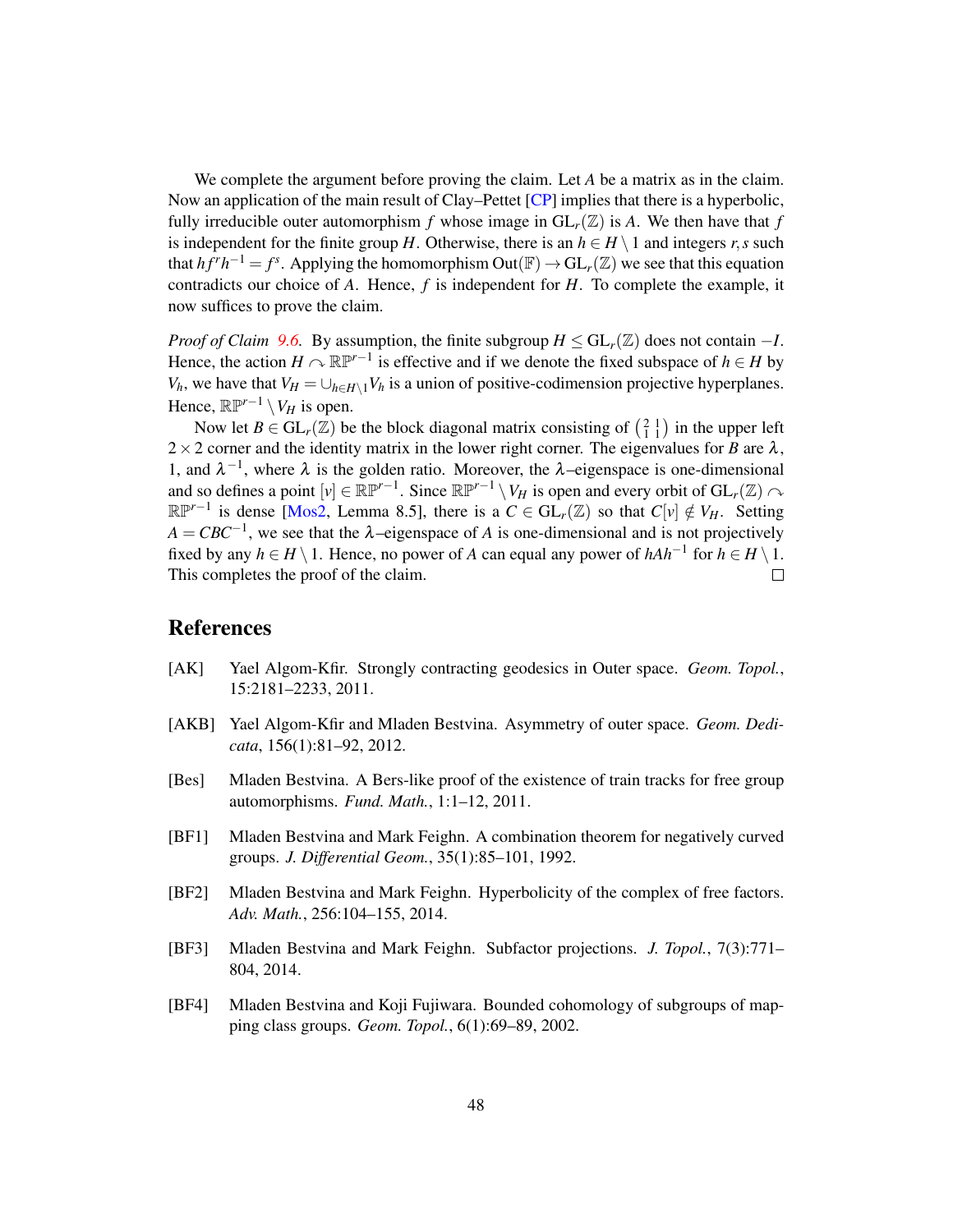We complete the argument before proving the claim. Let $A$ be a matrix as in the claim. Now an application of the main result of Clay–Pettet [CP] implies that there is a hyperbolic, fully irreducible outer automorphism $f$ whose image in $\mathrm{GL}_r(\mathbb{Z})$ is $A$. We then have that $f$ is independent for the finite group $H$. Otherwise, there is an $h \in H \setminus 1$ and integers $r, s$ such that $hf^r h^{-1} = f^s$. Applying the homomorphism $\mathrm{Out}(\mathbb{F}) \to \mathrm{GL}_r(\mathbb{Z})$ we see that this equation contradicts our choice of $A$. Hence, $f$ is independent for $H$. To complete the example, it now suffices to prove the claim.

*Proof of Claim 9.6.* By assumption, the finite subgroup $H \leq \mathrm{GL}_r(\mathbb{Z})$ does not contain $-I$. Hence, the action $H \curvearrowright \mathbb{RP}^{r-1}$ is effective and if we denote the fixed subspace of $h \in H$ by $V_h$, we have that $V_H = \cup_{h \in H \setminus 1} V_h$ is a union of positive-codimension projective hyperplanes. Hence, $\mathbb{RP}^{r-1} \setminus V_H$ is open.

Now let $B \in \mathrm{GL}_r(\mathbb{Z})$ be the block diagonal matrix consisting of $\left(\begin{smallmatrix} 2 & 1 \\ 1 & 1 \end{smallmatrix}\right)$ in the upper left $2 \times 2$ corner and the identity matrix in the lower right corner. The eigenvalues for $B$ are $\lambda$, 1, and $\lambda^{-1}$, where $\lambda$ is the golden ratio. Moreover, the $\lambda$–eigenspace is one-dimensional and so defines a point $[v] \in \mathbb{RP}^{r-1}$. Since $\mathbb{RP}^{r-1} \setminus V_H$ is open and every orbit of $\mathrm{GL}_r(\mathbb{Z}) \curvearrowright \mathbb{RP}^{r-1}$ is dense [Mos2, Lemma 8.5], there is a $C \in \mathrm{GL}_r(\mathbb{Z})$ so that $C[v] \notin V_H$. Setting $A = CBC^{-1}$, we see that the $\lambda$–eigenspace of $A$ is one-dimensional and is not projectively fixed by any $h \in H \setminus 1$. Hence, no power of $A$ can equal any power of $hAh^{-1}$ for $h \in H \setminus 1$. This completes the proof of the claim. □

## References

[AK] Yael Algom-Kfir. Strongly contracting geodesics in Outer space. *Geom. Topol.*, 15:2181–2233, 2011.

[AKB] Yael Algom-Kfir and Mladen Bestvina. Asymmetry of outer space. *Geom. Dedicata*, 156(1):81–92, 2012.

[Bes] Mladen Bestvina. A Bers-like proof of the existence of train tracks for free group automorphisms. *Fund. Math.*, 1:1–12, 2011.

[BF1] Mladen Bestvina and Mark Feighn. A combination theorem for negatively curved groups. *J. Differential Geom.*, 35(1):85–101, 1992.

[BF2] Mladen Bestvina and Mark Feighn. Hyperbolicity of the complex of free factors. *Adv. Math.*, 256:104–155, 2014.

[BF3] Mladen Bestvina and Mark Feighn. Subfactor projections. *J. Topol.*, 7(3):771–804, 2014.

[BF4] Mladen Bestvina and Koji Fujiwara. Bounded cohomology of subgroups of mapping class groups. *Geom. Topol.*, 6(1):69–89, 2002.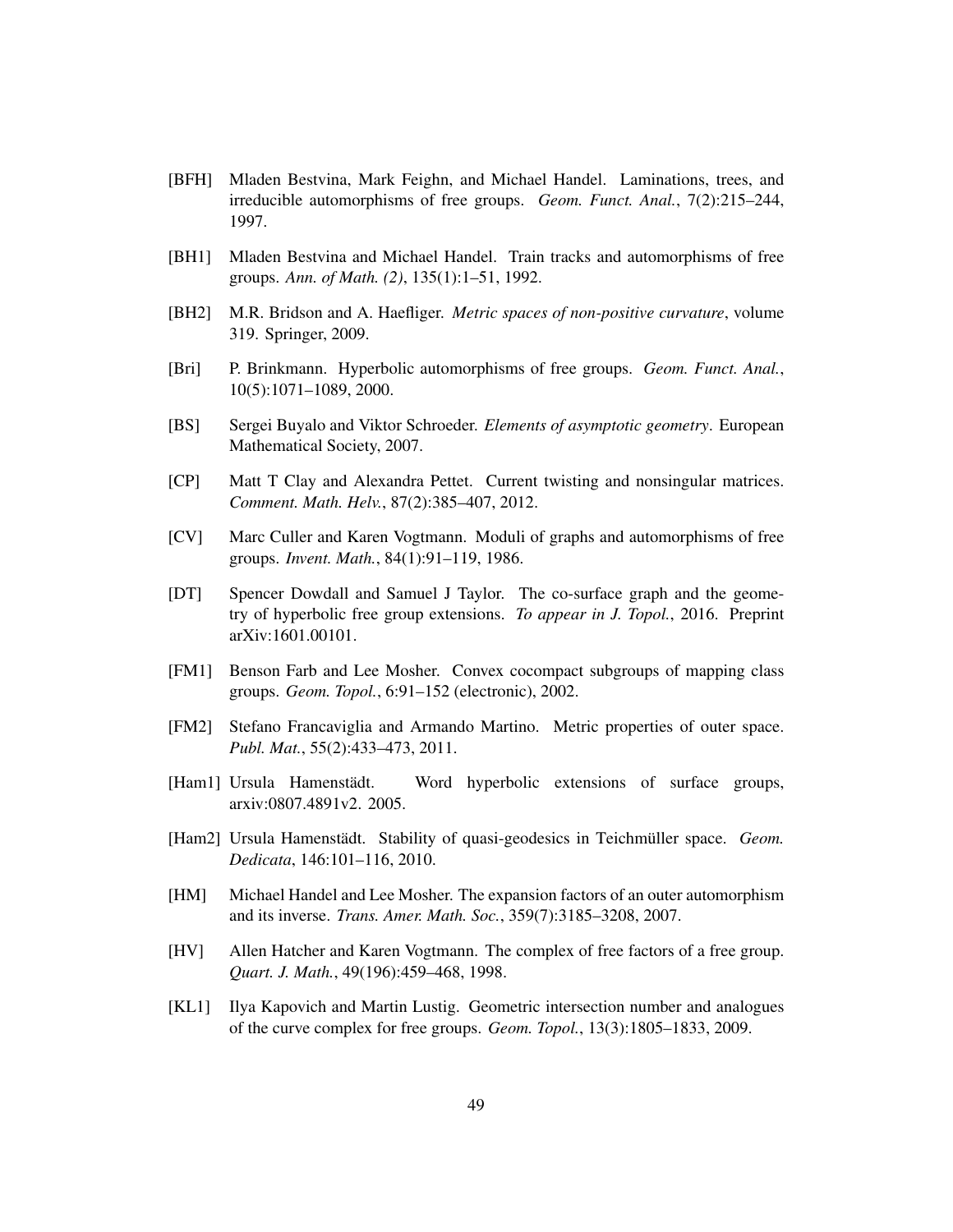[BFH] Mladen Bestvina, Mark Feighn, and Michael Handel. Laminations, trees, and irreducible automorphisms of free groups. *Geom. Funct. Anal.*, 7(2):215–244, 1997.

[BH1] Mladen Bestvina and Michael Handel. Train tracks and automorphisms of free groups. *Ann. of Math. (2)*, 135(1):1–51, 1992.

[BH2] M.R. Bridson and A. Haefliger. *Metric spaces of non-positive curvature*, volume 319. Springer, 2009.

[Bri] P. Brinkmann. Hyperbolic automorphisms of free groups. *Geom. Funct. Anal.*, 10(5):1071–1089, 2000.

[BS] Sergei Buyalo and Viktor Schroeder. *Elements of asymptotic geometry*. European Mathematical Society, 2007.

[CP] Matt T Clay and Alexandra Pettet. Current twisting and nonsingular matrices. *Comment. Math. Helv.*, 87(2):385–407, 2012.

[CV] Marc Culler and Karen Vogtmann. Moduli of graphs and automorphisms of free groups. *Invent. Math.*, 84(1):91–119, 1986.

[DT] Spencer Dowdall and Samuel J Taylor. The co-surface graph and the geometry of hyperbolic free group extensions. *To appear in J. Topol.*, 2016. Preprint arXiv:1601.00101.

[FM1] Benson Farb and Lee Mosher. Convex cocompact subgroups of mapping class groups. *Geom. Topol.*, 6:91–152 (electronic), 2002.

[FM2] Stefano Francaviglia and Armando Martino. Metric properties of outer space. *Publ. Mat.*, 55(2):433–473, 2011.

[Ham1] Ursula Hamenstädt. Word hyperbolic extensions of surface groups, arxiv:0807.4891v2. 2005.

[Ham2] Ursula Hamenstädt. Stability of quasi-geodesics in Teichmüller space. *Geom. Dedicata*, 146:101–116, 2010.

[HM] Michael Handel and Lee Mosher. The expansion factors of an outer automorphism and its inverse. *Trans. Amer. Math. Soc.*, 359(7):3185–3208, 2007.

[HV] Allen Hatcher and Karen Vogtmann. The complex of free factors of a free group. *Quart. J. Math.*, 49(196):459–468, 1998.

[KL1] Ilya Kapovich and Martin Lustig. Geometric intersection number and analogues of the curve complex for free groups. *Geom. Topol.*, 13(3):1805–1833, 2009.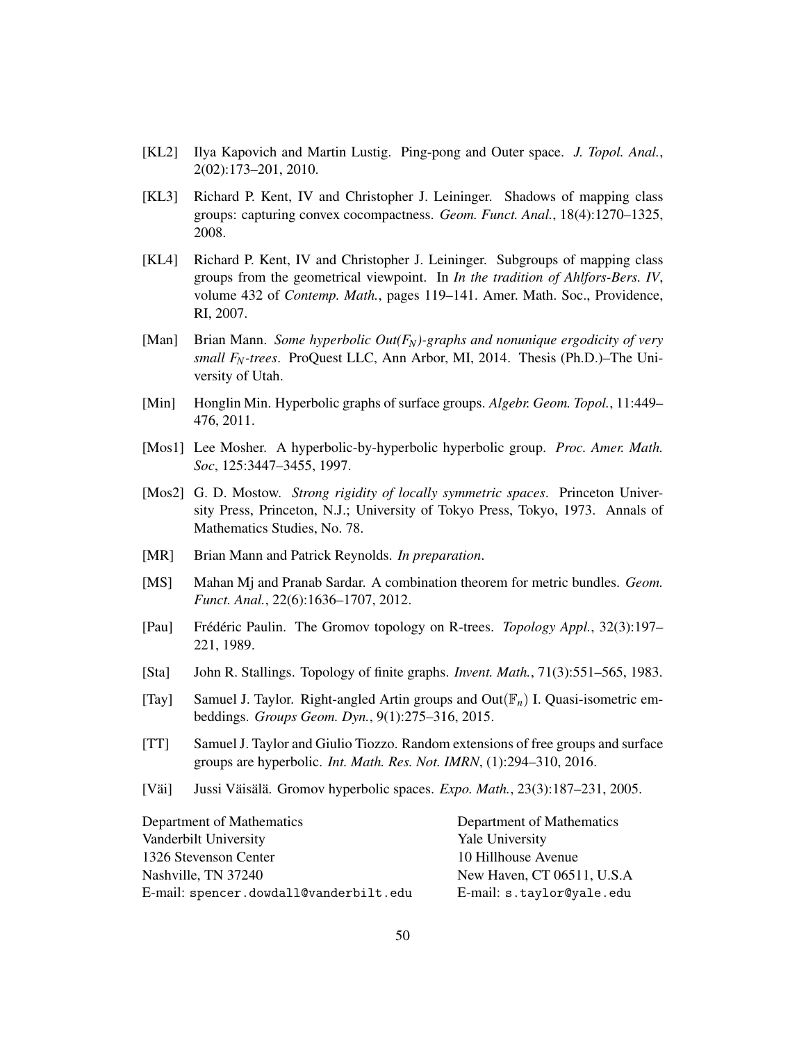[KL2] Ilya Kapovich and Martin Lustig. Ping-pong and Outer space. *J. Topol. Anal.*, 2(02):173–201, 2010.

[KL3] Richard P. Kent, IV and Christopher J. Leininger. Shadows of mapping class groups: capturing convex cocompactness. *Geom. Funct. Anal.*, 18(4):1270–1325, 2008.

[KL4] Richard P. Kent, IV and Christopher J. Leininger. Subgroups of mapping class groups from the geometrical viewpoint. In *In the tradition of Ahlfors-Bers. IV*, volume 432 of *Contemp. Math.*, pages 119–141. Amer. Math. Soc., Providence, RI, 2007.

[Man] Brian Mann. *Some hyperbolic Out($F_N$)-graphs and nonunique ergodicity of very small $F_N$-trees*. ProQuest LLC, Ann Arbor, MI, 2014. Thesis (Ph.D.)–The University of Utah.

[Min] Honglin Min. Hyperbolic graphs of surface groups. *Algebr. Geom. Topol.*, 11:449–476, 2011.

[Mos1] Lee Mosher. A hyperbolic-by-hyperbolic hyperbolic group. *Proc. Amer. Math. Soc*, 125:3447–3455, 1997.

[Mos2] G. D. Mostow. *Strong rigidity of locally symmetric spaces*. Princeton University Press, Princeton, N.J.; University of Tokyo Press, Tokyo, 1973. Annals of Mathematics Studies, No. 78.

[MR] Brian Mann and Patrick Reynolds. *In preparation*.

[MS] Mahan Mj and Pranab Sardar. A combination theorem for metric bundles. *Geom. Funct. Anal.*, 22(6):1636–1707, 2012.

[Pau] Frédéric Paulin. The Gromov topology on R-trees. *Topology Appl.*, 32(3):197–221, 1989.

[Sta] John R. Stallings. Topology of finite graphs. *Invent. Math.*, 71(3):551–565, 1983.

[Tay] Samuel J. Taylor. Right-angled Artin groups and $\mathrm{Out}(\mathbb{F}_n)$ I. Quasi-isometric embeddings. *Groups Geom. Dyn.*, 9(1):275–316, 2015.

[TT] Samuel J. Taylor and Giulio Tiozzo. Random extensions of free groups and surface groups are hyperbolic. *Int. Math. Res. Not. IMRN*, (1):294–310, 2016.

[Väi] Jussi Väisälä. Gromov hyperbolic spaces. *Expo. Math.*, 23(3):187–231, 2005.

Department of Mathematics
Vanderbilt University
1326 Stevenson Center
Nashville, TN 37240
E-mail: `spencer.dowdall@vanderbilt.edu`

Department of Mathematics
Yale University
10 Hillhouse Avenue
New Haven, CT 06511, U.S.A
E-mail: `s.taylor@yale.edu`